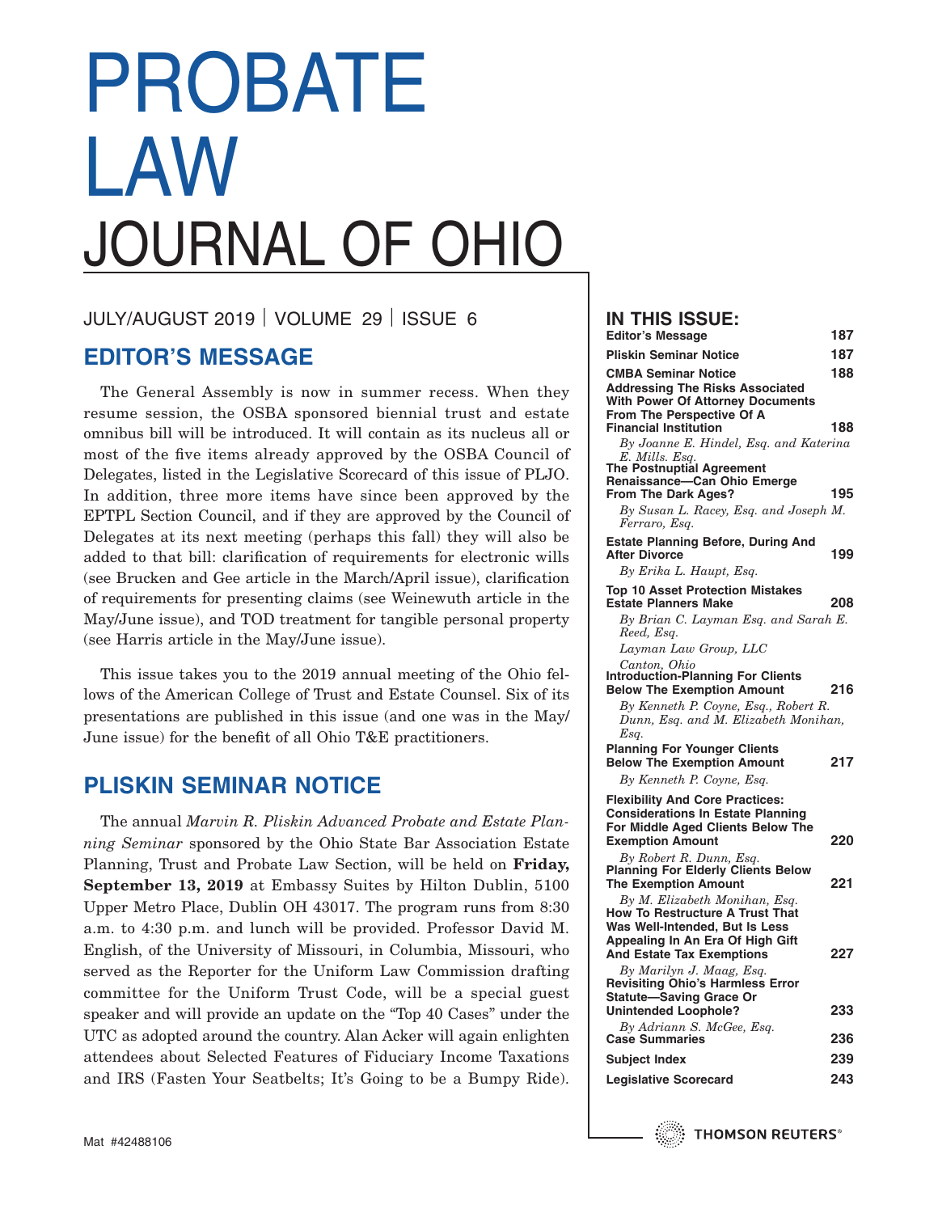# PROBATE LAW JOURNAL OF OHIO

JULY/AUGUST 2019 | VOLUME 29 | ISSUE 6

## EDITOR'S MESSAGE

The General Assembly is now in summer recess. When they resume session, the OSBA sponsored biennial trust and estate omnibus bill will be introduced. It will contain as its nucleus all or most of the five items already approved by the OSBA Council of Delegates, listed in the Legislative Scorecard of this issue of PLJO. In addition, three more items have since been approved by the EPTPL Section Council, and if they are approved by the Council of Delegates at its next meeting (perhaps this fall) they will also be added to that bill: clarification of requirements for electronic wills (see Brucken and Gee article in the March/April issue), clarification of requirements for presenting claims (see Weinewuth article in the May/June issue), and TOD treatment for tangible personal property (see Harris article in the May/June issue).

This issue takes you to the 2019 annual meeting of the Ohio fellows of the American College of Trust and Estate Counsel. Six of its presentations are published in this issue (and one was in the May/June issue) for the benefit of all Ohio T&E practitioners.

## PLISKIN SEMINAR NOTICE

The annual *Marvin R. Pliskin Advanced Probate and Estate Planning Seminar* sponsored by the Ohio State Bar Association Estate Planning, Trust and Probate Law Section, will be held on **Friday, September 13, 2019** at Embassy Suites by Hilton Dublin, 5100 Upper Metro Place, Dublin OH 43017. The program runs from 8:30 a.m. to 4:30 p.m. and lunch will be provided. Professor David M. English, of the University of Missouri, in Columbia, Missouri, who served as the Reporter for the Uniform Law Commission drafting committee for the Uniform Trust Code, will be a special guest speaker and will provide an update on the "Top 40 Cases" under the UTC as adopted around the country. Alan Acker will again enlighten attendees about Selected Features of Fiduciary Income Taxations and IRS (Fasten Your Seatbelts; It's Going to be a Bumpy Ride).

## IN THIS ISSUE:

| | |
|---|---|
| **Editor's Message** | **187** |
| **Pliskin Seminar Notice** | **187** |
| **CMBA Seminar Notice** | **188** |
| **Addressing The Risks Associated With Power Of Attorney Documents From The Perspective Of A Financial Institution** <br> *By Joanne E. Hindel, Esq. and Katerina E. Mills. Esq.* | **188** |
| **The Postnuptial Agreement Renaissance—Can Ohio Emerge From The Dark Ages?** <br> *By Susan L. Racey, Esq. and Joseph M. Ferraro, Esq.* | **195** |
| **Estate Planning Before, During And After Divorce** <br> *By Erika L. Haupt, Esq.* | **199** |
| **Top 10 Asset Protection Mistakes Estate Planners Make** <br> *By Brian C. Layman Esq. and Sarah E. Reed, Esq.* <br> *Layman Law Group, LLC* <br> *Canton, Ohio* | **208** |
| **Introduction-Planning For Clients Below The Exemption Amount** <br> *By Kenneth P. Coyne, Esq., Robert R. Dunn, Esq. and M. Elizabeth Monihan, Esq.* | **216** |
| **Planning For Younger Clients Below The Exemption Amount** <br> *By Kenneth P. Coyne, Esq.* | **217** |
| **Flexibility And Core Practices: Considerations In Estate Planning For Middle Aged Clients Below The Exemption Amount** <br> *By Robert R. Dunn, Esq.* | **220** |
| **Planning For Elderly Clients Below The Exemption Amount** <br> *By M. Elizabeth Monihan, Esq.* | **221** |
| **How To Restructure A Trust That Was Well-Intended, But Is Less Appealing In An Era Of High Gift And Estate Tax Exemptions** <br> *By Marilyn J. Maag, Esq.* | **227** |
| **Revisiting Ohio's Harmless Error Statute—Saving Grace Or Unintended Loophole?** <br> *By Adriann S. McGee, Esq.* | **233** |
| **Case Summaries** | **236** |
| **Subject Index** | **239** |
| **Legislative Scorecard** | **243** |

Mat #42488106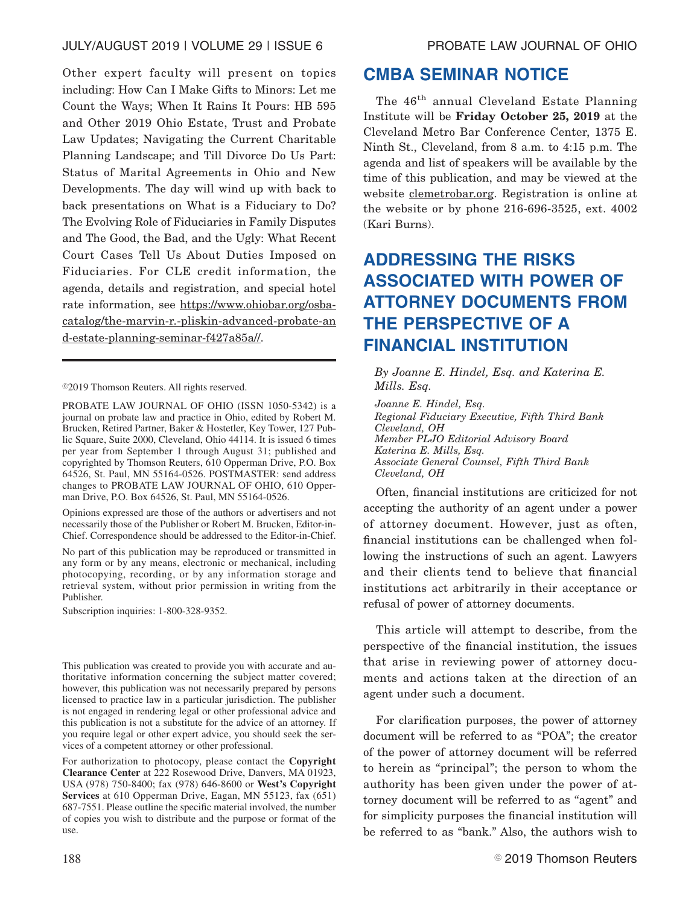Other expert faculty will present on topics including: How Can I Make Gifts to Minors: Let me Count the Ways; When It Rains It Pours: HB 595 and Other 2019 Ohio Estate, Trust and Probate Law Updates; Navigating the Current Charitable Planning Landscape; and Till Divorce Do Us Part: Status of Marital Agreements in Ohio and New Developments. The day will wind up with back to back presentations on What is a Fiduciary to Do? The Evolving Role of Fiduciaries in Family Disputes and The Good, the Bad, and the Ugly: What Recent Court Cases Tell Us About Duties Imposed on Fiduciaries. For CLE credit information, the agenda, details and registration, and special hotel rate information, see https://www.ohiobar.org/osba-catalog/the-marvin-r.-pliskin-advanced-probate-and-estate-planning-seminar-f427a85a//.

---

©2019 Thomson Reuters. All rights reserved.

PROBATE LAW JOURNAL OF OHIO (ISSN 1050-5342) is a journal on probate law and practice in Ohio, edited by Robert M. Brucken, Retired Partner, Baker & Hostetler, Key Tower, 127 Public Square, Suite 2000, Cleveland, Ohio 44114. It is issued 6 times per year from September 1 through August 31; published and copyrighted by Thomson Reuters, 610 Opperman Drive, P.O. Box 64526, St. Paul, MN 55164-0526. POSTMASTER: send address changes to PROBATE LAW JOURNAL OF OHIO, 610 Opperman Drive, P.O. Box 64526, St. Paul, MN 55164-0526.

Opinions expressed are those of the authors or advertisers and not necessarily those of the Publisher or Robert M. Brucken, Editor-in-Chief. Correspondence should be addressed to the Editor-in-Chief.

No part of this publication may be reproduced or transmitted in any form or by any means, electronic or mechanical, including photocopying, recording, or by any information storage and retrieval system, without prior permission in writing from the Publisher.

Subscription inquiries: 1-800-328-9352.

This publication was created to provide you with accurate and authoritative information concerning the subject matter covered; however, this publication was not necessarily prepared by persons licensed to practice law in a particular jurisdiction. The publisher is not engaged in rendering legal or other professional advice and this publication is not a substitute for the advice of an attorney. If you require legal or other expert advice, you should seek the services of a competent attorney or other professional.

For authorization to photocopy, please contact the **Copyright Clearance Center** at 222 Rosewood Drive, Danvers, MA 01923, USA (978) 750-8400; fax (978) 646-8600 or **West's Copyright Services** at 610 Opperman Drive, Eagan, MN 55123, fax (651) 687-7551. Please outline the specific material involved, the number of copies you wish to distribute and the purpose or format of the use.

## CMBA SEMINAR NOTICE

The 46th annual Cleveland Estate Planning Institute will be **Friday October 25, 2019** at the Cleveland Metro Bar Conference Center, 1375 E. Ninth St., Cleveland, from 8 a.m. to 4:15 p.m. The agenda and list of speakers will be available by the time of this publication, and may be viewed at the website clemetrobar.org. Registration is online at the website or by phone 216-696-3525, ext. 4002 (Kari Burns).

## ADDRESSING THE RISKS ASSOCIATED WITH POWER OF ATTORNEY DOCUMENTS FROM THE PERSPECTIVE OF A FINANCIAL INSTITUTION

*By Joanne E. Hindel, Esq. and Katerina E. Mills. Esq.*

*Joanne E. Hindel, Esq.*
*Regional Fiduciary Executive, Fifth Third Bank*
*Cleveland, OH*
*Member PLJO Editorial Advisory Board*
*Katerina E. Mills, Esq.*
*Associate General Counsel, Fifth Third Bank*
*Cleveland, OH*

Often, financial institutions are criticized for not accepting the authority of an agent under a power of attorney document. However, just as often, financial institutions can be challenged when following the instructions of such an agent. Lawyers and their clients tend to believe that financial institutions act arbitrarily in their acceptance or refusal of power of attorney documents.

This article will attempt to describe, from the perspective of the financial institution, the issues that arise in reviewing power of attorney documents and actions taken at the direction of an agent under such a document.

For clarification purposes, the power of attorney document will be referred to as "POA"; the creator of the power of attorney document will be referred to herein as "principal"; the person to whom the authority has been given under the power of attorney document will be referred to as "agent" and for simplicity purposes the financial institution will be referred to as "bank." Also, the authors wish to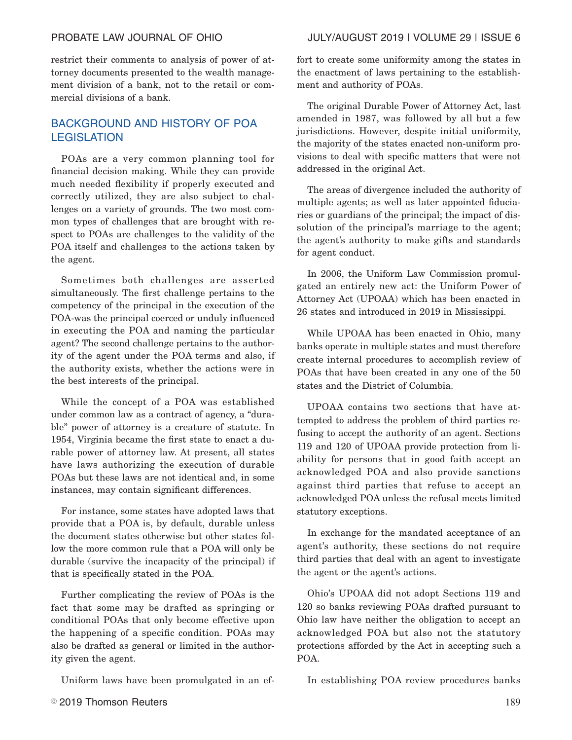restrict their comments to analysis of power of attorney documents presented to the wealth management division of a bank, not to the retail or commercial divisions of a bank.

## BACKGROUND AND HISTORY OF POA LEGISLATION

POAs are a very common planning tool for financial decision making. While they can provide much needed flexibility if properly executed and correctly utilized, they are also subject to challenges on a variety of grounds. The two most common types of challenges that are brought with respect to POAs are challenges to the validity of the POA itself and challenges to the actions taken by the agent.

Sometimes both challenges are asserted simultaneously. The first challenge pertains to the competency of the principal in the execution of the POA-was the principal coerced or unduly influenced in executing the POA and naming the particular agent? The second challenge pertains to the authority of the agent under the POA terms and also, if the authority exists, whether the actions were in the best interests of the principal.

While the concept of a POA was established under common law as a contract of agency, a "durable" power of attorney is a creature of statute. In 1954, Virginia became the first state to enact a durable power of attorney law. At present, all states have laws authorizing the execution of durable POAs but these laws are not identical and, in some instances, may contain significant differences.

For instance, some states have adopted laws that provide that a POA is, by default, durable unless the document states otherwise but other states follow the more common rule that a POA will only be durable (survive the incapacity of the principal) if that is specifically stated in the POA.

Further complicating the review of POAs is the fact that some may be drafted as springing or conditional POAs that only become effective upon the happening of a specific condition. POAs may also be drafted as general or limited in the authority given the agent.

Uniform laws have been promulgated in an effort to create some uniformity among the states in the enactment of laws pertaining to the establishment and authority of POAs.

The original Durable Power of Attorney Act, last amended in 1987, was followed by all but a few jurisdictions. However, despite initial uniformity, the majority of the states enacted non-uniform provisions to deal with specific matters that were not addressed in the original Act.

The areas of divergence included the authority of multiple agents; as well as later appointed fiduciaries or guardians of the principal; the impact of dissolution of the principal's marriage to the agent; the agent's authority to make gifts and standards for agent conduct.

In 2006, the Uniform Law Commission promulgated an entirely new act: the Uniform Power of Attorney Act (UPOAA) which has been enacted in 26 states and introduced in 2019 in Mississippi.

While UPOAA has been enacted in Ohio, many banks operate in multiple states and must therefore create internal procedures to accomplish review of POAs that have been created in any one of the 50 states and the District of Columbia.

UPOAA contains two sections that have attempted to address the problem of third parties refusing to accept the authority of an agent. Sections 119 and 120 of UPOAA provide protection from liability for persons that in good faith accept an acknowledged POA and also provide sanctions against third parties that refuse to accept an acknowledged POA unless the refusal meets limited statutory exceptions.

In exchange for the mandated acceptance of an agent's authority, these sections do not require third parties that deal with an agent to investigate the agent or the agent's actions.

Ohio's UPOAA did not adopt Sections 119 and 120 so banks reviewing POAs drafted pursuant to Ohio law have neither the obligation to accept an acknowledged POA but also not the statutory protections afforded by the Act in accepting such a POA.

In establishing POA review procedures banks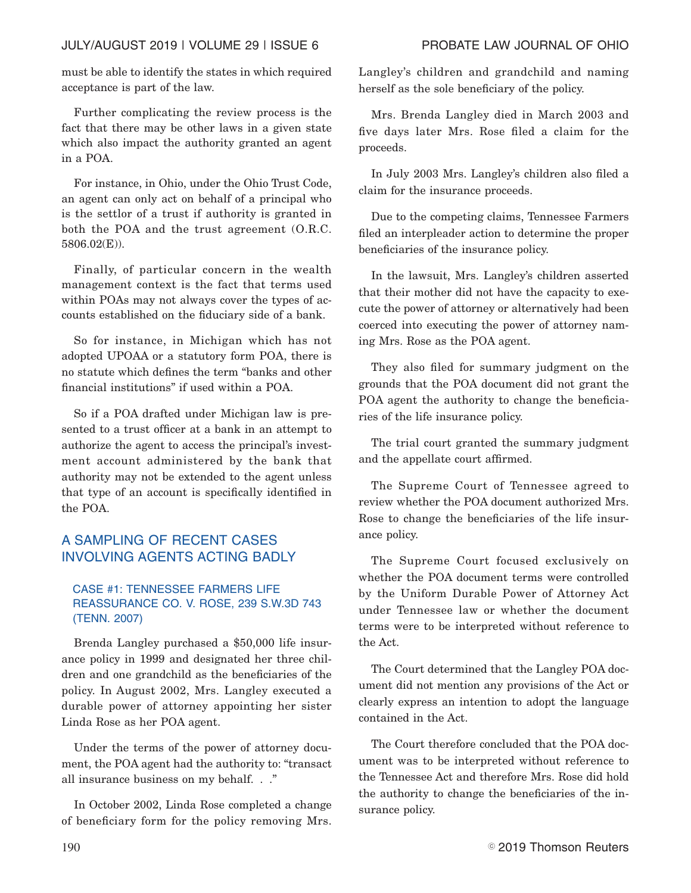must be able to identify the states in which required acceptance is part of the law.

Further complicating the review process is the fact that there may be other laws in a given state which also impact the authority granted an agent in a POA.

For instance, in Ohio, under the Ohio Trust Code, an agent can only act on behalf of a principal who is the settlor of a trust if authority is granted in both the POA and the trust agreement (O.R.C. 5806.02(E)).

Finally, of particular concern in the wealth management context is the fact that terms used within POAs may not always cover the types of accounts established on the fiduciary side of a bank.

So for instance, in Michigan which has not adopted UPOAA or a statutory form POA, there is no statute which defines the term "banks and other financial institutions" if used within a POA.

So if a POA drafted under Michigan law is presented to a trust officer at a bank in an attempt to authorize the agent to access the principal's investment account administered by the bank that authority may not be extended to the agent unless that type of an account is specifically identified in the POA.

## A SAMPLING OF RECENT CASES INVOLVING AGENTS ACTING BADLY

### CASE #1: TENNESSEE FARMERS LIFE REASSURANCE CO. V. ROSE, 239 S.W.3D 743 (TENN. 2007)

Brenda Langley purchased a $50,000 life insurance policy in 1999 and designated her three children and one grandchild as the beneficiaries of the policy. In August 2002, Mrs. Langley executed a durable power of attorney appointing her sister Linda Rose as her POA agent.

Under the terms of the power of attorney document, the POA agent had the authority to: "transact all insurance business on my behalf. . ."

In October 2002, Linda Rose completed a change of beneficiary form for the policy removing Mrs. Langley's children and grandchild and naming herself as the sole beneficiary of the policy.

Mrs. Brenda Langley died in March 2003 and five days later Mrs. Rose filed a claim for the proceeds.

In July 2003 Mrs. Langley's children also filed a claim for the insurance proceeds.

Due to the competing claims, Tennessee Farmers filed an interpleader action to determine the proper beneficiaries of the insurance policy.

In the lawsuit, Mrs. Langley's children asserted that their mother did not have the capacity to execute the power of attorney or alternatively had been coerced into executing the power of attorney naming Mrs. Rose as the POA agent.

They also filed for summary judgment on the grounds that the POA document did not grant the POA agent the authority to change the beneficiaries of the life insurance policy.

The trial court granted the summary judgment and the appellate court affirmed.

The Supreme Court of Tennessee agreed to review whether the POA document authorized Mrs. Rose to change the beneficiaries of the life insurance policy.

The Supreme Court focused exclusively on whether the POA document terms were controlled by the Uniform Durable Power of Attorney Act under Tennessee law or whether the document terms were to be interpreted without reference to the Act.

The Court determined that the Langley POA document did not mention any provisions of the Act or clearly express an intention to adopt the language contained in the Act.

The Court therefore concluded that the POA document was to be interpreted without reference to the Tennessee Act and therefore Mrs. Rose did hold the authority to change the beneficiaries of the insurance policy.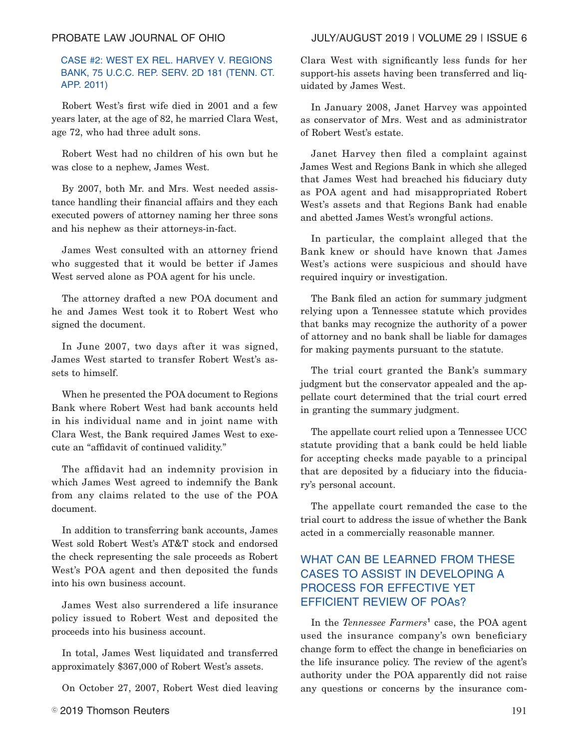### CASE #2: WEST EX REL. HARVEY V. REGIONS BANK, 75 U.C.C. REP. SERV. 2D 181 (TENN. CT. APP. 2011)

Robert West's first wife died in 2001 and a few years later, at the age of 82, he married Clara West, age 72, who had three adult sons.

Robert West had no children of his own but he was close to a nephew, James West.

By 2007, both Mr. and Mrs. West needed assistance handling their financial affairs and they each executed powers of attorney naming her three sons and his nephew as their attorneys-in-fact.

James West consulted with an attorney friend who suggested that it would be better if James West served alone as POA agent for his uncle.

The attorney drafted a new POA document and he and James West took it to Robert West who signed the document.

In June 2007, two days after it was signed, James West started to transfer Robert West's assets to himself.

When he presented the POA document to Regions Bank where Robert West had bank accounts held in his individual name and in joint name with Clara West, the Bank required James West to execute an "affidavit of continued validity."

The affidavit had an indemnity provision in which James West agreed to indemnify the Bank from any claims related to the use of the POA document.

In addition to transferring bank accounts, James West sold Robert West's AT&T stock and endorsed the check representing the sale proceeds as Robert West's POA agent and then deposited the funds into his own business account.

James West also surrendered a life insurance policy issued to Robert West and deposited the proceeds into his business account.

In total, James West liquidated and transferred approximately $367,000 of Robert West's assets.

On October 27, 2007, Robert West died leaving Clara West with significantly less funds for her support-his assets having been transferred and liquidated by James West.

In January 2008, Janet Harvey was appointed as conservator of Mrs. West and as administrator of Robert West's estate.

Janet Harvey then filed a complaint against James West and Regions Bank in which she alleged that James West had breached his fiduciary duty as POA agent and had misappropriated Robert West's assets and that Regions Bank had enable and abetted James West's wrongful actions.

In particular, the complaint alleged that the Bank knew or should have known that James West's actions were suspicious and should have required inquiry or investigation.

The Bank filed an action for summary judgment relying upon a Tennessee statute which provides that banks may recognize the authority of a power of attorney and no bank shall be liable for damages for making payments pursuant to the statute.

The trial court granted the Bank's summary judgment but the conservator appealed and the appellate court determined that the trial court erred in granting the summary judgment.

The appellate court relied upon a Tennessee UCC statute providing that a bank could be held liable for accepting checks made payable to a principal that are deposited by a fiduciary into the fiduciary's personal account.

The appellate court remanded the case to the trial court to address the issue of whether the Bank acted in a commercially reasonable manner.

## WHAT CAN BE LEARNED FROM THESE CASES TO ASSIST IN DEVELOPING A PROCESS FOR EFFECTIVE YET EFFICIENT REVIEW OF POAs?

In the *Tennessee Farmers*[1] case, the POA agent used the insurance company's own beneficiary change form to effect the change in beneficiaries on the life insurance policy. The review of the agent's authority under the POA apparently did not raise any questions or concerns by the insurance com-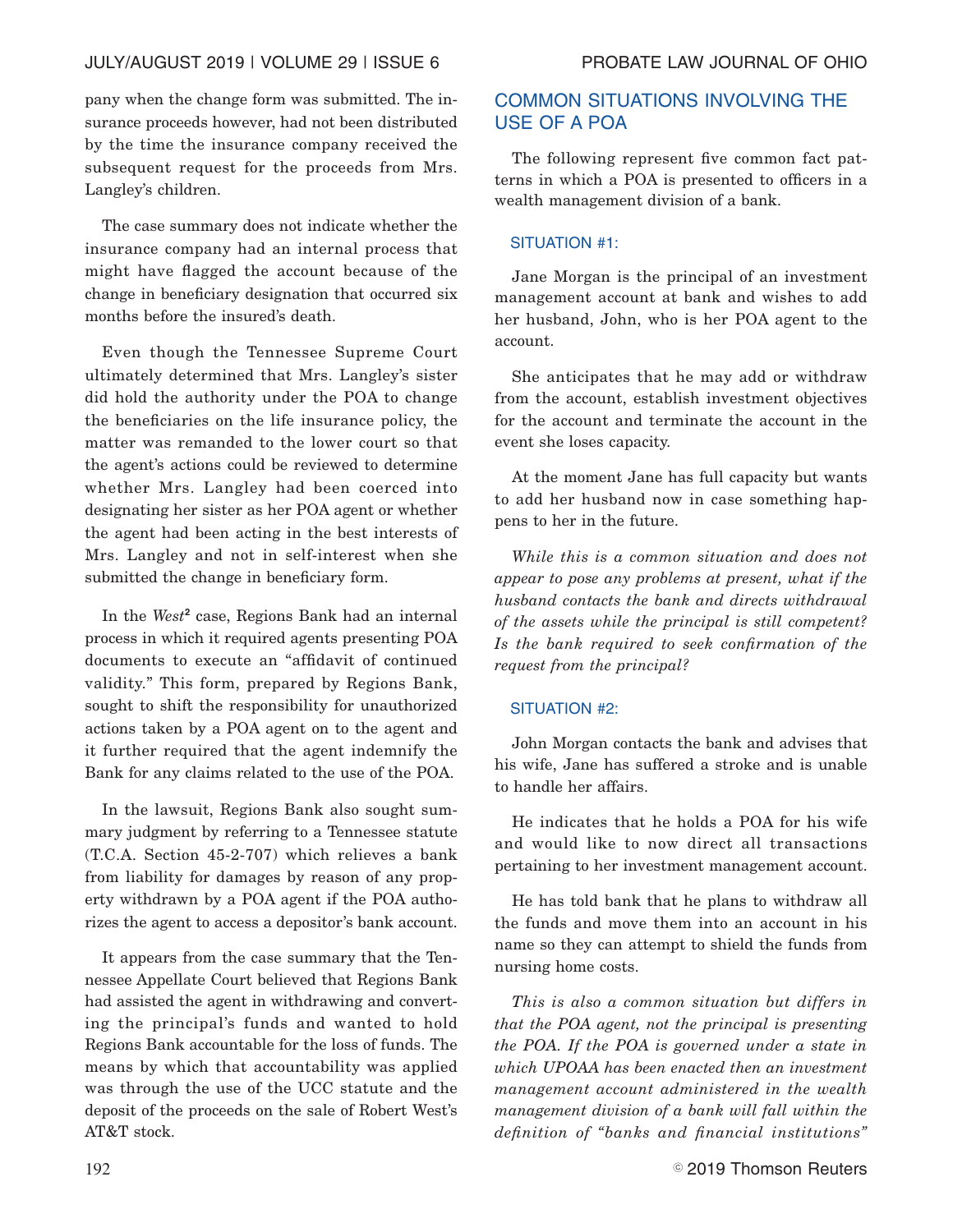pany when the change form was submitted. The insurance proceeds however, had not been distributed by the time the insurance company received the subsequent request for the proceeds from Mrs. Langley's children.

The case summary does not indicate whether the insurance company had an internal process that might have flagged the account because of the change in beneficiary designation that occurred six months before the insured's death.

Even though the Tennessee Supreme Court ultimately determined that Mrs. Langley's sister did hold the authority under the POA to change the beneficiaries on the life insurance policy, the matter was remanded to the lower court so that the agent's actions could be reviewed to determine whether Mrs. Langley had been coerced into designating her sister as her POA agent or whether the agent had been acting in the best interests of Mrs. Langley and not in self-interest when she submitted the change in beneficiary form.

In the *West*[2] case, Regions Bank had an internal process in which it required agents presenting POA documents to execute an "affidavit of continued validity." This form, prepared by Regions Bank, sought to shift the responsibility for unauthorized actions taken by a POA agent on to the agent and it further required that the agent indemnify the Bank for any claims related to the use of the POA.

In the lawsuit, Regions Bank also sought summary judgment by referring to a Tennessee statute (T.C.A. Section 45-2-707) which relieves a bank from liability for damages by reason of any property withdrawn by a POA agent if the POA authorizes the agent to access a depositor's bank account.

It appears from the case summary that the Tennessee Appellate Court believed that Regions Bank had assisted the agent in withdrawing and converting the principal's funds and wanted to hold Regions Bank accountable for the loss of funds. The means by which that accountability was applied was through the use of the UCC statute and the deposit of the proceeds on the sale of Robert West's AT&T stock.

## COMMON SITUATIONS INVOLVING THE USE OF A POA

The following represent five common fact patterns in which a POA is presented to officers in a wealth management division of a bank.

### SITUATION #1:

Jane Morgan is the principal of an investment management account at bank and wishes to add her husband, John, who is her POA agent to the account.

She anticipates that he may add or withdraw from the account, establish investment objectives for the account and terminate the account in the event she loses capacity.

At the moment Jane has full capacity but wants to add her husband now in case something happens to her in the future.

*While this is a common situation and does not appear to pose any problems at present, what if the husband contacts the bank and directs withdrawal of the assets while the principal is still competent? Is the bank required to seek confirmation of the request from the principal?*

### SITUATION #2:

John Morgan contacts the bank and advises that his wife, Jane has suffered a stroke and is unable to handle her affairs.

He indicates that he holds a POA for his wife and would like to now direct all transactions pertaining to her investment management account.

He has told bank that he plans to withdraw all the funds and move them into an account in his name so they can attempt to shield the funds from nursing home costs.

*This is also a common situation but differs in that the POA agent, not the principal is presenting the POA. If the POA is governed under a state in which UPOAA has been enacted then an investment management account administered in the wealth management division of a bank will fall within the definition of "banks and financial institutions"*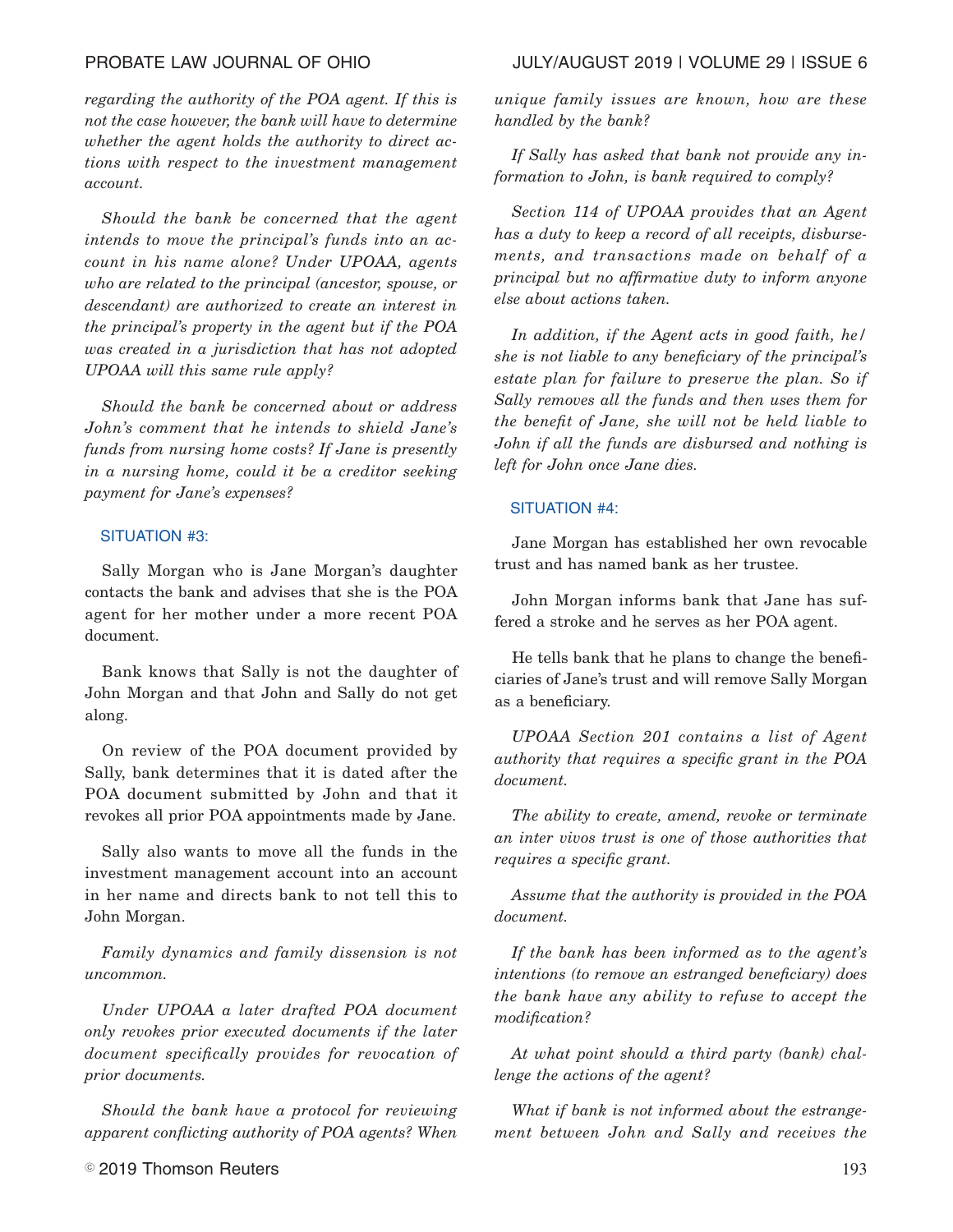*regarding the authority of the POA agent. If this is not the case however, the bank will have to determine whether the agent holds the authority to direct actions with respect to the investment management account.*

*Should the bank be concerned that the agent intends to move the principal's funds into an account in his name alone? Under UPOAA, agents who are related to the principal (ancestor, spouse, or descendant) are authorized to create an interest in the principal's property in the agent but if the POA was created in a jurisdiction that has not adopted UPOAA will this same rule apply?*

*Should the bank be concerned about or address John's comment that he intends to shield Jane's funds from nursing home costs? If Jane is presently in a nursing home, could it be a creditor seeking payment for Jane's expenses?*

### SITUATION #3:

Sally Morgan who is Jane Morgan's daughter contacts the bank and advises that she is the POA agent for her mother under a more recent POA document.

Bank knows that Sally is not the daughter of John Morgan and that John and Sally do not get along.

On review of the POA document provided by Sally, bank determines that it is dated after the POA document submitted by John and that it revokes all prior POA appointments made by Jane.

Sally also wants to move all the funds in the investment management account into an account in her name and directs bank to not tell this to John Morgan.

*Family dynamics and family dissension is not uncommon.*

*Under UPOAA a later drafted POA document only revokes prior executed documents if the later document specifically provides for revocation of prior documents.*

*Should the bank have a protocol for reviewing apparent conflicting authority of POA agents? When unique family issues are known, how are these handled by the bank?*

*If Sally has asked that bank not provide any information to John, is bank required to comply?*

*Section 114 of UPOAA provides that an Agent has a duty to keep a record of all receipts, disbursements, and transactions made on behalf of a principal but no affirmative duty to inform anyone else about actions taken.*

*In addition, if the Agent acts in good faith, he/she is not liable to any beneficiary of the principal's estate plan for failure to preserve the plan. So if Sally removes all the funds and then uses them for the benefit of Jane, she will not be held liable to John if all the funds are disbursed and nothing is left for John once Jane dies.*

### SITUATION #4:

Jane Morgan has established her own revocable trust and has named bank as her trustee.

John Morgan informs bank that Jane has suffered a stroke and he serves as her POA agent.

He tells bank that he plans to change the beneficiaries of Jane's trust and will remove Sally Morgan as a beneficiary.

*UPOAA Section 201 contains a list of Agent authority that requires a specific grant in the POA document.*

*The ability to create, amend, revoke or terminate an inter vivos trust is one of those authorities that requires a specific grant.*

*Assume that the authority is provided in the POA document.*

*If the bank has been informed as to the agent's intentions (to remove an estranged beneficiary) does the bank have any ability to refuse to accept the modification?*

*At what point should a third party (bank) challenge the actions of the agent?*

*What if bank is not informed about the estrangement between John and Sally and receives the*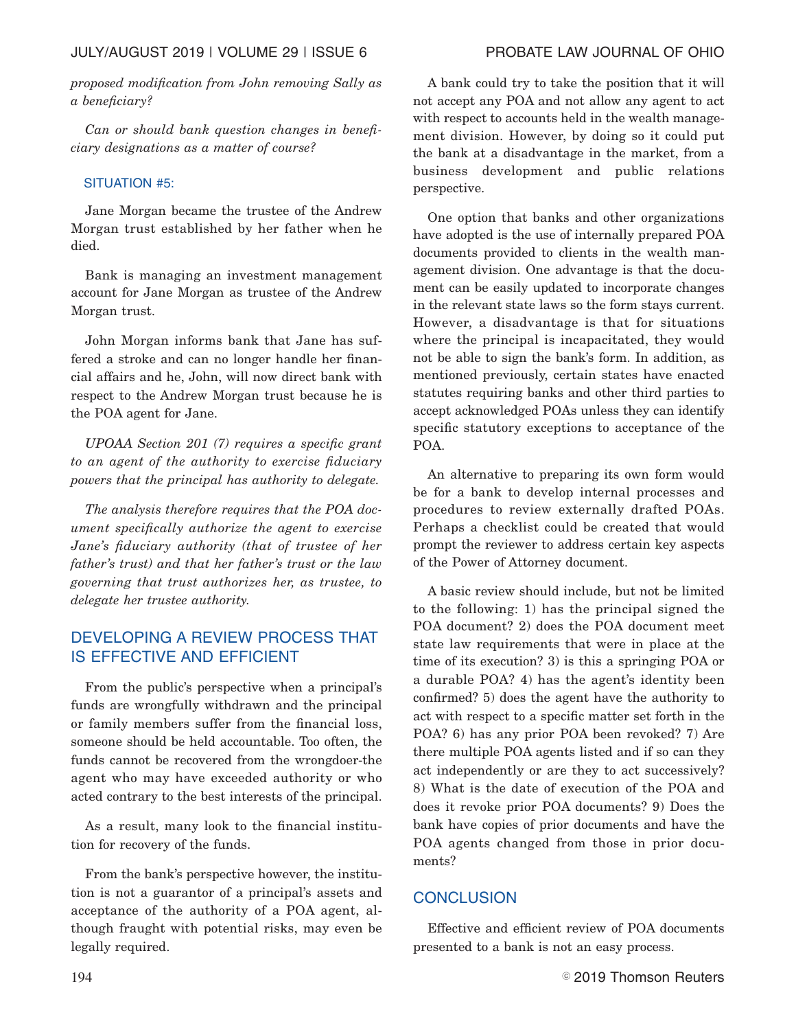*proposed modification from John removing Sally as a beneficiary?*

*Can or should bank question changes in beneficiary designations as a matter of course?*

### SITUATION #5:

Jane Morgan became the trustee of the Andrew Morgan trust established by her father when he died.

Bank is managing an investment management account for Jane Morgan as trustee of the Andrew Morgan trust.

John Morgan informs bank that Jane has suffered a stroke and can no longer handle her financial affairs and he, John, will now direct bank with respect to the Andrew Morgan trust because he is the POA agent for Jane.

*UPOAA Section 201 (7) requires a specific grant to an agent of the authority to exercise fiduciary powers that the principal has authority to delegate.*

*The analysis therefore requires that the POA document specifically authorize the agent to exercise Jane's fiduciary authority (that of trustee of her father's trust) and that her father's trust or the law governing that trust authorizes her, as trustee, to delegate her trustee authority.*

## DEVELOPING A REVIEW PROCESS THAT IS EFFECTIVE AND EFFICIENT

From the public's perspective when a principal's funds are wrongfully withdrawn and the principal or family members suffer from the financial loss, someone should be held accountable. Too often, the funds cannot be recovered from the wrongdoer-the agent who may have exceeded authority or who acted contrary to the best interests of the principal.

As a result, many look to the financial institution for recovery of the funds.

From the bank's perspective however, the institution is not a guarantor of a principal's assets and acceptance of the authority of a POA agent, although fraught with potential risks, may even be legally required.

A bank could try to take the position that it will not accept any POA and not allow any agent to act with respect to accounts held in the wealth management division. However, by doing so it could put the bank at a disadvantage in the market, from a business development and public relations perspective.

One option that banks and other organizations have adopted is the use of internally prepared POA documents provided to clients in the wealth management division. One advantage is that the document can be easily updated to incorporate changes in the relevant state laws so the form stays current. However, a disadvantage is that for situations where the principal is incapacitated, they would not be able to sign the bank's form. In addition, as mentioned previously, certain states have enacted statutes requiring banks and other third parties to accept acknowledged POAs unless they can identify specific statutory exceptions to acceptance of the POA.

An alternative to preparing its own form would be for a bank to develop internal processes and procedures to review externally drafted POAs. Perhaps a checklist could be created that would prompt the reviewer to address certain key aspects of the Power of Attorney document.

A basic review should include, but not be limited to the following: 1) has the principal signed the POA document? 2) does the POA document meet state law requirements that were in place at the time of its execution? 3) is this a springing POA or a durable POA? 4) has the agent's identity been confirmed? 5) does the agent have the authority to act with respect to a specific matter set forth in the POA? 6) has any prior POA been revoked? 7) Are there multiple POA agents listed and if so can they act independently or are they to act successively? 8) What is the date of execution of the POA and does it revoke prior POA documents? 9) Does the bank have copies of prior documents and have the POA agents changed from those in prior documents?

## CONCLUSION

Effective and efficient review of POA documents presented to a bank is not an easy process.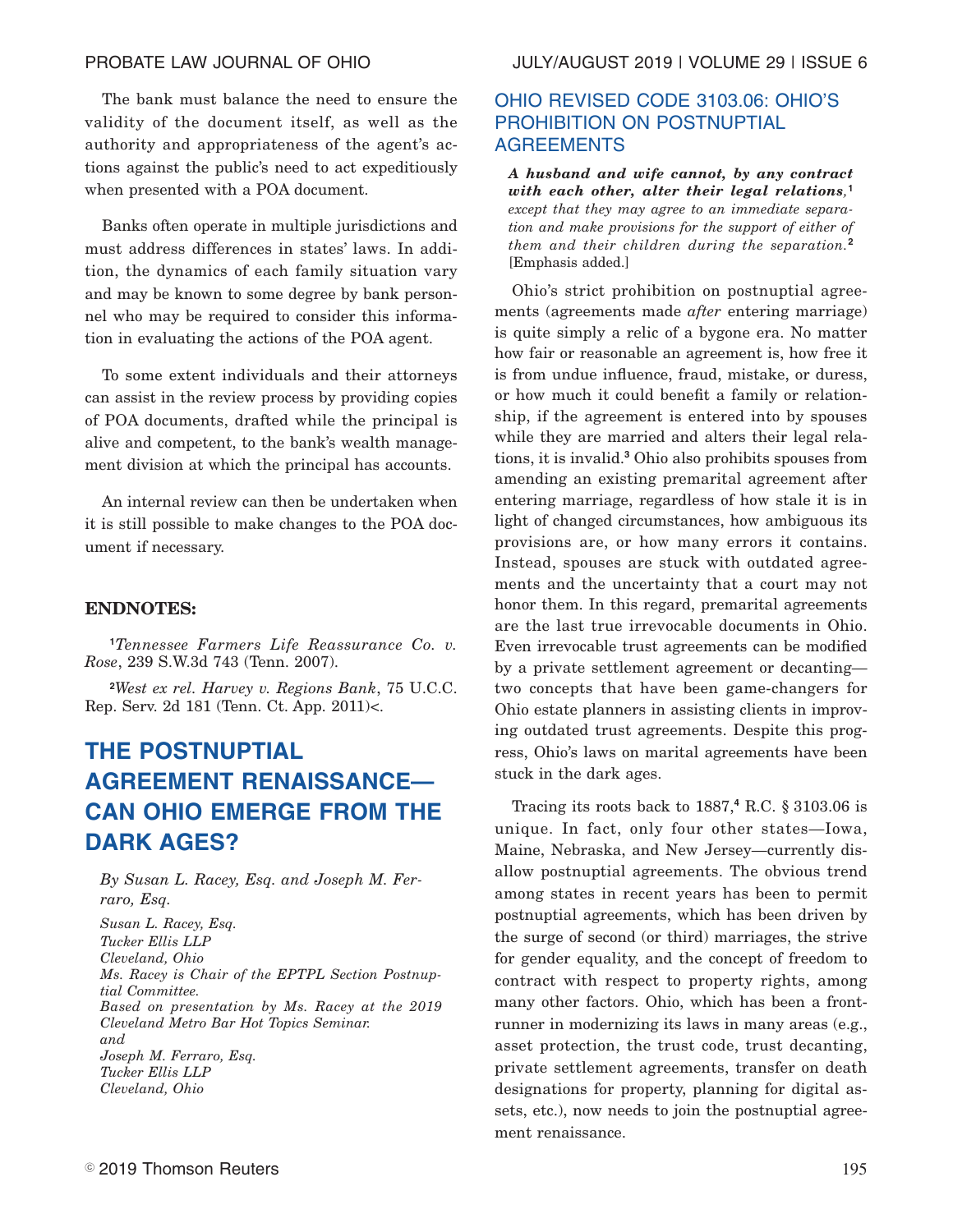The bank must balance the need to ensure the validity of the document itself, as well as the authority and appropriateness of the agent's actions against the public's need to act expeditiously when presented with a POA document.

Banks often operate in multiple jurisdictions and must address differences in states' laws. In addition, the dynamics of each family situation vary and may be known to some degree by bank personnel who may be required to consider this information in evaluating the actions of the POA agent.

To some extent individuals and their attorneys can assist in the review process by providing copies of POA documents, drafted while the principal is alive and competent, to the bank's wealth management division at which the principal has accounts.

An internal review can then be undertaken when it is still possible to make changes to the POA document if necessary.

**ENDNOTES:**

[1]*Tennessee Farmers Life Reassurance Co. v. Rose*, 239 S.W.3d 743 (Tenn. 2007).

[2]*West ex rel. Harvey v. Regions Bank*, 75 U.C.C. Rep. Serv. 2d 181 (Tenn. Ct. App. 2011)<.

# THE POSTNUPTIAL AGREEMENT RENAISSANCE—CAN OHIO EMERGE FROM THE DARK AGES?

*By Susan L. Racey, Esq. and Joseph M. Ferraro, Esq.*

*Susan L. Racey, Esq.*
*Tucker Ellis LLP*
*Cleveland, Ohio*
*Ms. Racey is Chair of the EPTPL Section Postnuptial Committee.*
*Based on presentation by Ms. Racey at the 2019 Cleveland Metro Bar Hot Topics Seminar.*
*and*
*Joseph M. Ferraro, Esq.*
*Tucker Ellis LLP*
*Cleveland, Ohio*

## OHIO REVISED CODE 3103.06: OHIO'S PROHIBITION ON POSTNUPTIAL AGREEMENTS

> ***A husband and wife cannot, by any contract with each other, alter their legal relations,***[1] *except that they may agree to an immediate separation and make provisions for the support of either of them and their children during the separation.*[2] [Emphasis added.]

Ohio's strict prohibition on postnuptial agreements (agreements made *after* entering marriage) is quite simply a relic of a bygone era. No matter how fair or reasonable an agreement is, how free it is from undue influence, fraud, mistake, or duress, or how much it could benefit a family or relationship, if the agreement is entered into by spouses while they are married and alters their legal relations, it is invalid.[3] Ohio also prohibits spouses from amending an existing premarital agreement after entering marriage, regardless of how stale it is in light of changed circumstances, how ambiguous its provisions are, or how many errors it contains. Instead, spouses are stuck with outdated agreements and the uncertainty that a court may not honor them. In this regard, premarital agreements are the last true irrevocable documents in Ohio. Even irrevocable trust agreements can be modified by a private settlement agreement or decanting—two concepts that have been game-changers for Ohio estate planners in assisting clients in improving outdated trust agreements. Despite this progress, Ohio's laws on marital agreements have been stuck in the dark ages.

Tracing its roots back to 1887,[4] R.C. § 3103.06 is unique. In fact, only four other states—Iowa, Maine, Nebraska, and New Jersey—currently disallow postnuptial agreements. The obvious trend among states in recent years has been to permit postnuptial agreements, which has been driven by the surge of second (or third) marriages, the strive for gender equality, and the concept of freedom to contract with respect to property rights, among many other factors. Ohio, which has been a frontrunner in modernizing its laws in many areas (e.g., asset protection, the trust code, trust decanting, private settlement agreements, transfer on death designations for property, planning for digital assets, etc.), now needs to join the postnuptial agreement renaissance.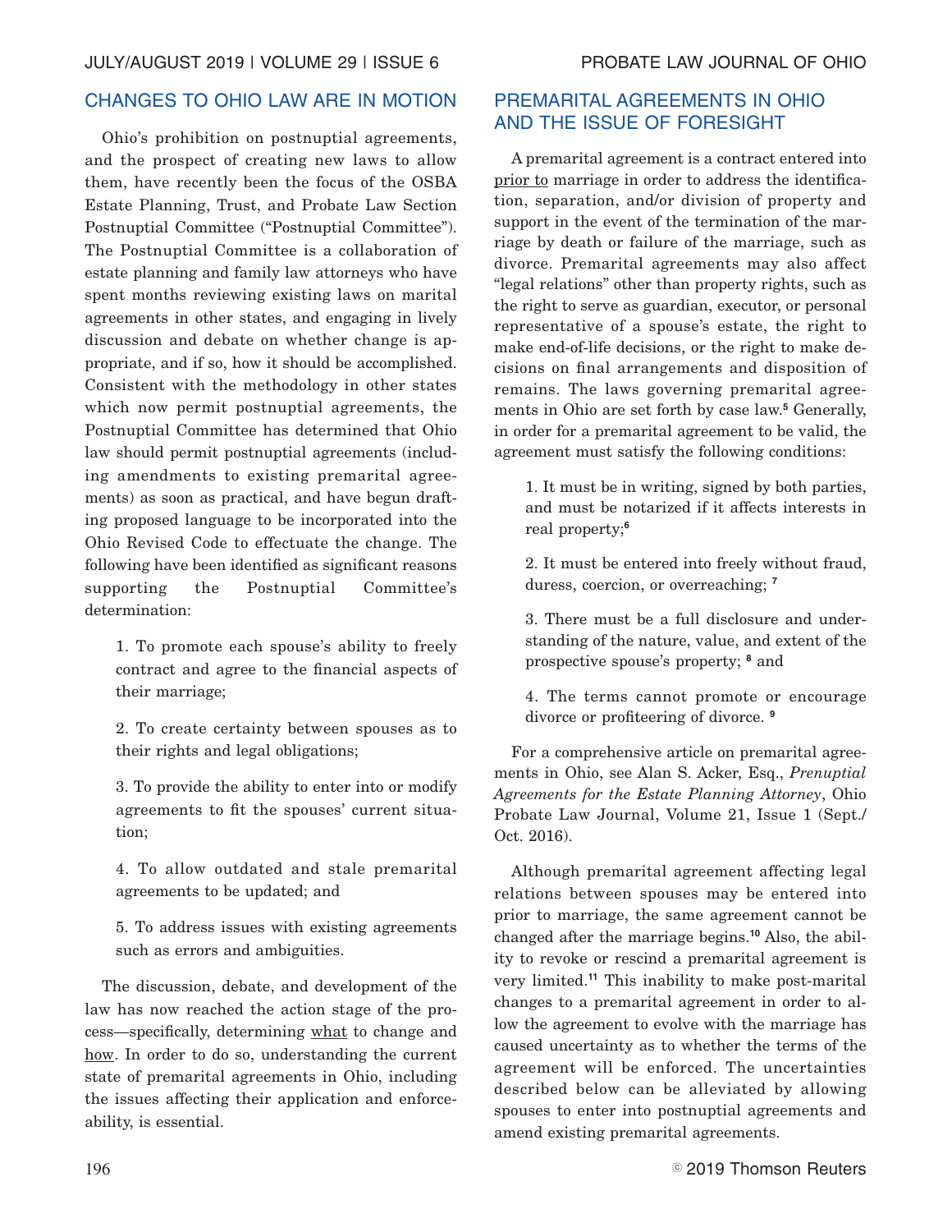## CHANGES TO OHIO LAW ARE IN MOTION

Ohio's prohibition on postnuptial agreements, and the prospect of creating new laws to allow them, have recently been the focus of the OSBA Estate Planning, Trust, and Probate Law Section Postnuptial Committee ("Postnuptial Committee"). The Postnuptial Committee is a collaboration of estate planning and family law attorneys who have spent months reviewing existing laws on marital agreements in other states, and engaging in lively discussion and debate on whether change is appropriate, and if so, how it should be accomplished. Consistent with the methodology in other states which now permit postnuptial agreements, the Postnuptial Committee has determined that Ohio law should permit postnuptial agreements (including amendments to existing premarital agreements) as soon as practical, and have begun drafting proposed language to be incorporated into the Ohio Revised Code to effectuate the change. The following have been identified as significant reasons supporting the Postnuptial Committee's determination:

1. To promote each spouse's ability to freely contract and agree to the financial aspects of their marriage;

2. To create certainty between spouses as to their rights and legal obligations;

3. To provide the ability to enter into or modify agreements to fit the spouses' current situation;

4. To allow outdated and stale premarital agreements to be updated; and

5. To address issues with existing agreements such as errors and ambiguities.

The discussion, debate, and development of the law has now reached the action stage of the process—specifically, determining what to change and how. In order to do so, understanding the current state of premarital agreements in Ohio, including the issues affecting their application and enforceability, is essential.

## PREMARITAL AGREEMENTS IN OHIO AND THE ISSUE OF FORESIGHT

A premarital agreement is a contract entered into prior to marriage in order to address the identification, separation, and/or division of property and support in the event of the termination of the marriage by death or failure of the marriage, such as divorce. Premarital agreements may also affect "legal relations" other than property rights, such as the right to serve as guardian, executor, or personal representative of a spouse's estate, the right to make end-of-life decisions, or the right to make decisions on final arrangements and disposition of remains. The laws governing premarital agreements in Ohio are set forth by case law.[5] Generally, in order for a premarital agreement to be valid, the agreement must satisfy the following conditions:

1. It must be in writing, signed by both parties, and must be notarized if it affects interests in real property;[6]

2. It must be entered into freely without fraud, duress, coercion, or overreaching; [7]

3. There must be a full disclosure and understanding of the nature, value, and extent of the prospective spouse's property; [8] and

4. The terms cannot promote or encourage divorce or profiteering of divorce. [9]

For a comprehensive article on premarital agreements in Ohio, see Alan S. Acker, Esq., *Prenuptial Agreements for the Estate Planning Attorney*, Ohio Probate Law Journal, Volume 21, Issue 1 (Sept./Oct. 2016).

Although premarital agreement affecting legal relations between spouses may be entered into prior to marriage, the same agreement cannot be changed after the marriage begins.[10] Also, the ability to revoke or rescind a premarital agreement is very limited.[11] This inability to make post-marital changes to a premarital agreement in order to allow the agreement to evolve with the marriage has caused uncertainty as to whether the terms of the agreement will be enforced. The uncertainties described below can be alleviated by allowing spouses to enter into postnuptial agreements and amend existing premarital agreements.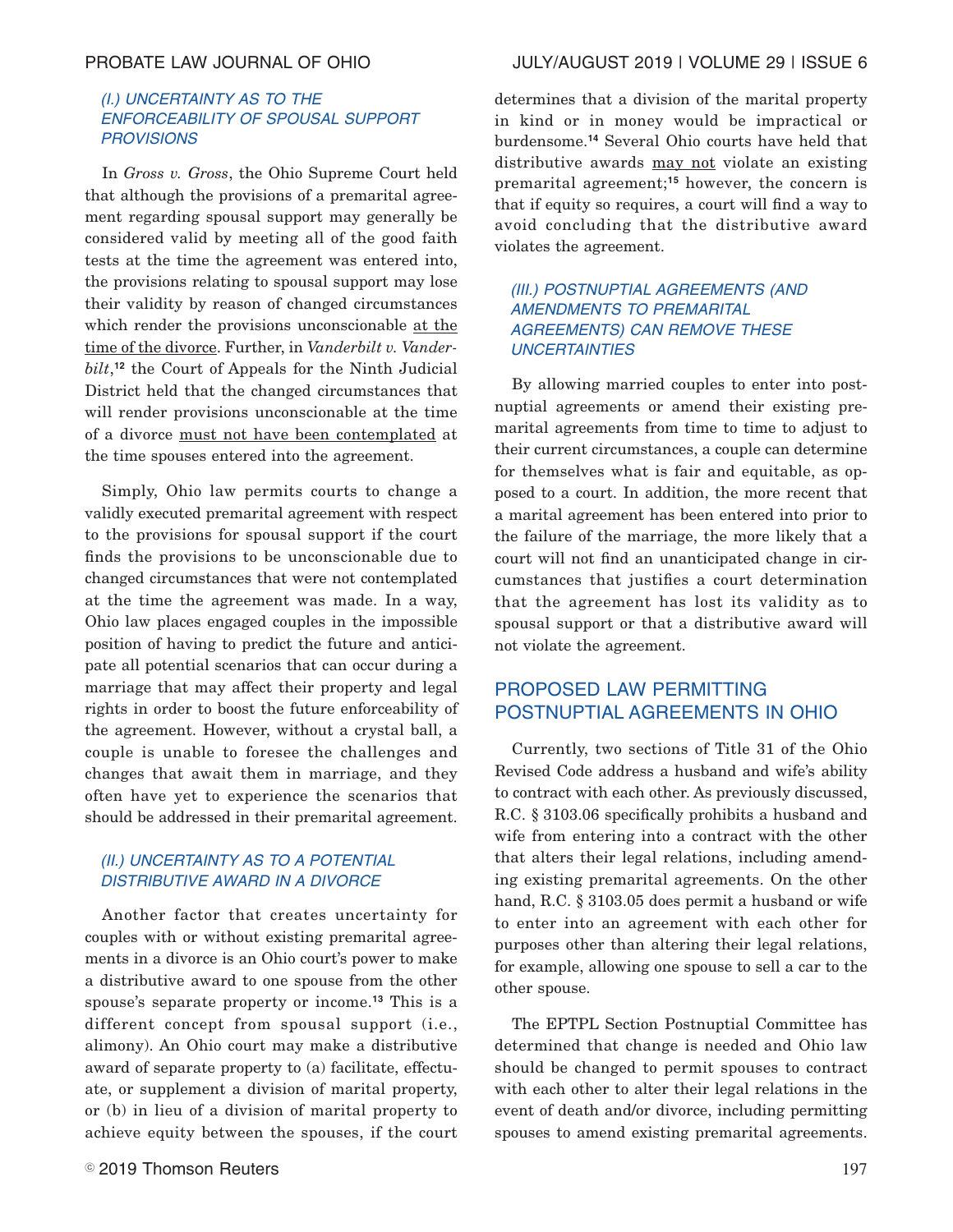### (I.) UNCERTAINTY AS TO THE ENFORCEABILITY OF SPOUSAL SUPPORT PROVISIONS

In *Gross v. Gross*, the Ohio Supreme Court held that although the provisions of a premarital agreement regarding spousal support may generally be considered valid by meeting all of the good faith tests at the time the agreement was entered into, the provisions relating to spousal support may lose their validity by reason of changed circumstances which render the provisions unconscionable at the time of the divorce. Further, in *Vanderbilt v. Vanderbilt*,[12] the Court of Appeals for the Ninth Judicial District held that the changed circumstances that will render provisions unconscionable at the time of a divorce must not have been contemplated at the time spouses entered into the agreement.

Simply, Ohio law permits courts to change a validly executed premarital agreement with respect to the provisions for spousal support if the court finds the provisions to be unconscionable due to changed circumstances that were not contemplated at the time the agreement was made. In a way, Ohio law places engaged couples in the impossible position of having to predict the future and anticipate all potential scenarios that can occur during a marriage that may affect their property and legal rights in order to boost the future enforceability of the agreement. However, without a crystal ball, a couple is unable to foresee the challenges and changes that await them in marriage, and they often have yet to experience the scenarios that should be addressed in their premarital agreement.

### (II.) UNCERTAINTY AS TO A POTENTIAL DISTRIBUTIVE AWARD IN A DIVORCE

Another factor that creates uncertainty for couples with or without existing premarital agreements in a divorce is an Ohio court's power to make a distributive award to one spouse from the other spouse's separate property or income.[13] This is a different concept from spousal support (i.e., alimony). An Ohio court may make a distributive award of separate property to (a) facilitate, effectuate, or supplement a division of marital property, or (b) in lieu of a division of marital property to achieve equity between the spouses, if the court determines that a division of the marital property in kind or in money would be impractical or burdensome.[14] Several Ohio courts have held that distributive awards may not violate an existing premarital agreement;[15] however, the concern is that if equity so requires, a court will find a way to avoid concluding that the distributive award violates the agreement.

### (III.) POSTNUPTIAL AGREEMENTS (AND AMENDMENTS TO PREMARITAL AGREEMENTS) CAN REMOVE THESE UNCERTAINTIES

By allowing married couples to enter into postnuptial agreements or amend their existing premarital agreements from time to time to adjust to their current circumstances, a couple can determine for themselves what is fair and equitable, as opposed to a court. In addition, the more recent that a marital agreement has been entered into prior to the failure of the marriage, the more likely that a court will not find an unanticipated change in circumstances that justifies a court determination that the agreement has lost its validity as to spousal support or that a distributive award will not violate the agreement.

## PROPOSED LAW PERMITTING POSTNUPTIAL AGREEMENTS IN OHIO

Currently, two sections of Title 31 of the Ohio Revised Code address a husband and wife's ability to contract with each other. As previously discussed, R.C. § 3103.06 specifically prohibits a husband and wife from entering into a contract with the other that alters their legal relations, including amending existing premarital agreements. On the other hand, R.C. § 3103.05 does permit a husband or wife to enter into an agreement with each other for purposes other than altering their legal relations, for example, allowing one spouse to sell a car to the other spouse.

The EPTPL Section Postnuptial Committee has determined that change is needed and Ohio law should be changed to permit spouses to contract with each other to alter their legal relations in the event of death and/or divorce, including permitting spouses to amend existing premarital agreements.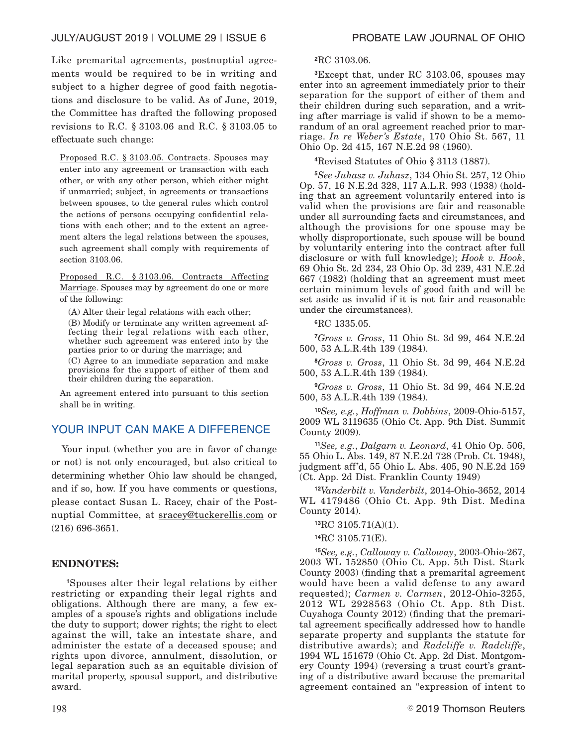Like premarital agreements, postnuptial agreements would be required to be in writing and subject to a higher degree of good faith negotiations and disclosure to be valid. As of June, 2019, the Committee has drafted the following proposed revisions to R.C. § 3103.06 and R.C. § 3103.05 to effectuate such change:

> Proposed R.C. § 3103.05. Contracts. Spouses may enter into any agreement or transaction with each other, or with any other person, which either might if unmarried; subject, in agreements or transactions between spouses, to the general rules which control the actions of persons occupying confidential relations with each other; and to the extent an agreement alters the legal relations between the spouses, such agreement shall comply with requirements of section 3103.06.
>
> Proposed R.C. § 3103.06. Contracts Affecting Marriage. Spouses may by agreement do one or more of the following:
>
> (A) Alter their legal relations with each other;
>
> (B) Modify or terminate any written agreement affecting their legal relations with each other, whether such agreement was entered into by the parties prior to or during the marriage; and
>
> (C) Agree to an immediate separation and make provisions for the support of either of them and their children during the separation.
>
> An agreement entered into pursuant to this section shall be in writing.

## YOUR INPUT CAN MAKE A DIFFERENCE

Your input (whether you are in favor of change or not) is not only encouraged, but also critical to determining whether Ohio law should be changed, and if so, how. If you have comments or questions, please contact Susan L. Racey, chair of the Postnuptial Committee, at sracey@tuckerellis.com or (216) 696-3651.

### ENDNOTES:

[1]Spouses alter their legal relations by either restricting or expanding their legal rights and obligations. Although there are many, a few examples of a spouse's rights and obligations include the duty to support; dower rights; the right to elect against the will, take an intestate share, and administer the estate of a deceased spouse; and rights upon divorce, annulment, dissolution, or legal separation such as an equitable division of marital property, spousal support, and distributive award.

[2]RC 3103.06.

[3]Except that, under RC 3103.06, spouses may enter into an agreement immediately prior to their separation for the support of either of them and their children during such separation, and a writing after marriage is valid if shown to be a memorandum of an oral agreement reached prior to marriage. *In re Weber's Estate*, 170 Ohio St. 567, 11 Ohio Op. 2d 415, 167 N.E.2d 98 (1960).

[4]Revised Statutes of Ohio § 3113 (1887).

[5]*See Juhasz v. Juhasz*, 134 Ohio St. 257, 12 Ohio Op. 57, 16 N.E.2d 328, 117 A.L.R. 993 (1938) (holding that an agreement voluntarily entered into is valid when the provisions are fair and reasonable under all surrounding facts and circumstances, and although the provisions for one spouse may be wholly disproportionate, such spouse will be bound by voluntarily entering into the contract after full disclosure or with full knowledge); *Hook v. Hook*, 69 Ohio St. 2d 234, 23 Ohio Op. 3d 239, 431 N.E.2d 667 (1982) (holding that an agreement must meet certain minimum levels of good faith and will be set aside as invalid if it is not fair and reasonable under the circumstances).

[6]RC 1335.05.

[7]*Gross v. Gross*, 11 Ohio St. 3d 99, 464 N.E.2d 500, 53 A.L.R.4th 139 (1984).

[8]*Gross v. Gross*, 11 Ohio St. 3d 99, 464 N.E.2d 500, 53 A.L.R.4th 139 (1984).

[9]*Gross v. Gross*, 11 Ohio St. 3d 99, 464 N.E.2d 500, 53 A.L.R.4th 139 (1984).

[10]*See, e.g.*, *Hoffman v. Dobbins*, 2009-Ohio-5157, 2009 WL 3119635 (Ohio Ct. App. 9th Dist. Summit County 2009).

[11]*See, e.g.*, *Dalgarn v. Leonard*, 41 Ohio Op. 506, 55 Ohio L. Abs. 149, 87 N.E.2d 728 (Prob. Ct. 1948), judgment aff'd, 55 Ohio L. Abs. 405, 90 N.E.2d 159 (Ct. App. 2d Dist. Franklin County 1949)

[12]*Vanderbilt v. Vanderbilt*, 2014-Ohio-3652, 2014 WL 4179486 (Ohio Ct. App. 9th Dist. Medina County 2014).

[13]RC 3105.71(A)(1).

[14]RC 3105.71(E).

[15]*See, e.g.*, *Calloway v. Calloway*, 2003-Ohio-267, 2003 WL 152850 (Ohio Ct. App. 5th Dist. Stark County 2003) (finding that a premarital agreement would have been a valid defense to any award requested); *Carmen v. Carmen*, 2012-Ohio-3255, 2012 WL 2928563 (Ohio Ct. App. 8th Dist. Cuyahoga County 2012) (finding that the premarital agreement specifically addressed how to handle separate property and supplants the statute for distributive awards); and *Radcliffe v. Radcliffe*, 1994 WL 151679 (Ohio Ct. App. 2d Dist. Montgomery County 1994) (reversing a trust court's granting of a distributive award because the premarital agreement contained an "expression of intent to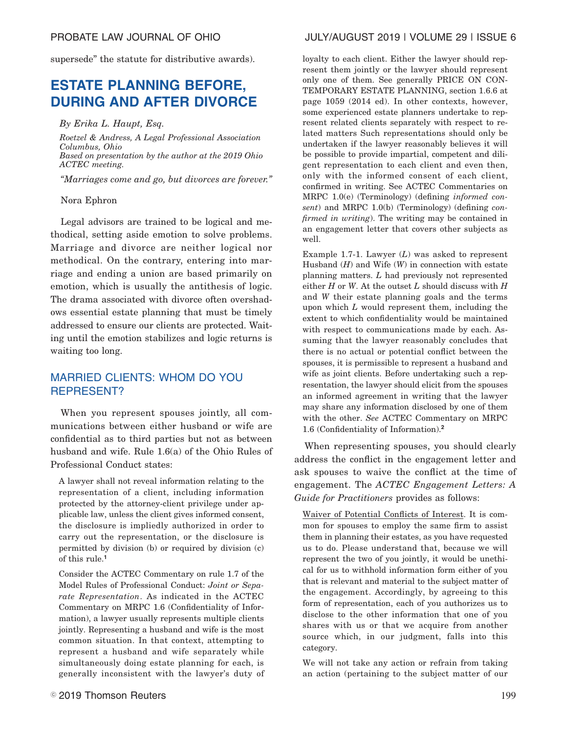supersede" the statute for distributive awards).

## ESTATE PLANNING BEFORE, DURING AND AFTER DIVORCE

*By Erika L. Haupt, Esq.*

*Roetzel & Andress, A Legal Professional Association Columbus, Ohio*
*Based on presentation by the author at the 2019 Ohio ACTEC meeting.*

*"Marriages come and go, but divorces are forever."*

Nora Ephron

Legal advisors are trained to be logical and methodical, setting aside emotion to solve problems. Marriage and divorce are neither logical nor methodical. On the contrary, entering into marriage and ending a union are based primarily on emotion, which is usually the antithesis of logic. The drama associated with divorce often overshadows essential estate planning that must be timely addressed to ensure our clients are protected. Waiting until the emotion stabilizes and logic returns is waiting too long.

### MARRIED CLIENTS: WHOM DO YOU REPRESENT?

When you represent spouses jointly, all communications between either husband or wife are confidential as to third parties but not as between husband and wife. Rule 1.6(a) of the Ohio Rules of Professional Conduct states:

> A lawyer shall not reveal information relating to the representation of a client, including information protected by the attorney-client privilege under applicable law, unless the client gives informed consent, the disclosure is impliedly authorized in order to carry out the representation, or the disclosure is permitted by division (b) or required by division (c) of this rule.[1]

> Consider the ACTEC Commentary on rule 1.7 of the Model Rules of Professional Conduct: *Joint or Separate Representation*. As indicated in the ACTEC Commentary on MRPC 1.6 (Confidentiality of Information), a lawyer usually represents multiple clients jointly. Representing a husband and wife is the most common situation. In that context, attempting to represent a husband and wife separately while simultaneously doing estate planning for each, is generally inconsistent with the lawyer's duty of loyalty to each client. Either the lawyer should represent them jointly or the lawyer should represent only one of them. See generally PRICE ON CONTEMPORARY ESTATE PLANNING, section 1.6.6 at page 1059 (2014 ed). In other contexts, however, some experienced estate planners undertake to represent related clients separately with respect to related matters Such representations should only be undertaken if the lawyer reasonably believes it will be possible to provide impartial, competent and diligent representation to each client and even then, only with the informed consent of each client, confirmed in writing. See ACTEC Commentaries on MRPC 1.0(e) (Terminology) (defining *informed consent*) and MRPC 1.0(b) (Terminology) (defining *confirmed in writing*). The writing may be contained in an engagement letter that covers other subjects as well.

> Example 1.7-1. Lawyer (*L*) was asked to represent Husband (*H*) and Wife (*W*) in connection with estate planning matters. *L* had previously not represented either *H* or *W*. At the outset *L* should discuss with *H* and *W* their estate planning goals and the terms upon which *L* would represent them, including the extent to which confidentiality would be maintained with respect to communications made by each. Assuming that the lawyer reasonably concludes that there is no actual or potential conflict between the spouses, it is permissible to represent a husband and wife as joint clients. Before undertaking such a representation, the lawyer should elicit from the spouses an informed agreement in writing that the lawyer may share any information disclosed by one of them with the other. *See* ACTEC Commentary on MRPC 1.6 (Confidentiality of Information).[2]

When representing spouses, you should clearly address the conflict in the engagement letter and ask spouses to waive the conflict at the time of engagement. The *ACTEC Engagement Letters: A Guide for Practitioners* provides as follows:

> Waiver of Potential Conflicts of Interest. It is common for spouses to employ the same firm to assist them in planning their estates, as you have requested us to do. Please understand that, because we will represent the two of you jointly, it would be unethical for us to withhold information form either of you that is relevant and material to the subject matter of the engagement. Accordingly, by agreeing to this form of representation, each of you authorizes us to disclose to the other information that one of you shares with us or that we acquire from another source which, in our judgment, falls into this category.

> We will not take any action or refrain from taking an action (pertaining to the subject matter of our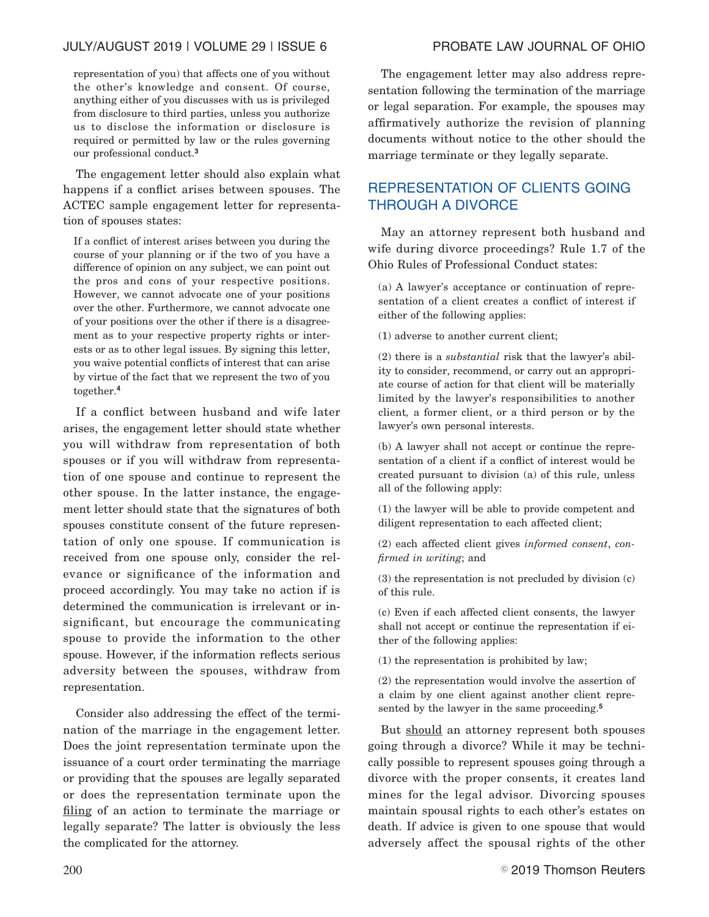> representation of you) that affects one of you without the other's knowledge and consent. Of course, anything either of you discusses with us is privileged from disclosure to third parties, unless you authorize us to disclose the information or disclosure is required or permitted by law or the rules governing our professional conduct.[3]

The engagement letter should also explain what happens if a conflict arises between spouses. The ACTEC sample engagement letter for representation of spouses states:

> If a conflict of interest arises between you during the course of your planning or if the two of you have a difference of opinion on any subject, we can point out the pros and cons of your respective positions. However, we cannot advocate one of your positions over the other. Furthermore, we cannot advocate one of your positions over the other if there is a disagreement as to your respective property rights or interests or as to other legal issues. By signing this letter, you waive potential conflicts of interest that can arise by virtue of the fact that we represent the two of you together.[4]

If a conflict between husband and wife later arises, the engagement letter should state whether you will withdraw from representation of both spouses or if you will withdraw from representation of one spouse and continue to represent the other spouse. In the latter instance, the engagement letter should state that the signatures of both spouses constitute consent of the future representation of only one spouse. If communication is received from one spouse only, consider the relevance or significance of the information and proceed accordingly. You may take no action if is determined the communication is irrelevant or insignificant, but encourage the communicating spouse to provide the information to the other spouse. However, if the information reflects serious adversity between the spouses, withdraw from representation.

Consider also addressing the effect of the termination of the marriage in the engagement letter. Does the joint representation terminate upon the issuance of a court order terminating the marriage or providing that the spouses are legally separated or does the representation terminate upon the filing of an action to terminate the marriage or legally separate? The latter is obviously the less the complicated for the attorney.

The engagement letter may also address representation following the termination of the marriage or legal separation. For example, the spouses may affirmatively authorize the revision of planning documents without notice to the other should the marriage terminate or they legally separate.

## REPRESENTATION OF CLIENTS GOING THROUGH A DIVORCE

May an attorney represent both husband and wife during divorce proceedings? Rule 1.7 of the Ohio Rules of Professional Conduct states:

> (a) A lawyer's acceptance or continuation of representation of a client creates a conflict of interest if either of the following applies:
>
> (1) adverse to another current client;
>
> (2) there is a *substantial* risk that the lawyer's ability to consider, recommend, or carry out an appropriate course of action for that client will be materially limited by the lawyer's responsibilities to another client*,* a former client, or a third person or by the lawyer's own personal interests.
>
> (b) A lawyer shall not accept or continue the representation of a client if a conflict of interest would be created pursuant to division (a) of this rule, unless all of the following apply:
>
> (1) the lawyer will be able to provide competent and diligent representation to each affected client;
>
> (2) each affected client gives *informed consent*, *confirmed in writing*; and
>
> (3) the representation is not precluded by division (c) of this rule.
>
> (c) Even if each affected client consents, the lawyer shall not accept or continue the representation if either of the following applies:
>
> (1) the representation is prohibited by law;
>
> (2) the representation would involve the assertion of a claim by one client against another client represented by the lawyer in the same proceeding.[5]

But should an attorney represent both spouses going through a divorce? While it may be technically possible to represent spouses going through a divorce with the proper consents, it creates land mines for the legal advisor. Divorcing spouses maintain spousal rights to each other's estates on death. If advice is given to one spouse that would adversely affect the spousal rights of the other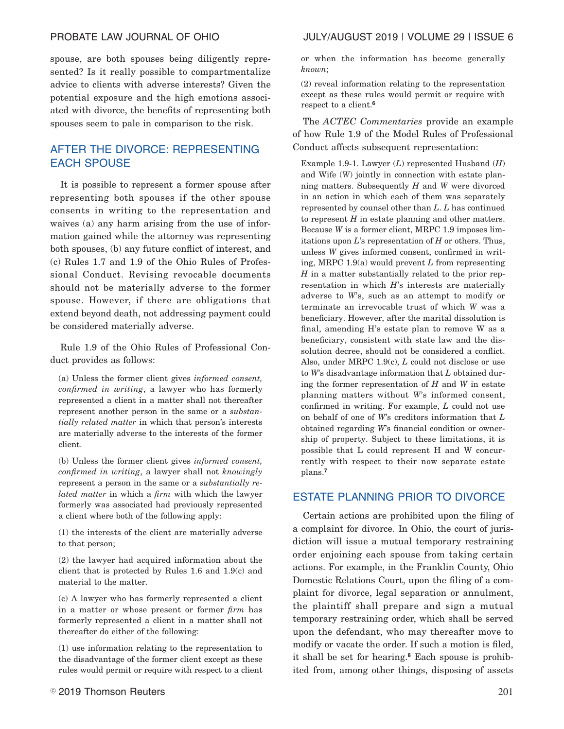spouse, are both spouses being diligently represented? Is it really possible to compartmentalize advice to clients with adverse interests? Given the potential exposure and the high emotions associated with divorce, the benefits of representing both spouses seem to pale in comparison to the risk.

## AFTER THE DIVORCE: REPRESENTING EACH SPOUSE

It is possible to represent a former spouse after representing both spouses if the other spouse consents in writing to the representation and waives (a) any harm arising from the use of information gained while the attorney was representing both spouses, (b) any future conflict of interest, and (c) Rules 1.7 and 1.9 of the Ohio Rules of Professional Conduct. Revising revocable documents should not be materially adverse to the former spouse. However, if there are obligations that extend beyond death, not addressing payment could be considered materially adverse.

Rule 1.9 of the Ohio Rules of Professional Conduct provides as follows:

> (a) Unless the former client gives *informed consent, confirmed in writing*, a lawyer who has formerly represented a client in a matter shall not thereafter represent another person in the same or a *substantially related matter* in which that person's interests are materially adverse to the interests of the former client.
>
> (b) Unless the former client gives *informed consent, confirmed in writing*, a lawyer shall not *knowingly* represent a person in the same or a *substantially related matter* in which a *firm* with which the lawyer formerly was associated had previously represented a client where both of the following apply:
>
> (1) the interests of the client are materially adverse to that person;
>
> (2) the lawyer had acquired information about the client that is protected by Rules 1.6 and 1.9(c) and material to the matter.
>
> (c) A lawyer who has formerly represented a client in a matter or whose present or former *firm* has formerly represented a client in a matter shall not thereafter do either of the following:
>
> (1) use information relating to the representation to the disadvantage of the former client except as these rules would permit or require with respect to a client or when the information has become generally *known*;
>
> (2) reveal information relating to the representation except as these rules would permit or require with respect to a client.[6]

The *ACTEC Commentaries* provide an example of how Rule 1.9 of the Model Rules of Professional Conduct affects subsequent representation:

> Example 1.9-1. Lawyer (*L*) represented Husband (*H*) and Wife (*W*) jointly in connection with estate planning matters. Subsequently *H* and *W* were divorced in an action in which each of them was separately represented by counsel other than *L*. *L* has continued to represent *H* in estate planning and other matters. Because *W* is a former client, MRPC 1.9 imposes limitations upon *L*'s representation of *H* or others. Thus, unless *W* gives informed consent, confirmed in writing, MRPC 1.9(a) would prevent *L* from representing *H* in a matter substantially related to the prior representation in which *H*'s interests are materially adverse to *W*'s, such as an attempt to modify or terminate an irrevocable trust of which *W* was a beneficiary. However, after the marital dissolution is final, amending H's estate plan to remove W as a beneficiary, consistent with state law and the dissolution decree, should not be considered a conflict. Also, under MRPC 1.9(c), *L* could not disclose or use to *W*'s disadvantage information that *L* obtained during the former representation of *H* and *W* in estate planning matters without *W*'s informed consent, confirmed in writing. For example, *L* could not use on behalf of one of *W*'s creditors information that *L* obtained regarding *W*'s financial condition or ownership of property. Subject to these limitations, it is possible that L could represent H and W concurrently with respect to their now separate estate plans.[7]

## ESTATE PLANNING PRIOR TO DIVORCE

Certain actions are prohibited upon the filing of a complaint for divorce. In Ohio, the court of jurisdiction will issue a mutual temporary restraining order enjoining each spouse from taking certain actions. For example, in the Franklin County, Ohio Domestic Relations Court, upon the filing of a complaint for divorce, legal separation or annulment, the plaintiff shall prepare and sign a mutual temporary restraining order, which shall be served upon the defendant, who may thereafter move to modify or vacate the order. If such a motion is filed, it shall be set for hearing.[8] Each spouse is prohibited from, among other things, disposing of assets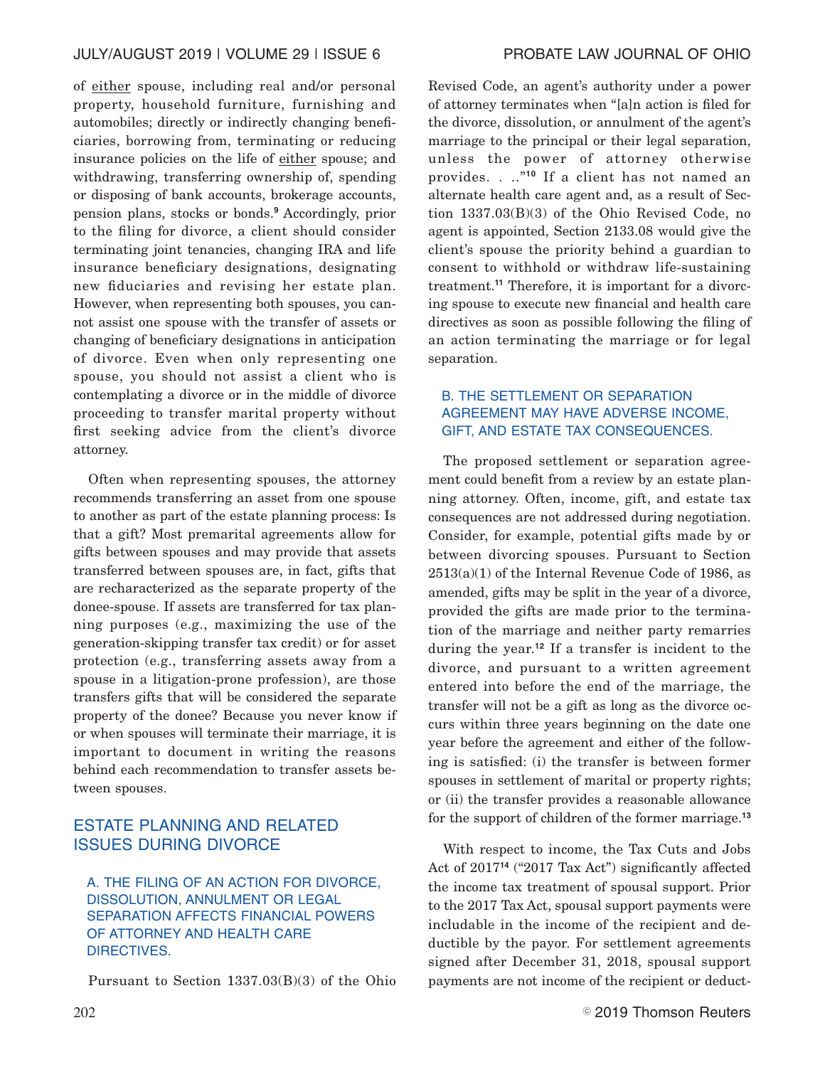of <u>either</u> spouse, including real and/or personal property, household furniture, furnishing and automobiles; directly or indirectly changing beneficiaries, borrowing from, terminating or reducing insurance policies on the life of <u>either</u> spouse; and withdrawing, transferring ownership of, spending or disposing of bank accounts, brokerage accounts, pension plans, stocks or bonds.[9] Accordingly, prior to the filing for divorce, a client should consider terminating joint tenancies, changing IRA and life insurance beneficiary designations, designating new fiduciaries and revising her estate plan. However, when representing both spouses, you cannot assist one spouse with the transfer of assets or changing of beneficiary designations in anticipation of divorce. Even when only representing one spouse, you should not assist a client who is contemplating a divorce or in the middle of divorce proceeding to transfer marital property without first seeking advice from the client's divorce attorney.

Often when representing spouses, the attorney recommends transferring an asset from one spouse to another as part of the estate planning process: Is that a gift? Most premarital agreements allow for gifts between spouses and may provide that assets transferred between spouses are, in fact, gifts that are recharacterized as the separate property of the donee-spouse. If assets are transferred for tax planning purposes (e.g., maximizing the use of the generation-skipping transfer tax credit) or for asset protection (e.g., transferring assets away from a spouse in a litigation-prone profession), are those transfers gifts that will be considered the separate property of the donee? Because you never know if or when spouses will terminate their marriage, it is important to document in writing the reasons behind each recommendation to transfer assets between spouses.

## ESTATE PLANNING AND RELATED ISSUES DURING DIVORCE

### A. THE FILING OF AN ACTION FOR DIVORCE, DISSOLUTION, ANNULMENT OR LEGAL SEPARATION AFFECTS FINANCIAL POWERS OF ATTORNEY AND HEALTH CARE DIRECTIVES.

Pursuant to Section 1337.03(B)(3) of the Ohio Revised Code, an agent's authority under a power of attorney terminates when "[a]n action is filed for the divorce, dissolution, or annulment of the agent's marriage to the principal or their legal separation, unless the power of attorney otherwise provides. . .."[10] If a client has not named an alternate health care agent and, as a result of Section 1337.03(B)(3) of the Ohio Revised Code, no agent is appointed, Section 2133.08 would give the client's spouse the priority behind a guardian to consent to withhold or withdraw life-sustaining treatment.[11] Therefore, it is important for a divorcing spouse to execute new financial and health care directives as soon as possible following the filing of an action terminating the marriage or for legal separation.

### B. THE SETTLEMENT OR SEPARATION AGREEMENT MAY HAVE ADVERSE INCOME, GIFT, AND ESTATE TAX CONSEQUENCES.

The proposed settlement or separation agreement could benefit from a review by an estate planning attorney. Often, income, gift, and estate tax consequences are not addressed during negotiation. Consider, for example, potential gifts made by or between divorcing spouses. Pursuant to Section 2513(a)(1) of the Internal Revenue Code of 1986, as amended, gifts may be split in the year of a divorce, provided the gifts are made prior to the termination of the marriage and neither party remarries during the year.[12] If a transfer is incident to the divorce, and pursuant to a written agreement entered into before the end of the marriage, the transfer will not be a gift as long as the divorce occurs within three years beginning on the date one year before the agreement and either of the following is satisfied: (i) the transfer is between former spouses in settlement of marital or property rights; or (ii) the transfer provides a reasonable allowance for the support of children of the former marriage.[13]

With respect to income, the Tax Cuts and Jobs Act of 2017[14] ("2017 Tax Act") significantly affected the income tax treatment of spousal support. Prior to the 2017 Tax Act, spousal support payments were includable in the income of the recipient and deductible by the payor. For settlement agreements signed after December 31, 2018, spousal support payments are not income of the recipient or deduct-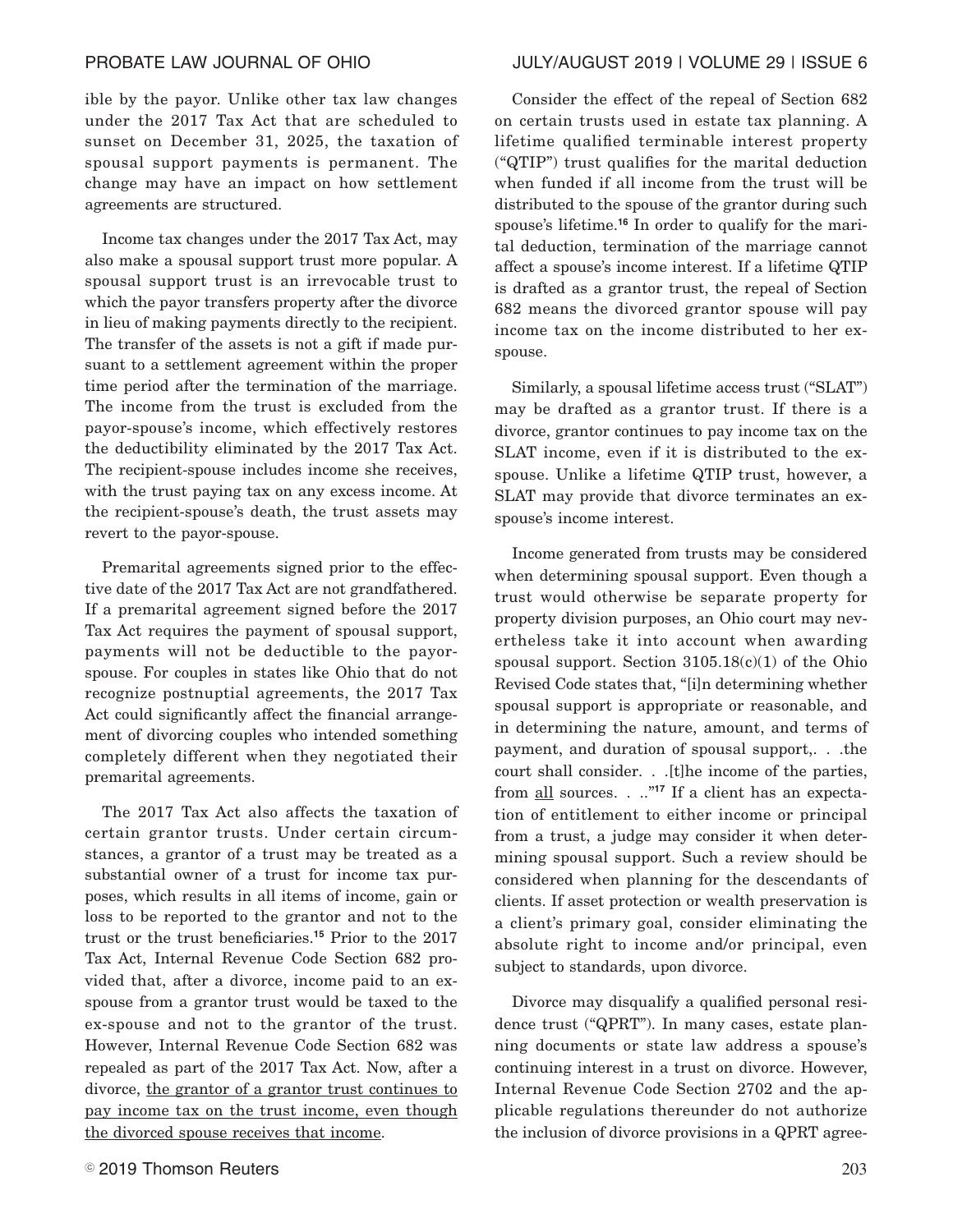ible by the payor. Unlike other tax law changes under the 2017 Tax Act that are scheduled to sunset on December 31, 2025, the taxation of spousal support payments is permanent. The change may have an impact on how settlement agreements are structured.

Income tax changes under the 2017 Tax Act, may also make a spousal support trust more popular. A spousal support trust is an irrevocable trust to which the payor transfers property after the divorce in lieu of making payments directly to the recipient. The transfer of the assets is not a gift if made pursuant to a settlement agreement within the proper time period after the termination of the marriage. The income from the trust is excluded from the payor-spouse's income, which effectively restores the deductibility eliminated by the 2017 Tax Act. The recipient-spouse includes income she receives, with the trust paying tax on any excess income. At the recipient-spouse's death, the trust assets may revert to the payor-spouse.

Premarital agreements signed prior to the effective date of the 2017 Tax Act are not grandfathered. If a premarital agreement signed before the 2017 Tax Act requires the payment of spousal support, payments will not be deductible to the payor-spouse. For couples in states like Ohio that do not recognize postnuptial agreements, the 2017 Tax Act could significantly affect the financial arrangement of divorcing couples who intended something completely different when they negotiated their premarital agreements.

The 2017 Tax Act also affects the taxation of certain grantor trusts. Under certain circumstances, a grantor of a trust may be treated as a substantial owner of a trust for income tax purposes, which results in all items of income, gain or loss to be reported to the grantor and not to the trust or the trust beneficiaries.[15] Prior to the 2017 Tax Act, Internal Revenue Code Section 682 provided that, after a divorce, income paid to an ex-spouse from a grantor trust would be taxed to the ex-spouse and not to the grantor of the trust. However, Internal Revenue Code Section 682 was repealed as part of the 2017 Tax Act. Now, after a divorce, <u>the grantor of a grantor trust continues to pay income tax on the trust income, even though the divorced spouse receives that income</u>.

Consider the effect of the repeal of Section 682 on certain trusts used in estate tax planning. A lifetime qualified terminable interest property ("QTIP") trust qualifies for the marital deduction when funded if all income from the trust will be distributed to the spouse of the grantor during such spouse's lifetime.[16] In order to qualify for the marital deduction, termination of the marriage cannot affect a spouse's income interest. If a lifetime QTIP is drafted as a grantor trust, the repeal of Section 682 means the divorced grantor spouse will pay income tax on the income distributed to her ex-spouse.

Similarly, a spousal lifetime access trust ("SLAT") may be drafted as a grantor trust. If there is a divorce, grantor continues to pay income tax on the SLAT income, even if it is distributed to the ex-spouse. Unlike a lifetime QTIP trust, however, a SLAT may provide that divorce terminates an ex-spouse's income interest.

Income generated from trusts may be considered when determining spousal support. Even though a trust would otherwise be separate property for property division purposes, an Ohio court may nevertheless take it into account when awarding spousal support. Section 3105.18(c)(1) of the Ohio Revised Code states that, "[i]n determining whether spousal support is appropriate or reasonable, and in determining the nature, amount, and terms of payment, and duration of spousal support,. . .the court shall consider. . .[t]he income of the parties, from <u>all</u> sources. . .."[17] If a client has an expectation of entitlement to either income or principal from a trust, a judge may consider it when determining spousal support. Such a review should be considered when planning for the descendants of clients. If asset protection or wealth preservation is a client's primary goal, consider eliminating the absolute right to income and/or principal, even subject to standards, upon divorce.

Divorce may disqualify a qualified personal residence trust ("QPRT"). In many cases, estate planning documents or state law address a spouse's continuing interest in a trust on divorce. However, Internal Revenue Code Section 2702 and the applicable regulations thereunder do not authorize the inclusion of divorce provisions in a QPRT agree-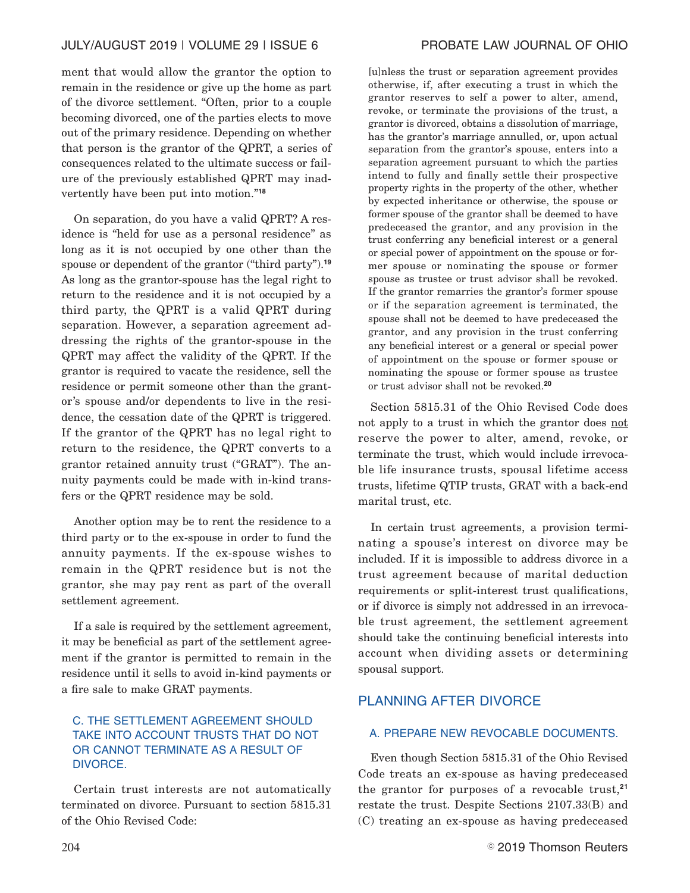ment that would allow the grantor the option to remain in the residence or give up the home as part of the divorce settlement. "Often, prior to a couple becoming divorced, one of the parties elects to move out of the primary residence. Depending on whether that person is the grantor of the QPRT, a series of consequences related to the ultimate success or failure of the previously established QPRT may inadvertently have been put into motion."[18]

On separation, do you have a valid QPRT? A residence is "held for use as a personal residence" as long as it is not occupied by one other than the spouse or dependent of the grantor ("third party").[19] As long as the grantor-spouse has the legal right to return to the residence and it is not occupied by a third party, the QPRT is a valid QPRT during separation. However, a separation agreement addressing the rights of the grantor-spouse in the QPRT may affect the validity of the QPRT. If the grantor is required to vacate the residence, sell the residence or permit someone other than the grantor's spouse and/or dependents to live in the residence, the cessation date of the QPRT is triggered. If the grantor of the QPRT has no legal right to return to the residence, the QPRT converts to a grantor retained annuity trust ("GRAT"). The annuity payments could be made with in-kind transfers or the QPRT residence may be sold.

Another option may be to rent the residence to a third party or to the ex-spouse in order to fund the annuity payments. If the ex-spouse wishes to remain in the QPRT residence but is not the grantor, she may pay rent as part of the overall settlement agreement.

If a sale is required by the settlement agreement, it may be beneficial as part of the settlement agreement if the grantor is permitted to remain in the residence until it sells to avoid in-kind payments or a fire sale to make GRAT payments.

### C. THE SETTLEMENT AGREEMENT SHOULD TAKE INTO ACCOUNT TRUSTS THAT DO NOT OR CANNOT TERMINATE AS A RESULT OF DIVORCE.

Certain trust interests are not automatically terminated on divorce. Pursuant to section 5815.31 of the Ohio Revised Code:

> [u]nless the trust or separation agreement provides otherwise, if, after executing a trust in which the grantor reserves to self a power to alter, amend, revoke, or terminate the provisions of the trust, a grantor is divorced, obtains a dissolution of marriage, has the grantor's marriage annulled, or, upon actual separation from the grantor's spouse, enters into a separation agreement pursuant to which the parties intend to fully and finally settle their prospective property rights in the property of the other, whether by expected inheritance or otherwise, the spouse or former spouse of the grantor shall be deemed to have predeceased the grantor, and any provision in the trust conferring any beneficial interest or a general or special power of appointment on the spouse or former spouse or nominating the spouse or former spouse as trustee or trust advisor shall be revoked. If the grantor remarries the grantor's former spouse or if the separation agreement is terminated, the spouse shall not be deemed to have predeceased the grantor, and any provision in the trust conferring any beneficial interest or a general or special power of appointment on the spouse or former spouse or nominating the spouse or former spouse as trustee or trust advisor shall not be revoked.[20]

Section 5815.31 of the Ohio Revised Code does not apply to a trust in which the grantor does <u>not</u> reserve the power to alter, amend, revoke, or terminate the trust, which would include irrevocable life insurance trusts, spousal lifetime access trusts, lifetime QTIP trusts, GRAT with a back-end marital trust, etc.

In certain trust agreements, a provision terminating a spouse's interest on divorce may be included. If it is impossible to address divorce in a trust agreement because of marital deduction requirements or split-interest trust qualifications, or if divorce is simply not addressed in an irrevocable trust agreement, the settlement agreement should take the continuing beneficial interests into account when dividing assets or determining spousal support.

## PLANNING AFTER DIVORCE

### A. PREPARE NEW REVOCABLE DOCUMENTS.

Even though Section 5815.31 of the Ohio Revised Code treats an ex-spouse as having predeceased the grantor for purposes of a revocable trust,[21] restate the trust. Despite Sections 2107.33(B) and (C) treating an ex-spouse as having predeceased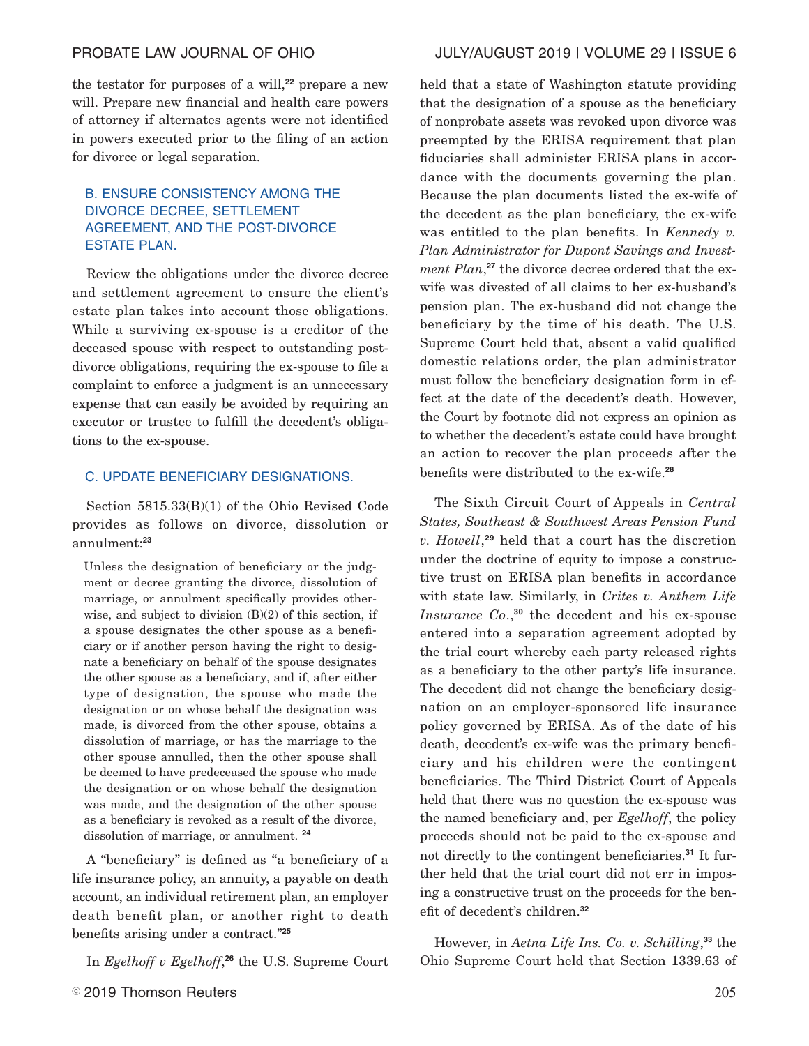the testator for purposes of a will,[22] prepare a new will. Prepare new financial and health care powers of attorney if alternates agents were not identified in powers executed prior to the filing of an action for divorce or legal separation.

### B. ENSURE CONSISTENCY AMONG THE DIVORCE DECREE, SETTLEMENT AGREEMENT, AND THE POST-DIVORCE ESTATE PLAN.

Review the obligations under the divorce decree and settlement agreement to ensure the client's estate plan takes into account those obligations. While a surviving ex-spouse is a creditor of the deceased spouse with respect to outstanding post-divorce obligations, requiring the ex-spouse to file a complaint to enforce a judgment is an unnecessary expense that can easily be avoided by requiring an executor or trustee to fulfill the decedent's obligations to the ex-spouse.

### C. UPDATE BENEFICIARY DESIGNATIONS.

Section 5815.33(B)(1) of the Ohio Revised Code provides as follows on divorce, dissolution or annulment:[23]

> Unless the designation of beneficiary or the judgment or decree granting the divorce, dissolution of marriage, or annulment specifically provides otherwise, and subject to division (B)(2) of this section, if a spouse designates the other spouse as a beneficiary or if another person having the right to designate a beneficiary on behalf of the spouse designates the other spouse as a beneficiary, and if, after either type of designation, the spouse who made the designation or on whose behalf the designation was made, is divorced from the other spouse, obtains a dissolution of marriage, or has the marriage to the other spouse annulled, then the other spouse shall be deemed to have predeceased the spouse who made the designation or on whose behalf the designation was made, and the designation of the other spouse as a beneficiary is revoked as a result of the divorce, dissolution of marriage, or annulment. [24]

A "beneficiary" is defined as "a beneficiary of a life insurance policy, an annuity, a payable on death account, an individual retirement plan, an employer death benefit plan, or another right to death benefits arising under a contract."[25]

In *Egelhoff v Egelhoff*,[26] the U.S. Supreme Court held that a state of Washington statute providing that the designation of a spouse as the beneficiary of nonprobate assets was revoked upon divorce was preempted by the ERISA requirement that plan fiduciaries shall administer ERISA plans in accordance with the documents governing the plan. Because the plan documents listed the ex-wife of the decedent as the plan beneficiary, the ex-wife was entitled to the plan benefits. In *Kennedy v. Plan Administrator for Dupont Savings and Investment Plan*,[27] the divorce decree ordered that the ex-wife was divested of all claims to her ex-husband's pension plan. The ex-husband did not change the beneficiary by the time of his death. The U.S. Supreme Court held that, absent a valid qualified domestic relations order, the plan administrator must follow the beneficiary designation form in effect at the date of the decedent's death. However, the Court by footnote did not express an opinion as to whether the decedent's estate could have brought an action to recover the plan proceeds after the benefits were distributed to the ex-wife.[28]

The Sixth Circuit Court of Appeals in *Central States, Southeast & Southwest Areas Pension Fund v. Howell*,[29] held that a court has the discretion under the doctrine of equity to impose a constructive trust on ERISA plan benefits in accordance with state law. Similarly, in *Crites v. Anthem Life Insurance Co*.,[30] the decedent and his ex-spouse entered into a separation agreement adopted by the trial court whereby each party released rights as a beneficiary to the other party's life insurance. The decedent did not change the beneficiary designation on an employer-sponsored life insurance policy governed by ERISA. As of the date of his death, decedent's ex-wife was the primary beneficiary and his children were the contingent beneficiaries. The Third District Court of Appeals held that there was no question the ex-spouse was the named beneficiary and, per *Egelhoff*, the policy proceeds should not be paid to the ex-spouse and not directly to the contingent beneficiaries.[31] It further held that the trial court did not err in imposing a constructive trust on the proceeds for the benefit of decedent's children.[32]

However, in *Aetna Life Ins. Co. v. Schilling*,[33] the Ohio Supreme Court held that Section 1339.63 of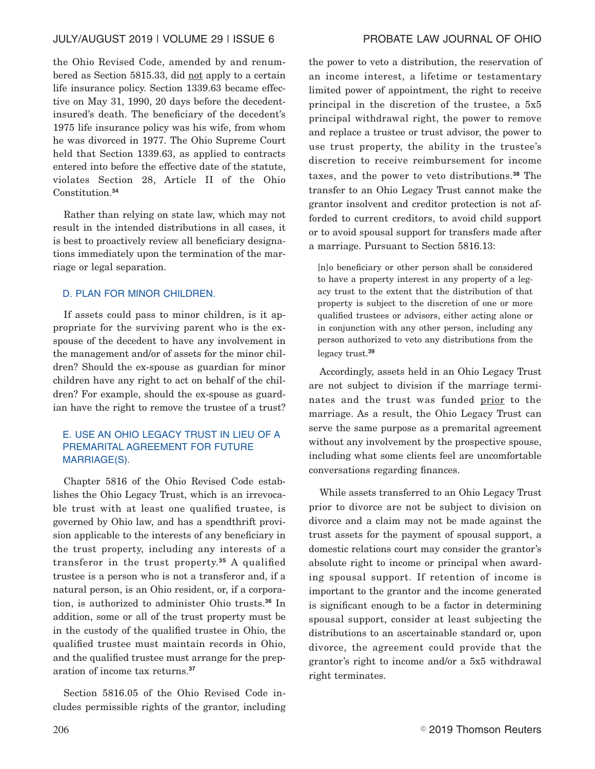the Ohio Revised Code, amended by and renumbered as Section 5815.33, did not apply to a certain life insurance policy. Section 1339.63 became effective on May 31, 1990, 20 days before the decedent-insured's death. The beneficiary of the decedent's 1975 life insurance policy was his wife, from whom he was divorced in 1977. The Ohio Supreme Court held that Section 1339.63, as applied to contracts entered into before the effective date of the statute, violates Section 28, Article II of the Ohio Constitution.[34]

Rather than relying on state law, which may not result in the intended distributions in all cases, it is best to proactively review all beneficiary designations immediately upon the termination of the marriage or legal separation.

### D. PLAN FOR MINOR CHILDREN.

If assets could pass to minor children, is it appropriate for the surviving parent who is the ex-spouse of the decedent to have any involvement in the management and/or of assets for the minor children? Should the ex-spouse as guardian for minor children have any right to act on behalf of the children? For example, should the ex-spouse as guardian have the right to remove the trustee of a trust?

### E. USE AN OHIO LEGACY TRUST IN LIEU OF A PREMARITAL AGREEMENT FOR FUTURE MARRIAGE(S).

Chapter 5816 of the Ohio Revised Code establishes the Ohio Legacy Trust, which is an irrevocable trust with at least one qualified trustee, is governed by Ohio law, and has a spendthrift provision applicable to the interests of any beneficiary in the trust property, including any interests of a transferor in the trust property.[35] A qualified trustee is a person who is not a transferor and, if a natural person, is an Ohio resident, or, if a corporation, is authorized to administer Ohio trusts.[36] In addition, some or all of the trust property must be in the custody of the qualified trustee in Ohio, the qualified trustee must maintain records in Ohio, and the qualified trustee must arrange for the preparation of income tax returns.[37]

Section 5816.05 of the Ohio Revised Code includes permissible rights of the grantor, including the power to veto a distribution, the reservation of an income interest, a lifetime or testamentary limited power of appointment, the right to receive principal in the discretion of the trustee, a 5x5 principal withdrawal right, the power to remove and replace a trustee or trust advisor, the power to use trust property, the ability in the trustee's discretion to receive reimbursement for income taxes, and the power to veto distributions.[38] The transfer to an Ohio Legacy Trust cannot make the grantor insolvent and creditor protection is not afforded to current creditors, to avoid child support or to avoid spousal support for transfers made after a marriage. Pursuant to Section 5816.13:

> [n]o beneficiary or other person shall be considered to have a property interest in any property of a legacy trust to the extent that the distribution of that property is subject to the discretion of one or more qualified trustees or advisors, either acting alone or in conjunction with any other person, including any person authorized to veto any distributions from the legacy trust.[39]

Accordingly, assets held in an Ohio Legacy Trust are not subject to division if the marriage terminates and the trust was funded prior to the marriage. As a result, the Ohio Legacy Trust can serve the same purpose as a premarital agreement without any involvement by the prospective spouse, including what some clients feel are uncomfortable conversations regarding finances.

While assets transferred to an Ohio Legacy Trust prior to divorce are not be subject to division on divorce and a claim may not be made against the trust assets for the payment of spousal support, a domestic relations court may consider the grantor's absolute right to income or principal when awarding spousal support. If retention of income is important to the grantor and the income generated is significant enough to be a factor in determining spousal support, consider at least subjecting the distributions to an ascertainable standard or, upon divorce, the agreement could provide that the grantor's right to income and/or a 5x5 withdrawal right terminates.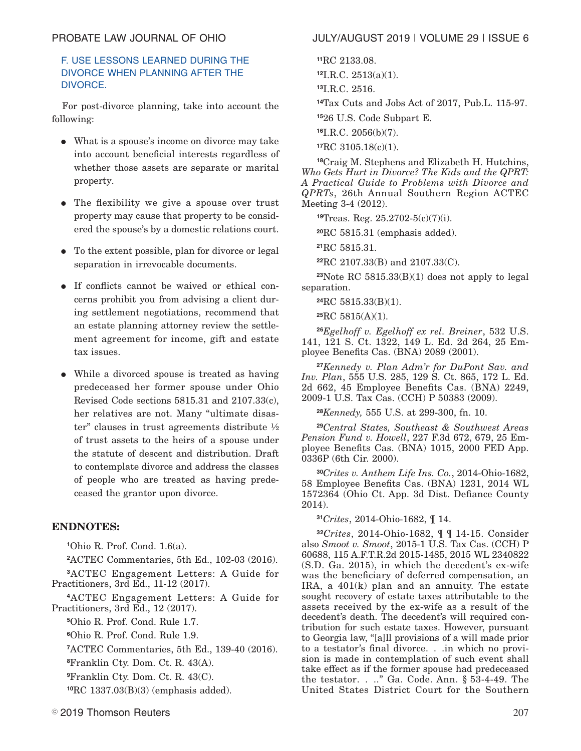### F. USE LESSONS LEARNED DURING THE DIVORCE WHEN PLANNING AFTER THE DIVORCE.

For post-divorce planning, take into account the following:

- What is a spouse's income on divorce may take into account beneficial interests regardless of whether those assets are separate or marital property.
- The flexibility we give a spouse over trust property may cause that property to be considered the spouse's by a domestic relations court.
- To the extent possible, plan for divorce or legal separation in irrevocable documents.
- If conflicts cannot be waived or ethical concerns prohibit you from advising a client during settlement negotiations, recommend that an estate planning attorney review the settlement agreement for income, gift and estate tax issues.
- While a divorced spouse is treated as having predeceased her former spouse under Ohio Revised Code sections 5815.31 and 2107.33(c), her relatives are not. Many "ultimate disaster" clauses in trust agreements distribute ½ of trust assets to the heirs of a spouse under the statute of descent and distribution. Draft to contemplate divorce and address the classes of people who are treated as having predeceased the grantor upon divorce.

## ENDNOTES:

[1]Ohio R. Prof. Cond. 1.6(a).

[2]ACTEC Commentaries, 5th Ed., 102-03 (2016).

[3]ACTEC Engagement Letters: A Guide for Practitioners, 3rd Ed., 11-12 (2017).

[4]ACTEC Engagement Letters: A Guide for Practitioners, 3rd Ed., 12 (2017).

[5]Ohio R. Prof. Cond. Rule 1.7.

[6]Ohio R. Prof. Cond. Rule 1.9.

[7]ACTEC Commentaries, 5th Ed., 139-40 (2016).

[8]Franklin Cty. Dom. Ct. R. 43(A).

[9]Franklin Cty. Dom. Ct. R. 43(C).

[10]RC 1337.03(B)(3) (emphasis added).

[11]RC 2133.08.

[12]I.R.C. 2513(a)(1).

[13]I.R.C. 2516.

[14]Tax Cuts and Jobs Act of 2017, Pub.L. 115-97.

[15]26 U.S. Code Subpart E.

[16]I.R.C. 2056(b)(7).

[17]RC 3105.18(c)(1).

[18]Craig M. Stephens and Elizabeth H. Hutchins, *Who Gets Hurt in Divorce? The Kids and the QPRT: A Practical Guide to Problems with Divorce and QPRTs*, 26th Annual Southern Region ACTEC Meeting 3-4 (2012).

[19]Treas. Reg. 25.2702-5(c)(7)(i).

[20]RC 5815.31 (emphasis added).

[21]RC 5815.31.

[22]RC 2107.33(B) and 2107.33(C).

[23]Note RC 5815.33(B)(1) does not apply to legal separation.

[24]RC 5815.33(B)(1).

[25]RC 5815(A)(1).

[26]*Egelhoff v. Egelhoff ex rel. Breiner*, 532 U.S. 141, 121 S. Ct. 1322, 149 L. Ed. 2d 264, 25 Employee Benefits Cas. (BNA) 2089 (2001).

[27]*Kennedy v. Plan Adm'r for DuPont Sav. and Inv. Plan*, 555 U.S. 285, 129 S. Ct. 865, 172 L. Ed. 2d 662, 45 Employee Benefits Cas. (BNA) 2249, 2009-1 U.S. Tax Cas. (CCH) P 50383 (2009).

[28]*Kennedy,* 555 U.S. at 299-300, fn. 10.

[29]*Central States, Southeast & Southwest Areas Pension Fund v. Howell*, 227 F.3d 672, 679, 25 Employee Benefits Cas. (BNA) 1015, 2000 FED App. 0336P (6th Cir. 2000).

[30]*Crites v. Anthem Life Ins. Co.*, 2014-Ohio-1682, 58 Employee Benefits Cas. (BNA) 1231, 2014 WL 1572364 (Ohio Ct. App. 3d Dist. Defiance County 2014).

[31]*Crites*, 2014-Ohio-1682, ¶ 14.

[32]*Crites*, 2014-Ohio-1682, ¶ ¶ 14-15. Consider also *Smoot v. Smoot*, 2015-1 U.S. Tax Cas. (CCH) P 60688, 115 A.F.T.R.2d 2015-1485, 2015 WL 2340822 (S.D. Ga. 2015), in which the decedent's ex-wife was the beneficiary of deferred compensation, an IRA, a 401(k) plan and an annuity. The estate sought recovery of estate taxes attributable to the assets received by the ex-wife as a result of the decedent's death. The decedent's will required contribution for such estate taxes. However, pursuant to Georgia law, "[a]ll provisions of a will made prior to a testator's final divorce. . .in which no provision is made in contemplation of such event shall take effect as if the former spouse had predeceased the testator. . .." Ga. Code. Ann. § 53-4-49. The United States District Court for the Southern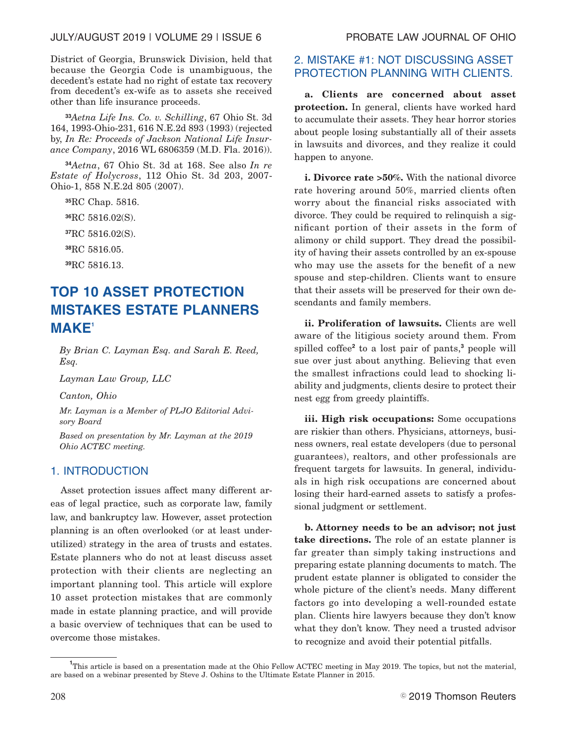District of Georgia, Brunswick Division, held that because the Georgia Code is unambiguous, the decedent's estate had no right of estate tax recovery from decedent's ex-wife as to assets she received other than life insurance proceeds.

[33]*Aetna Life Ins. Co. v. Schilling*, 67 Ohio St. 3d 164, 1993-Ohio-231, 616 N.E.2d 893 (1993) (rejected by, *In Re: Proceeds of Jackson National Life Insurance Company*, 2016 WL 6806359 (M.D. Fla. 2016)).

[34]*Aetna*, 67 Ohio St. 3d at 168. See also *In re Estate of Holycross*, 112 Ohio St. 3d 203, 2007-Ohio-1, 858 N.E.2d 805 (2007).

[35]RC Chap. 5816.

[36]RC 5816.02(S).

[37]RC 5816.02(S).

[38]RC 5816.05.

[39]RC 5816.13.

# TOP 10 ASSET PROTECTION MISTAKES ESTATE PLANNERS MAKE[1]

*By Brian C. Layman Esq. and Sarah E. Reed, Esq.*

*Layman Law Group, LLC*

*Canton, Ohio*

*Mr. Layman is a Member of PLJO Editorial Advisory Board*

*Based on presentation by Mr. Layman at the 2019 Ohio ACTEC meeting.*

## 1. INTRODUCTION

Asset protection issues affect many different areas of legal practice, such as corporate law, family law, and bankruptcy law. However, asset protection planning is an often overlooked (or at least underutilized) strategy in the area of trusts and estates. Estate planners who do not at least discuss asset protection with their clients are neglecting an important planning tool. This article will explore 10 asset protection mistakes that are commonly made in estate planning practice, and will provide a basic overview of techniques that can be used to overcome those mistakes.

## 2. MISTAKE #1: NOT DISCUSSING ASSET PROTECTION PLANNING WITH CLIENTS.

**a. Clients are concerned about asset protection.** In general, clients have worked hard to accumulate their assets. They hear horror stories about people losing substantially all of their assets in lawsuits and divorces, and they realize it could happen to anyone.

**i. Divorce rate >50%.** With the national divorce rate hovering around 50%, married clients often worry about the financial risks associated with divorce. They could be required to relinquish a significant portion of their assets in the form of alimony or child support. They dread the possibility of having their assets controlled by an ex-spouse who may use the assets for the benefit of a new spouse and step-children. Clients want to ensure that their assets will be preserved for their own descendants and family members.

**ii. Proliferation of lawsuits.** Clients are well aware of the litigious society around them. From spilled coffee[2] to a lost pair of pants,[3] people will sue over just about anything. Believing that even the smallest infractions could lead to shocking liability and judgments, clients desire to protect their nest egg from greedy plaintiffs.

**iii. High risk occupations:** Some occupations are riskier than others. Physicians, attorneys, business owners, real estate developers (due to personal guarantees), realtors, and other professionals are frequent targets for lawsuits. In general, individuals in high risk occupations are concerned about losing their hard-earned assets to satisfy a professional judgment or settlement.

**b. Attorney needs to be an advisor; not just take directions.** The role of an estate planner is far greater than simply taking instructions and preparing estate planning documents to match. The prudent estate planner is obligated to consider the whole picture of the client's needs. Many different factors go into developing a well-rounded estate plan. Clients hire lawyers because they don't know what they don't know. They need a trusted advisor to recognize and avoid their potential pitfalls.

---

[1]This article is based on a presentation made at the Ohio Fellow ACTEC meeting in May 2019. The topics, but not the material, are based on a webinar presented by Steve J. Oshins to the Ultimate Estate Planner in 2015.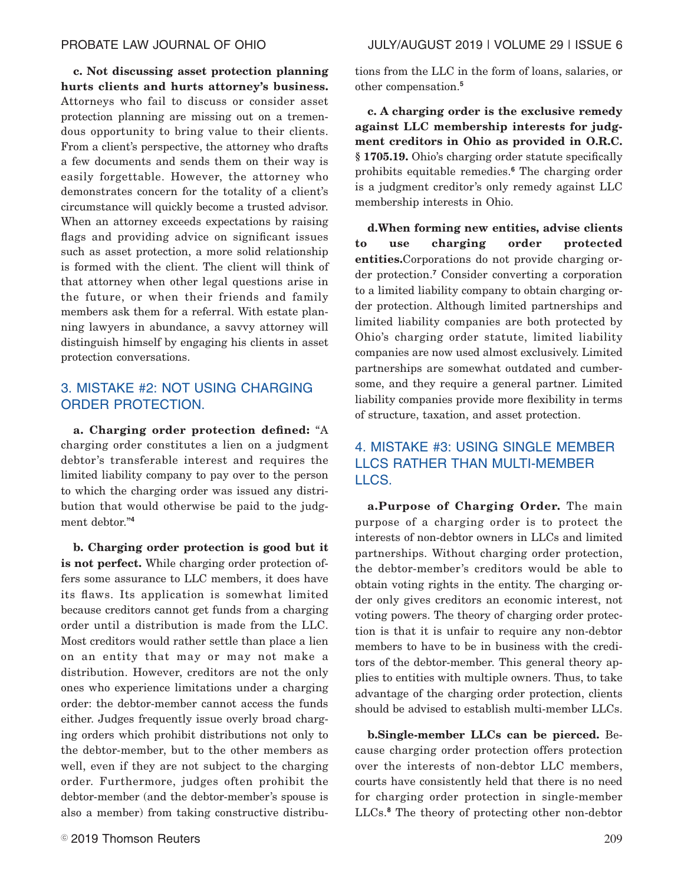**c. Not discussing asset protection planning hurts clients and hurts attorney's business.** Attorneys who fail to discuss or consider asset protection planning are missing out on a tremendous opportunity to bring value to their clients. From a client's perspective, the attorney who drafts a few documents and sends them on their way is easily forgettable. However, the attorney who demonstrates concern for the totality of a client's circumstance will quickly become a trusted advisor. When an attorney exceeds expectations by raising flags and providing advice on significant issues such as asset protection, a more solid relationship is formed with the client. The client will think of that attorney when other legal questions arise in the future, or when their friends and family members ask them for a referral. With estate planning lawyers in abundance, a savvy attorney will distinguish himself by engaging his clients in asset protection conversations.

## 3. MISTAKE #2: NOT USING CHARGING ORDER PROTECTION.

**a. Charging order protection defined:** "A charging order constitutes a lien on a judgment debtor's transferable interest and requires the limited liability company to pay over to the person to which the charging order was issued any distribution that would otherwise be paid to the judgment debtor."[4]

**b. Charging order protection is good but it is not perfect.** While charging order protection offers some assurance to LLC members, it does have its flaws. Its application is somewhat limited because creditors cannot get funds from a charging order until a distribution is made from the LLC. Most creditors would rather settle than place a lien on an entity that may or may not make a distribution. However, creditors are not the only ones who experience limitations under a charging order: the debtor-member cannot access the funds either. Judges frequently issue overly broad charging orders which prohibit distributions not only to the debtor-member, but to the other members as well, even if they are not subject to the charging order. Furthermore, judges often prohibit the debtor-member (and the debtor-member's spouse is also a member) from taking constructive distributions from the LLC in the form of loans, salaries, or other compensation.[5]

**c. A charging order is the exclusive remedy against LLC membership interests for judgment creditors in Ohio as provided in O.R.C. § 1705.19.** Ohio's charging order statute specifically prohibits equitable remedies.[6] The charging order is a judgment creditor's only remedy against LLC membership interests in Ohio.

**d.When forming new entities, advise clients to use charging order protected entities.**Corporations do not provide charging order protection.[7] Consider converting a corporation to a limited liability company to obtain charging order protection. Although limited partnerships and limited liability companies are both protected by Ohio's charging order statute, limited liability companies are now used almost exclusively. Limited partnerships are somewhat outdated and cumbersome, and they require a general partner. Limited liability companies provide more flexibility in terms of structure, taxation, and asset protection.

## 4. MISTAKE #3: USING SINGLE MEMBER LLCS RATHER THAN MULTI-MEMBER LLCS.

**a.Purpose of Charging Order.** The main purpose of a charging order is to protect the interests of non-debtor owners in LLCs and limited partnerships. Without charging order protection, the debtor-member's creditors would be able to obtain voting rights in the entity. The charging order only gives creditors an economic interest, not voting powers. The theory of charging order protection is that it is unfair to require any non-debtor members to have to be in business with the creditors of the debtor-member. This general theory applies to entities with multiple owners. Thus, to take advantage of the charging order protection, clients should be advised to establish multi-member LLCs.

**b.Single-member LLCs can be pierced.** Because charging order protection offers protection over the interests of non-debtor LLC members, courts have consistently held that there is no need for charging order protection in single-member LLCs.[8] The theory of protecting other non-debtor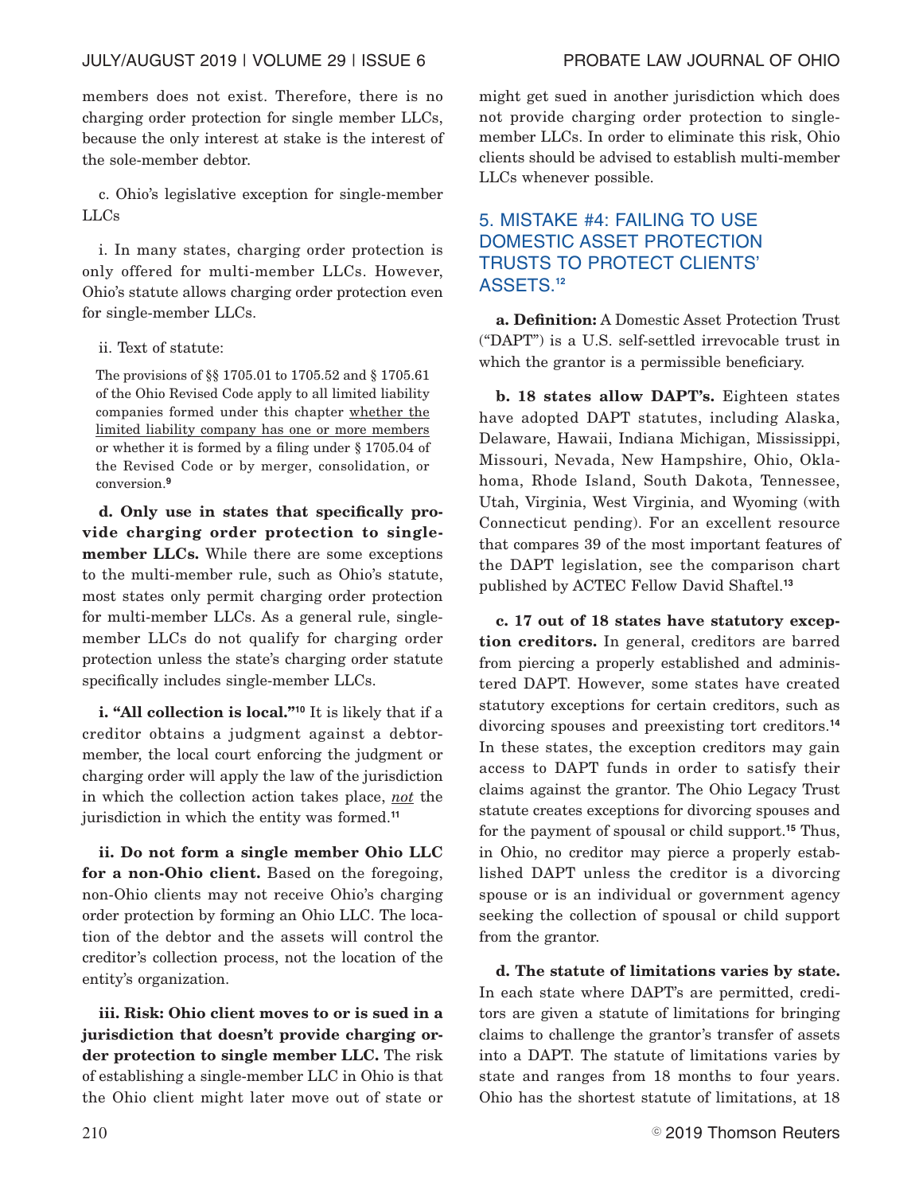members does not exist. Therefore, there is no charging order protection for single member LLCs, because the only interest at stake is the interest of the sole-member debtor.

c. Ohio's legislative exception for single-member LLCs

i. In many states, charging order protection is only offered for multi-member LLCs. However, Ohio's statute allows charging order protection even for single-member LLCs.

ii. Text of statute:

> The provisions of §§ 1705.01 to 1705.52 and § 1705.61 of the Ohio Revised Code apply to all limited liability companies formed under this chapter whether the limited liability company has one or more members or whether it is formed by a filing under § 1705.04 of the Revised Code or by merger, consolidation, or conversion.[9]

**d. Only use in states that specifically provide charging order protection to single-member LLCs.** While there are some exceptions to the multi-member rule, such as Ohio's statute, most states only permit charging order protection for multi-member LLCs. As a general rule, single-member LLCs do not qualify for charging order protection unless the state's charging order statute specifically includes single-member LLCs.

**i. "All collection is local."[10]** It is likely that if a creditor obtains a judgment against a debtor-member, the local court enforcing the judgment or charging order will apply the law of the jurisdiction in which the collection action takes place, *not* the jurisdiction in which the entity was formed.[11]

**ii. Do not form a single member Ohio LLC for a non-Ohio client.** Based on the foregoing, non-Ohio clients may not receive Ohio's charging order protection by forming an Ohio LLC. The location of the debtor and the assets will control the creditor's collection process, not the location of the entity's organization.

**iii. Risk: Ohio client moves to or is sued in a jurisdiction that doesn't provide charging order protection to single member LLC.** The risk of establishing a single-member LLC in Ohio is that the Ohio client might later move out of state or might get sued in another jurisdiction which does not provide charging order protection to single-member LLCs. In order to eliminate this risk, Ohio clients should be advised to establish multi-member LLCs whenever possible.

## 5. MISTAKE #4: FAILING TO USE DOMESTIC ASSET PROTECTION TRUSTS TO PROTECT CLIENTS' ASSETS.[12]

**a. Definition:** A Domestic Asset Protection Trust ("DAPT") is a U.S. self-settled irrevocable trust in which the grantor is a permissible beneficiary.

**b. 18 states allow DAPT's.** Eighteen states have adopted DAPT statutes, including Alaska, Delaware, Hawaii, Indiana Michigan, Mississippi, Missouri, Nevada, New Hampshire, Ohio, Oklahoma, Rhode Island, South Dakota, Tennessee, Utah, Virginia, West Virginia, and Wyoming (with Connecticut pending). For an excellent resource that compares 39 of the most important features of the DAPT legislation, see the comparison chart published by ACTEC Fellow David Shaftel.[13]

**c. 17 out of 18 states have statutory exception creditors.** In general, creditors are barred from piercing a properly established and administered DAPT. However, some states have created statutory exceptions for certain creditors, such as divorcing spouses and preexisting tort creditors.[14] In these states, the exception creditors may gain access to DAPT funds in order to satisfy their claims against the grantor. The Ohio Legacy Trust statute creates exceptions for divorcing spouses and for the payment of spousal or child support.[15] Thus, in Ohio, no creditor may pierce a properly established DAPT unless the creditor is a divorcing spouse or is an individual or government agency seeking the collection of spousal or child support from the grantor.

**d. The statute of limitations varies by state.** In each state where DAPT's are permitted, creditors are given a statute of limitations for bringing claims to challenge the grantor's transfer of assets into a DAPT. The statute of limitations varies by state and ranges from 18 months to four years. Ohio has the shortest statute of limitations, at 18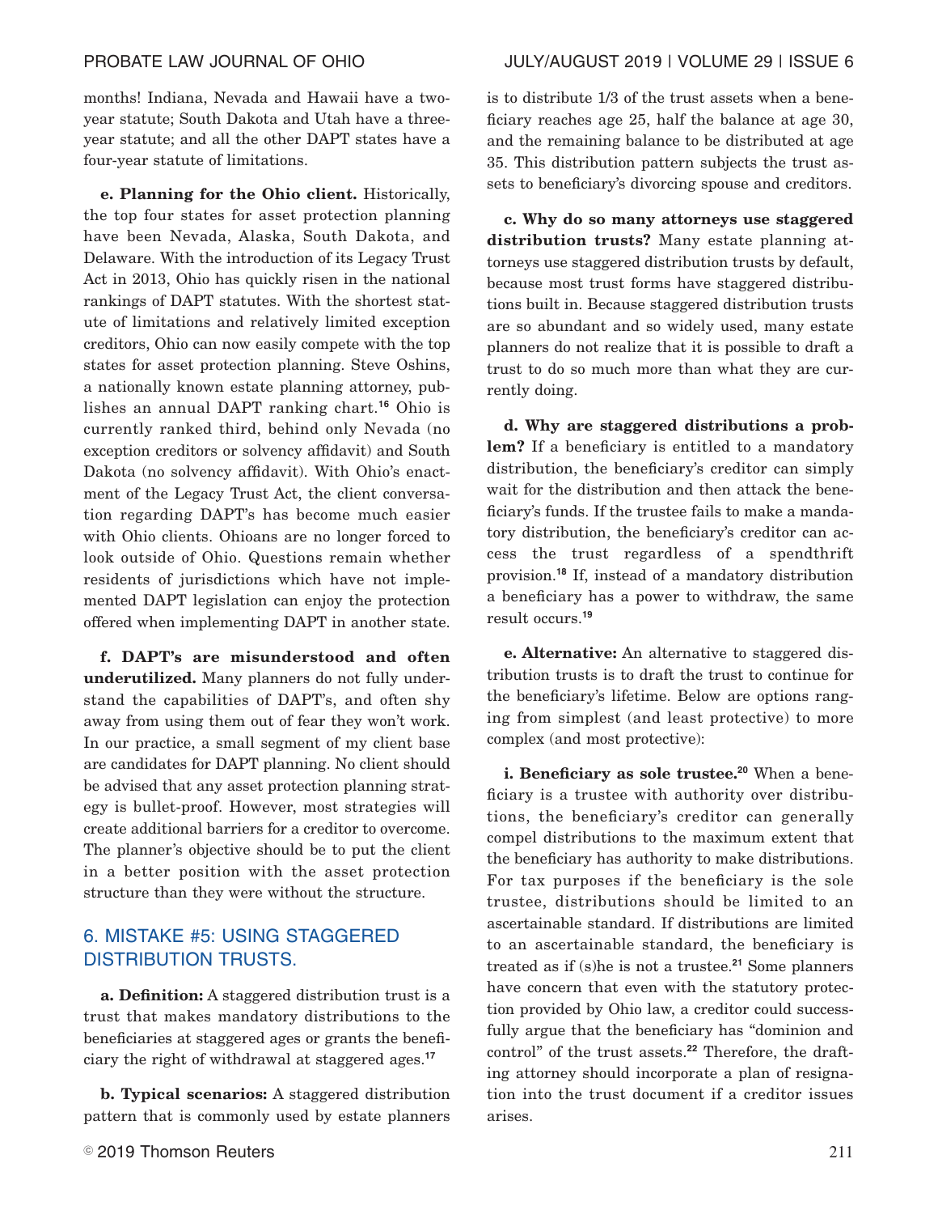months! Indiana, Nevada and Hawaii have a two-year statute; South Dakota and Utah have a three-year statute; and all the other DAPT states have a four-year statute of limitations.

**e. Planning for the Ohio client.** Historically, the top four states for asset protection planning have been Nevada, Alaska, South Dakota, and Delaware. With the introduction of its Legacy Trust Act in 2013, Ohio has quickly risen in the national rankings of DAPT statutes. With the shortest statute of limitations and relatively limited exception creditors, Ohio can now easily compete with the top states for asset protection planning. Steve Oshins, a nationally known estate planning attorney, publishes an annual DAPT ranking chart.[16] Ohio is currently ranked third, behind only Nevada (no exception creditors or solvency affidavit) and South Dakota (no solvency affidavit). With Ohio's enactment of the Legacy Trust Act, the client conversation regarding DAPT's has become much easier with Ohio clients. Ohioans are no longer forced to look outside of Ohio. Questions remain whether residents of jurisdictions which have not implemented DAPT legislation can enjoy the protection offered when implementing DAPT in another state.

**f. DAPT's are misunderstood and often underutilized.** Many planners do not fully understand the capabilities of DAPT's, and often shy away from using them out of fear they won't work. In our practice, a small segment of my client base are candidates for DAPT planning. No client should be advised that any asset protection planning strategy is bullet-proof. However, most strategies will create additional barriers for a creditor to overcome. The planner's objective should be to put the client in a better position with the asset protection structure than they were without the structure.

## 6. MISTAKE #5: USING STAGGERED DISTRIBUTION TRUSTS.

**a. Definition:** A staggered distribution trust is a trust that makes mandatory distributions to the beneficiaries at staggered ages or grants the beneficiary the right of withdrawal at staggered ages.[17]

**b. Typical scenarios:** A staggered distribution pattern that is commonly used by estate planners is to distribute 1/3 of the trust assets when a beneficiary reaches age 25, half the balance at age 30, and the remaining balance to be distributed at age 35. This distribution pattern subjects the trust assets to beneficiary's divorcing spouse and creditors.

**c. Why do so many attorneys use staggered distribution trusts?** Many estate planning attorneys use staggered distribution trusts by default, because most trust forms have staggered distributions built in. Because staggered distribution trusts are so abundant and so widely used, many estate planners do not realize that it is possible to draft a trust to do so much more than what they are currently doing.

**d. Why are staggered distributions a problem?** If a beneficiary is entitled to a mandatory distribution, the beneficiary's creditor can simply wait for the distribution and then attack the beneficiary's funds. If the trustee fails to make a mandatory distribution, the beneficiary's creditor can access the trust regardless of a spendthrift provision.[18] If, instead of a mandatory distribution a beneficiary has a power to withdraw, the same result occurs.[19]

**e. Alternative:** An alternative to staggered distribution trusts is to draft the trust to continue for the beneficiary's lifetime. Below are options ranging from simplest (and least protective) to more complex (and most protective):

**i. Beneficiary as sole trustee.**[20] When a beneficiary is a trustee with authority over distributions, the beneficiary's creditor can generally compel distributions to the maximum extent that the beneficiary has authority to make distributions. For tax purposes if the beneficiary is the sole trustee, distributions should be limited to an ascertainable standard. If distributions are limited to an ascertainable standard, the beneficiary is treated as if (s)he is not a trustee.[21] Some planners have concern that even with the statutory protection provided by Ohio law, a creditor could successfully argue that the beneficiary has "dominion and control" of the trust assets.[22] Therefore, the drafting attorney should incorporate a plan of resignation into the trust document if a creditor issues arises.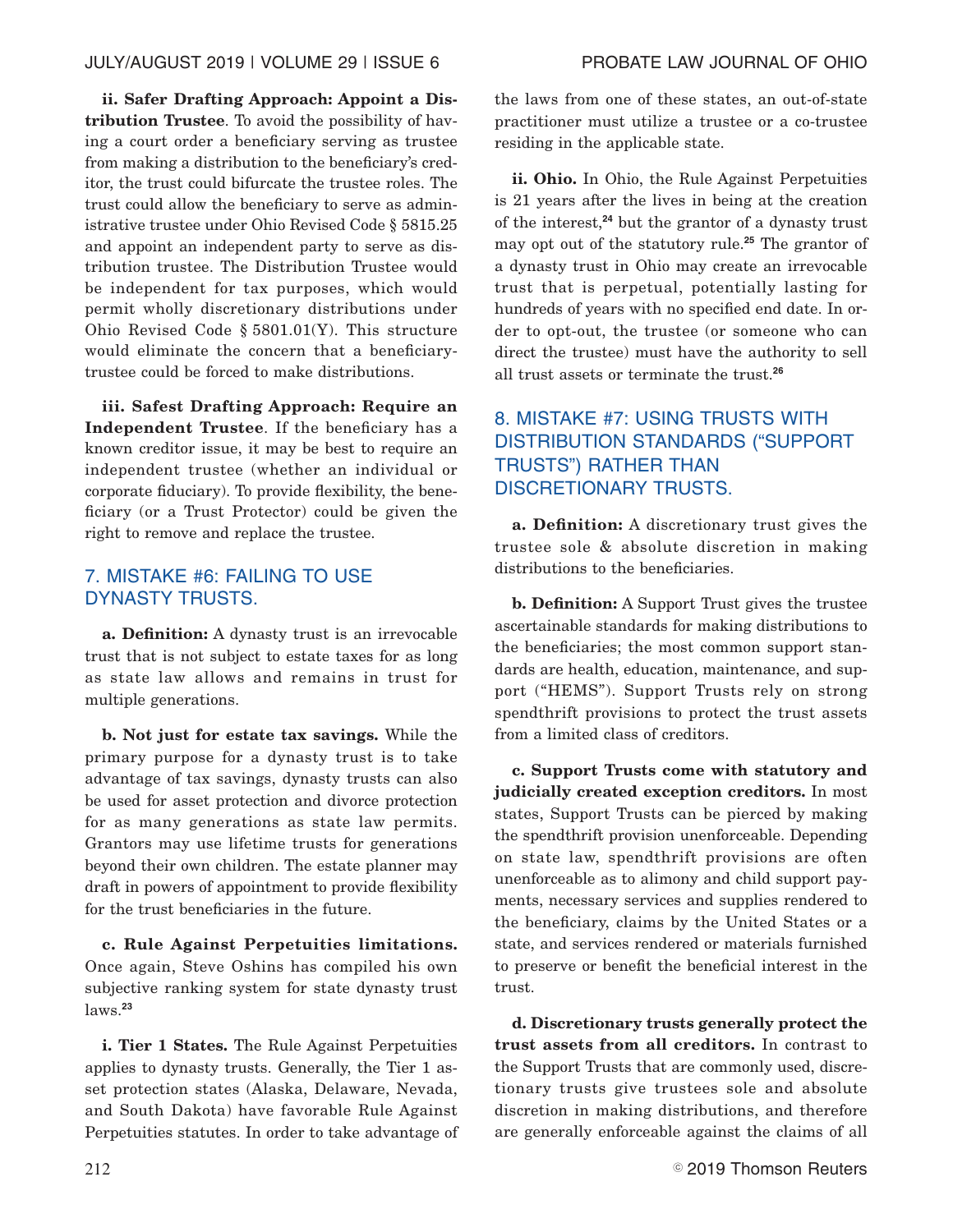**ii. Safer Drafting Approach: Appoint a Distribution Trustee**. To avoid the possibility of having a court order a beneficiary serving as trustee from making a distribution to the beneficiary's creditor, the trust could bifurcate the trustee roles. The trust could allow the beneficiary to serve as administrative trustee under Ohio Revised Code § 5815.25 and appoint an independent party to serve as distribution trustee. The Distribution Trustee would be independent for tax purposes, which would permit wholly discretionary distributions under Ohio Revised Code § 5801.01(Y). This structure would eliminate the concern that a beneficiary-trustee could be forced to make distributions.

**iii. Safest Drafting Approach: Require an Independent Trustee**. If the beneficiary has a known creditor issue, it may be best to require an independent trustee (whether an individual or corporate fiduciary). To provide flexibility, the beneficiary (or a Trust Protector) could be given the right to remove and replace the trustee.

## 7. MISTAKE #6: FAILING TO USE DYNASTY TRUSTS.

**a. Definition:** A dynasty trust is an irrevocable trust that is not subject to estate taxes for as long as state law allows and remains in trust for multiple generations.

**b. Not just for estate tax savings.** While the primary purpose for a dynasty trust is to take advantage of tax savings, dynasty trusts can also be used for asset protection and divorce protection for as many generations as state law permits. Grantors may use lifetime trusts for generations beyond their own children. The estate planner may draft in powers of appointment to provide flexibility for the trust beneficiaries in the future.

**c. Rule Against Perpetuities limitations.** Once again, Steve Oshins has compiled his own subjective ranking system for state dynasty trust laws.[23]

**i. Tier 1 States.** The Rule Against Perpetuities applies to dynasty trusts. Generally, the Tier 1 asset protection states (Alaska, Delaware, Nevada, and South Dakota) have favorable Rule Against Perpetuities statutes. In order to take advantage of the laws from one of these states, an out-of-state practitioner must utilize a trustee or a co-trustee residing in the applicable state.

**ii. Ohio.** In Ohio, the Rule Against Perpetuities is 21 years after the lives in being at the creation of the interest,[24] but the grantor of a dynasty trust may opt out of the statutory rule.[25] The grantor of a dynasty trust in Ohio may create an irrevocable trust that is perpetual, potentially lasting for hundreds of years with no specified end date. In order to opt-out, the trustee (or someone who can direct the trustee) must have the authority to sell all trust assets or terminate the trust.[26]

## 8. MISTAKE #7: USING TRUSTS WITH DISTRIBUTION STANDARDS ("SUPPORT TRUSTS") RATHER THAN DISCRETIONARY TRUSTS.

**a. Definition:** A discretionary trust gives the trustee sole & absolute discretion in making distributions to the beneficiaries.

**b. Definition:** A Support Trust gives the trustee ascertainable standards for making distributions to the beneficiaries; the most common support standards are health, education, maintenance, and support ("HEMS"). Support Trusts rely on strong spendthrift provisions to protect the trust assets from a limited class of creditors.

**c. Support Trusts come with statutory and judicially created exception creditors.** In most states, Support Trusts can be pierced by making the spendthrift provision unenforceable. Depending on state law, spendthrift provisions are often unenforceable as to alimony and child support payments, necessary services and supplies rendered to the beneficiary, claims by the United States or a state, and services rendered or materials furnished to preserve or benefit the beneficial interest in the trust.

**d. Discretionary trusts generally protect the trust assets from all creditors.** In contrast to the Support Trusts that are commonly used, discretionary trusts give trustees sole and absolute discretion in making distributions, and therefore are generally enforceable against the claims of all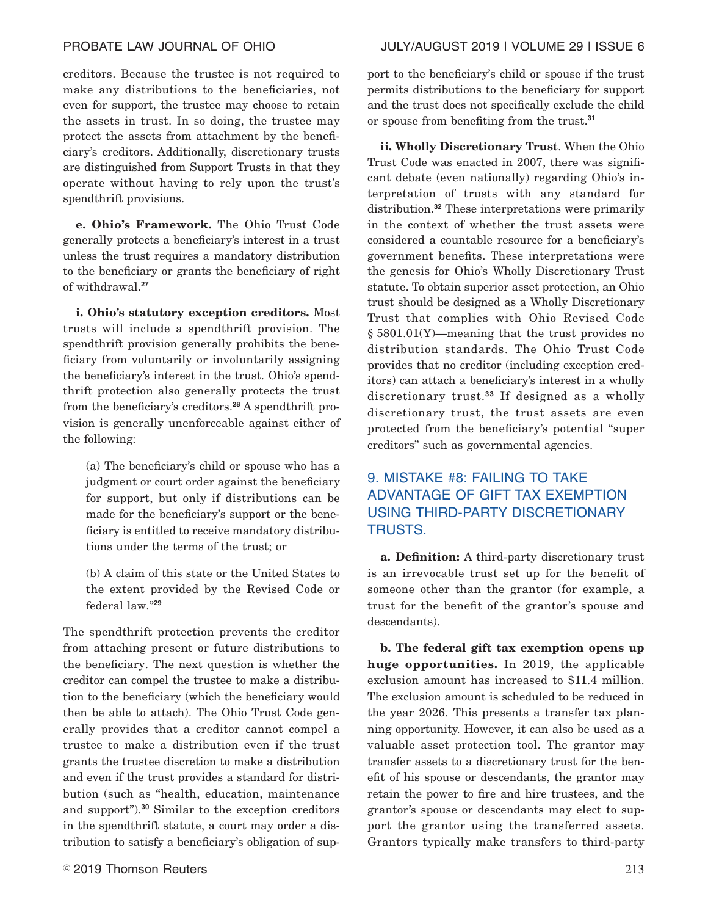creditors. Because the trustee is not required to make any distributions to the beneficiaries, not even for support, the trustee may choose to retain the assets in trust. In so doing, the trustee may protect the assets from attachment by the beneficiary's creditors. Additionally, discretionary trusts are distinguished from Support Trusts in that they operate without having to rely upon the trust's spendthrift provisions.

**e. Ohio's Framework.** The Ohio Trust Code generally protects a beneficiary's interest in a trust unless the trust requires a mandatory distribution to the beneficiary or grants the beneficiary of right of withdrawal.[27]

**i. Ohio's statutory exception creditors.** Most trusts will include a spendthrift provision. The spendthrift provision generally prohibits the beneficiary from voluntarily or involuntarily assigning the beneficiary's interest in the trust. Ohio's spendthrift protection also generally protects the trust from the beneficiary's creditors.[28] A spendthrift provision is generally unenforceable against either of the following:

> (a) The beneficiary's child or spouse who has a judgment or court order against the beneficiary for support, but only if distributions can be made for the beneficiary's support or the beneficiary is entitled to receive mandatory distributions under the terms of the trust; or
>
> (b) A claim of this state or the United States to the extent provided by the Revised Code or federal law."[29]

The spendthrift protection prevents the creditor from attaching present or future distributions to the beneficiary. The next question is whether the creditor can compel the trustee to make a distribution to the beneficiary (which the beneficiary would then be able to attach). The Ohio Trust Code generally provides that a creditor cannot compel a trustee to make a distribution even if the trust grants the trustee discretion to make a distribution and even if the trust provides a standard for distribution (such as "health, education, maintenance and support").[30] Similar to the exception creditors in the spendthrift statute, a court may order a distribution to satisfy a beneficiary's obligation of support to the beneficiary's child or spouse if the trust permits distributions to the beneficiary for support and the trust does not specifically exclude the child or spouse from benefiting from the trust.[31]

**ii. Wholly Discretionary Trust**. When the Ohio Trust Code was enacted in 2007, there was significant debate (even nationally) regarding Ohio's interpretation of trusts with any standard for distribution.[32] These interpretations were primarily in the context of whether the trust assets were considered a countable resource for a beneficiary's government benefits. These interpretations were the genesis for Ohio's Wholly Discretionary Trust statute. To obtain superior asset protection, an Ohio trust should be designed as a Wholly Discretionary Trust that complies with Ohio Revised Code § 5801.01(Y)—meaning that the trust provides no distribution standards. The Ohio Trust Code provides that no creditor (including exception creditors) can attach a beneficiary's interest in a wholly discretionary trust.[33] If designed as a wholly discretionary trust, the trust assets are even protected from the beneficiary's potential "super creditors" such as governmental agencies.

## 9. MISTAKE #8: FAILING TO TAKE ADVANTAGE OF GIFT TAX EXEMPTION USING THIRD-PARTY DISCRETIONARY TRUSTS.

**a. Definition:** A third-party discretionary trust is an irrevocable trust set up for the benefit of someone other than the grantor (for example, a trust for the benefit of the grantor's spouse and descendants).

**b. The federal gift tax exemption opens up huge opportunities.** In 2019, the applicable exclusion amount has increased to $11.4 million. The exclusion amount is scheduled to be reduced in the year 2026. This presents a transfer tax planning opportunity. However, it can also be used as a valuable asset protection tool. The grantor may transfer assets to a discretionary trust for the benefit of his spouse or descendants, the grantor may retain the power to fire and hire trustees, and the grantor's spouse or descendants may elect to support the grantor using the transferred assets. Grantors typically make transfers to third-party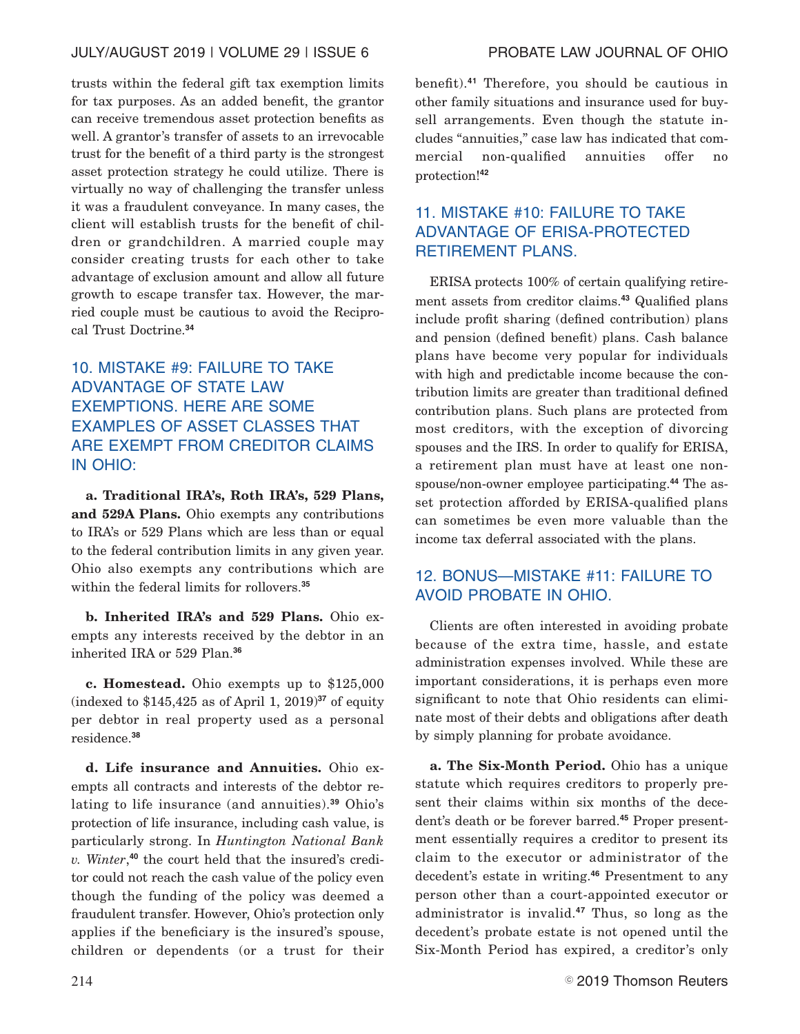trusts within the federal gift tax exemption limits for tax purposes. As an added benefit, the grantor can receive tremendous asset protection benefits as well. A grantor's transfer of assets to an irrevocable trust for the benefit of a third party is the strongest asset protection strategy he could utilize. There is virtually no way of challenging the transfer unless it was a fraudulent conveyance. In many cases, the client will establish trusts for the benefit of children or grandchildren. A married couple may consider creating trusts for each other to take advantage of exclusion amount and allow all future growth to escape transfer tax. However, the married couple must be cautious to avoid the Reciprocal Trust Doctrine.[34]

## 10. MISTAKE #9: FAILURE TO TAKE ADVANTAGE OF STATE LAW EXEMPTIONS. HERE ARE SOME EXAMPLES OF ASSET CLASSES THAT ARE EXEMPT FROM CREDITOR CLAIMS IN OHIO:

**a. Traditional IRA's, Roth IRA's, 529 Plans, and 529A Plans.** Ohio exempts any contributions to IRA's or 529 Plans which are less than or equal to the federal contribution limits in any given year. Ohio also exempts any contributions which are within the federal limits for rollovers.[35]

**b. Inherited IRA's and 529 Plans.** Ohio exempts any interests received by the debtor in an inherited IRA or 529 Plan.[36]

**c. Homestead.** Ohio exempts up to $125,000 (indexed to $145,425 as of April 1, 2019)[37] of equity per debtor in real property used as a personal residence.[38]

**d. Life insurance and Annuities.** Ohio exempts all contracts and interests of the debtor relating to life insurance (and annuities).[39] Ohio's protection of life insurance, including cash value, is particularly strong. In *Huntington National Bank v. Winter*,[40] the court held that the insured's creditor could not reach the cash value of the policy even though the funding of the policy was deemed a fraudulent transfer. However, Ohio's protection only applies if the beneficiary is the insured's spouse, children or dependents (or a trust for their benefit).[41] Therefore, you should be cautious in other family situations and insurance used for buy-sell arrangements. Even though the statute includes "annuities," case law has indicated that commercial non-qualified annuities offer no protection![42]

## 11. MISTAKE #10: FAILURE TO TAKE ADVANTAGE OF ERISA-PROTECTED RETIREMENT PLANS.

ERISA protects 100% of certain qualifying retirement assets from creditor claims.[43] Qualified plans include profit sharing (defined contribution) plans and pension (defined benefit) plans. Cash balance plans have become very popular for individuals with high and predictable income because the contribution limits are greater than traditional defined contribution plans. Such plans are protected from most creditors, with the exception of divorcing spouses and the IRS. In order to qualify for ERISA, a retirement plan must have at least one non-spouse/non-owner employee participating.[44] The asset protection afforded by ERISA-qualified plans can sometimes be even more valuable than the income tax deferral associated with the plans.

## 12. BONUS—MISTAKE #11: FAILURE TO AVOID PROBATE IN OHIO.

Clients are often interested in avoiding probate because of the extra time, hassle, and estate administration expenses involved. While these are important considerations, it is perhaps even more significant to note that Ohio residents can eliminate most of their debts and obligations after death by simply planning for probate avoidance.

**a. The Six-Month Period.** Ohio has a unique statute which requires creditors to properly present their claims within six months of the decedent's death or be forever barred.[45] Proper presentment essentially requires a creditor to present its claim to the executor or administrator of the decedent's estate in writing.[46] Presentment to any person other than a court-appointed executor or administrator is invalid.[47] Thus, so long as the decedent's probate estate is not opened until the Six-Month Period has expired, a creditor's only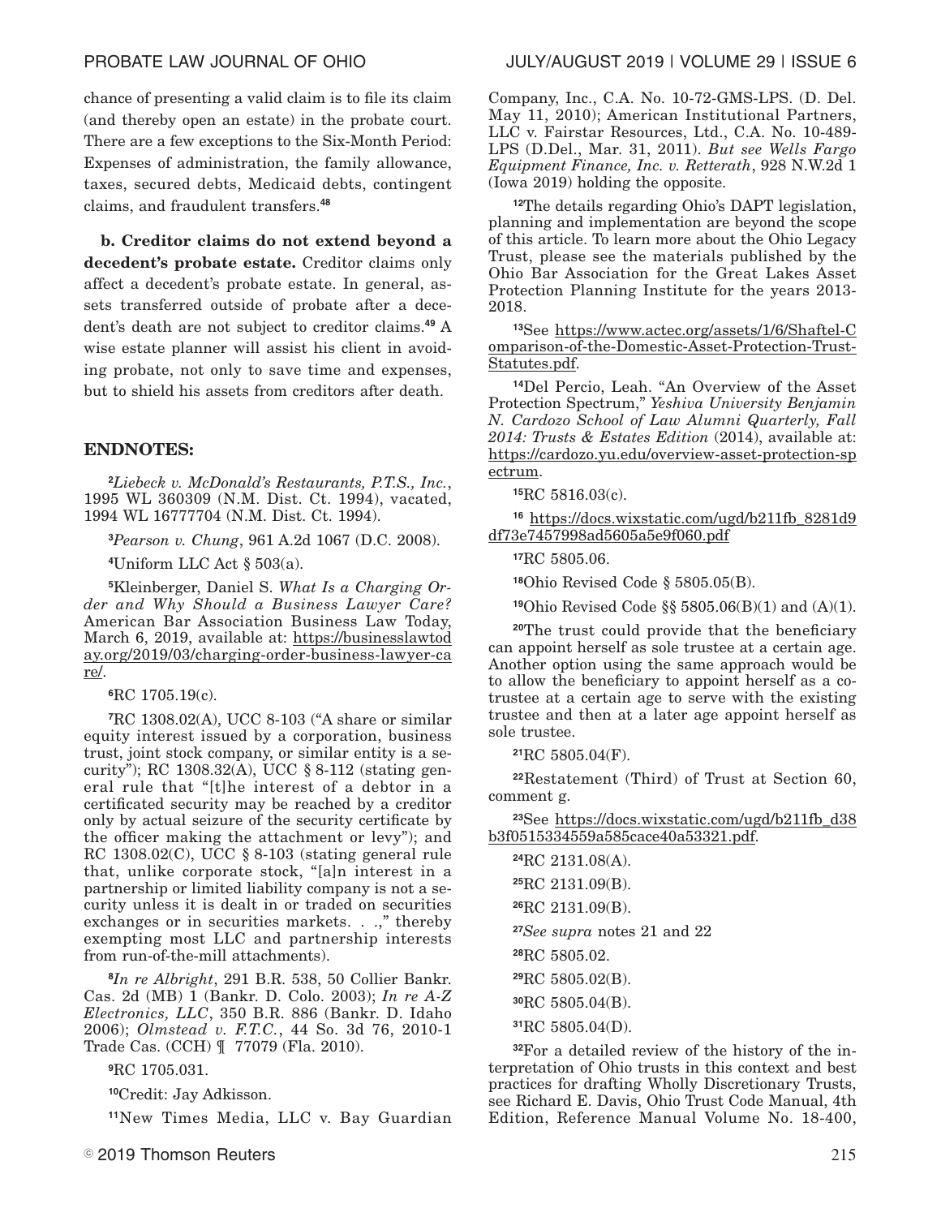chance of presenting a valid claim is to file its claim (and thereby open an estate) in the probate court. There are a few exceptions to the Six-Month Period: Expenses of administration, the family allowance, taxes, secured debts, Medicaid debts, contingent claims, and fraudulent transfers.[48]

**b. Creditor claims do not extend beyond a decedent's probate estate.** Creditor claims only affect a decedent's probate estate. In general, assets transferred outside of probate after a decedent's death are not subject to creditor claims.[49] A wise estate planner will assist his client in avoiding probate, not only to save time and expenses, but to shield his assets from creditors after death.

## ENDNOTES:

[2]*Liebeck v. McDonald's Restaurants, P.T.S., Inc.*, 1995 WL 360309 (N.M. Dist. Ct. 1994), vacated, 1994 WL 16777704 (N.M. Dist. Ct. 1994).

[3]*Pearson v. Chung*, 961 A.2d 1067 (D.C. 2008).

[4]Uniform LLC Act § 503(a).

[5]Kleinberger, Daniel S. *What Is a Charging Order and Why Should a Business Lawyer Care?* American Bar Association Business Law Today, March 6, 2019, available at: https://businesslawtoday.org/2019/03/charging-order-business-lawyer-care/.

[6]RC 1705.19(c).

[7]RC 1308.02(A), UCC 8-103 ("A share or similar equity interest issued by a corporation, business trust, joint stock company, or similar entity is a security"); RC 1308.32(A), UCC § 8-112 (stating general rule that "[t]he interest of a debtor in a certificated security may be reached by a creditor only by actual seizure of the security certificate by the officer making the attachment or levy"); and RC 1308.02(C), UCC § 8-103 (stating general rule that, unlike corporate stock, "[a]n interest in a partnership or limited liability company is not a security unless it is dealt in or traded on securities exchanges or in securities markets. . .," thereby exempting most LLC and partnership interests from run-of-the-mill attachments).

[8]*In re Albright*, 291 B.R. 538, 50 Collier Bankr. Cas. 2d (MB) 1 (Bankr. D. Colo. 2003); *In re A-Z Electronics, LLC*, 350 B.R. 886 (Bankr. D. Idaho 2006); *Olmstead v. F.T.C.*, 44 So. 3d 76, 2010-1 Trade Cas. (CCH) ¶ 77079 (Fla. 2010).

[9]RC 1705.031.

[10]Credit: Jay Adkisson.

[11]New Times Media, LLC v. Bay Guardian Company, Inc., C.A. No. 10-72-GMS-LPS. (D. Del. May 11, 2010); American Institutional Partners, LLC v. Fairstar Resources, Ltd., C.A. No. 10-489-LPS (D.Del., Mar. 31, 2011). *But see Wells Fargo Equipment Finance, Inc. v. Retterath*, 928 N.W.2d 1 (Iowa 2019) holding the opposite.

[12]The details regarding Ohio's DAPT legislation, planning and implementation are beyond the scope of this article. To learn more about the Ohio Legacy Trust, please see the materials published by the Ohio Bar Association for the Great Lakes Asset Protection Planning Institute for the years 2013-2018.

[13]See https://www.actec.org/assets/1/6/Shaftel-Comparison-of-the-Domestic-Asset-Protection-Trust-Statutes.pdf.

[14]Del Percio, Leah. "An Overview of the Asset Protection Spectrum," *Yeshiva University Benjamin N. Cardozo School of Law Alumni Quarterly, Fall 2014: Trusts & Estates Edition* (2014), available at: https://cardozo.yu.edu/overview-asset-protection-spectrum.

[15]RC 5816.03(c).

[16] https://docs.wixstatic.com/ugd/b211fb_8281d9df73e7457998ad5605a5e9f060.pdf

[17]RC 5805.06.

[18]Ohio Revised Code § 5805.05(B).

[19]Ohio Revised Code §§ 5805.06(B)(1) and (A)(1).

[20]The trust could provide that the beneficiary can appoint herself as sole trustee at a certain age. Another option using the same approach would be to allow the beneficiary to appoint herself as a co-trustee at a certain age to serve with the existing trustee and then at a later age appoint herself as sole trustee.

[21]RC 5805.04(F).

[22]Restatement (Third) of Trust at Section 60, comment g.

[23]See https://docs.wixstatic.com/ugd/b211fb_d38b3f0515334559a585cace40a53321.pdf.

[24]RC 2131.08(A).

[25]RC 2131.09(B).

[26]RC 2131.09(B).

[27]*See supra* notes 21 and 22

[28]RC 5805.02.

[29]RC 5805.02(B).

[30]RC 5805.04(B).

[31]RC 5805.04(D).

[32]For a detailed review of the history of the interpretation of Ohio trusts in this context and best practices for drafting Wholly Discretionary Trusts, see Richard E. Davis, Ohio Trust Code Manual, 4th Edition, Reference Manual Volume No. 18-400,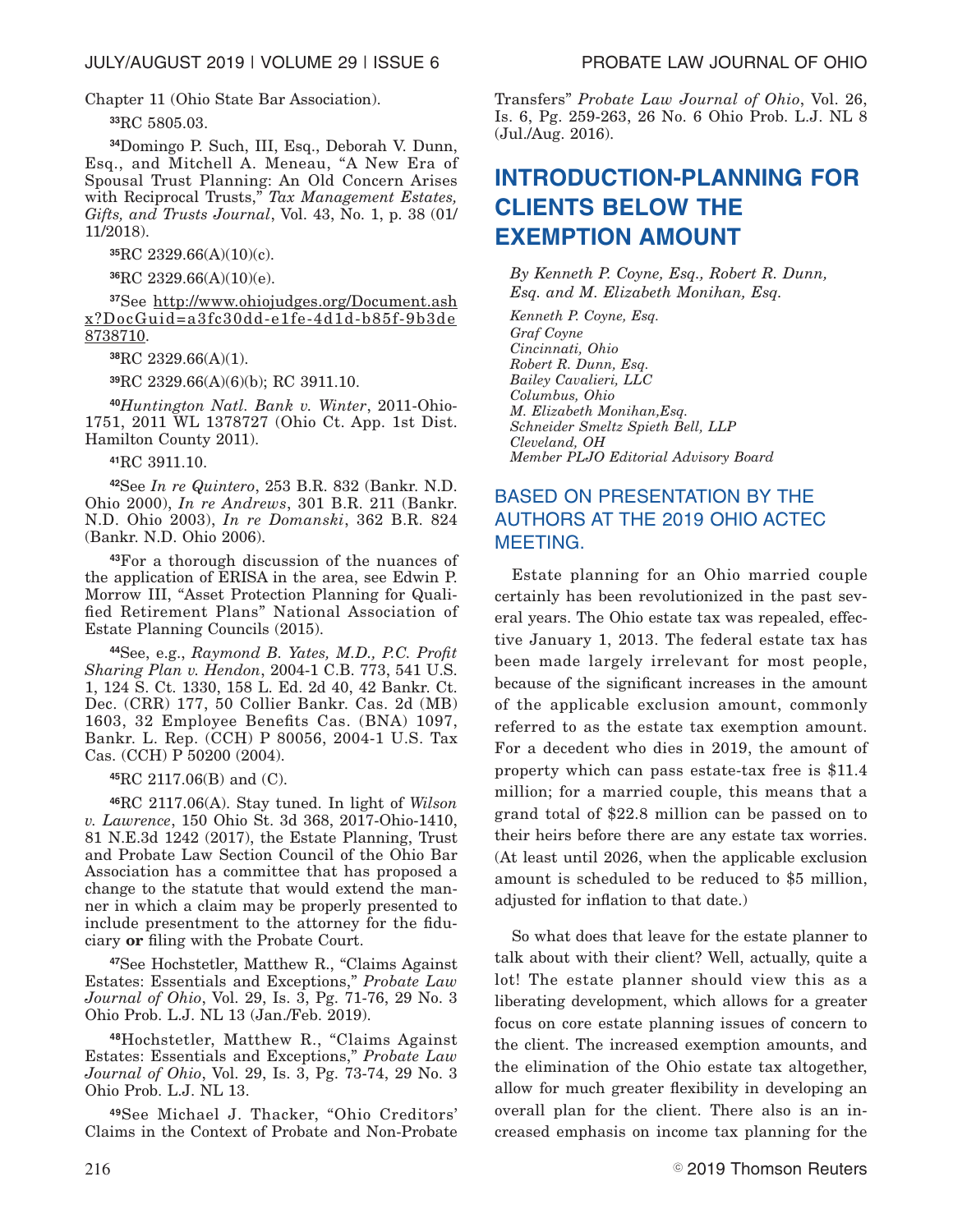Chapter 11 (Ohio State Bar Association).

[33]RC 5805.03.

[34]Domingo P. Such, III, Esq., Deborah V. Dunn, Esq., and Mitchell A. Meneau, "A New Era of Spousal Trust Planning: An Old Concern Arises with Reciprocal Trusts," *Tax Management Estates, Gifts, and Trusts Journal*, Vol. 43, No. 1, p. 38 (01/11/2018).

[35]RC 2329.66(A)(10)(c).

[36]RC 2329.66(A)(10)(e).

[37]See http://www.ohiojudges.org/Document.ashx?DocGuid=a3fc30dd-e1fe-4d1d-b85f-9b3de8738710.

[38]RC 2329.66(A)(1).

[39]RC 2329.66(A)(6)(b); RC 3911.10.

[40]*Huntington Natl. Bank v. Winter*, 2011-Ohio-1751, 2011 WL 1378727 (Ohio Ct. App. 1st Dist. Hamilton County 2011).

[41]RC 3911.10.

[42]See *In re Quintero*, 253 B.R. 832 (Bankr. N.D. Ohio 2000), *In re Andrews*, 301 B.R. 211 (Bankr. N.D. Ohio 2003), *In re Domanski*, 362 B.R. 824 (Bankr. N.D. Ohio 2006).

[43]For a thorough discussion of the nuances of the application of ERISA in the area, see Edwin P. Morrow III, "Asset Protection Planning for Qualified Retirement Plans" National Association of Estate Planning Councils (2015).

[44]See, e.g., *Raymond B. Yates, M.D., P.C. Profit Sharing Plan v. Hendon*, 2004-1 C.B. 773, 541 U.S. 1, 124 S. Ct. 1330, 158 L. Ed. 2d 40, 42 Bankr. Ct. Dec. (CRR) 177, 50 Collier Bankr. Cas. 2d (MB) 1603, 32 Employee Benefits Cas. (BNA) 1097, Bankr. L. Rep. (CCH) P 80056, 2004-1 U.S. Tax Cas. (CCH) P 50200 (2004).

[45]RC 2117.06(B) and (C).

[46]RC 2117.06(A). Stay tuned. In light of *Wilson v. Lawrence*, 150 Ohio St. 3d 368, 2017-Ohio-1410, 81 N.E.3d 1242 (2017), the Estate Planning, Trust and Probate Law Section Council of the Ohio Bar Association has a committee that has proposed a change to the statute that would extend the manner in which a claim may be properly presented to include presentment to the attorney for the fiduciary **or** filing with the Probate Court.

[47]See Hochstetler, Matthew R., "Claims Against Estates: Essentials and Exceptions," *Probate Law Journal of Ohio*, Vol. 29, Is. 3, Pg. 71-76, 29 No. 3 Ohio Prob. L.J. NL 13 (Jan./Feb. 2019).

[48]Hochstetler, Matthew R., "Claims Against Estates: Essentials and Exceptions," *Probate Law Journal of Ohio*, Vol. 29, Is. 3, Pg. 73-74, 29 No. 3 Ohio Prob. L.J. NL 13.

[49]See Michael J. Thacker, "Ohio Creditors' Claims in the Context of Probate and Non-Probate Transfers" *Probate Law Journal of Ohio*, Vol. 26, Is. 6, Pg. 259-263, 26 No. 6 Ohio Prob. L.J. NL 8 (Jul./Aug. 2016).

# INTRODUCTION-PLANNING FOR CLIENTS BELOW THE EXEMPTION AMOUNT

*By Kenneth P. Coyne, Esq., Robert R. Dunn, Esq. and M. Elizabeth Monihan, Esq.*

*Kenneth P. Coyne, Esq.*
*Graf Coyne*
*Cincinnati, Ohio*
*Robert R. Dunn, Esq.*
*Bailey Cavalieri, LLC*
*Columbus, Ohio*
*M. Elizabeth Monihan,Esq.*
*Schneider Smeltz Spieth Bell, LLP*
*Cleveland, OH*
*Member PLJO Editorial Advisory Board*

## BASED ON PRESENTATION BY THE AUTHORS AT THE 2019 OHIO ACTEC MEETING.

Estate planning for an Ohio married couple certainly has been revolutionized in the past several years. The Ohio estate tax was repealed, effective January 1, 2013. The federal estate tax has been made largely irrelevant for most people, because of the significant increases in the amount of the applicable exclusion amount, commonly referred to as the estate tax exemption amount. For a decedent who dies in 2019, the amount of property which can pass estate-tax free is $11.4 million; for a married couple, this means that a grand total of $22.8 million can be passed on to their heirs before there are any estate tax worries. (At least until 2026, when the applicable exclusion amount is scheduled to be reduced to $5 million, adjusted for inflation to that date.)

So what does that leave for the estate planner to talk about with their client? Well, actually, quite a lot! The estate planner should view this as a liberating development, which allows for a greater focus on core estate planning issues of concern to the client. The increased exemption amounts, and the elimination of the Ohio estate tax altogether, allow for much greater flexibility in developing an overall plan for the client. There also is an increased emphasis on income tax planning for the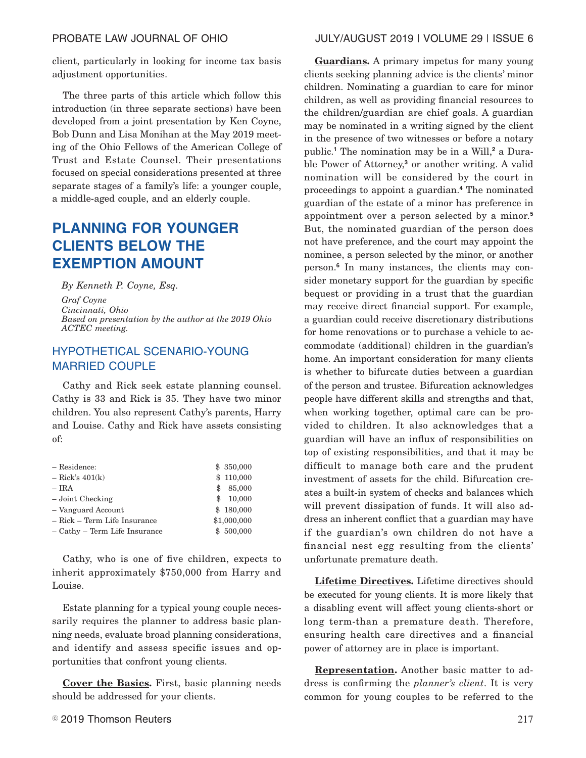client, particularly in looking for income tax basis adjustment opportunities.

The three parts of this article which follow this introduction (in three separate sections) have been developed from a joint presentation by Ken Coyne, Bob Dunn and Lisa Monihan at the May 2019 meeting of the Ohio Fellows of the American College of Trust and Estate Counsel. Their presentations focused on special considerations presented at three separate stages of a family's life: a younger couple, a middle-aged couple, and an elderly couple.

# PLANNING FOR YOUNGER CLIENTS BELOW THE EXEMPTION AMOUNT

*By Kenneth P. Coyne, Esq.*

*Graf Coyne*
*Cincinnati, Ohio*
*Based on presentation by the author at the 2019 Ohio ACTEC meeting.*

## HYPOTHETICAL SCENARIO-YOUNG MARRIED COUPLE

Cathy and Rick seek estate planning counsel. Cathy is 33 and Rick is 35. They have two minor children. You also represent Cathy's parents, Harry and Louise. Cathy and Rick have assets consisting of:

| | |
|---|---|
| – Residence: | $ 350,000 |
| – Rick's 401(k) | $ 110,000 |
| – IRA | $ 85,000 |
| – Joint Checking | $ 10,000 |
| – Vanguard Account | $ 180,000 |
| – Rick – Term Life Insurance | $1,000,000 |
| – Cathy – Term Life Insurance | $ 500,000 |

Cathy, who is one of five children, expects to inherit approximately $750,000 from Harry and Louise.

Estate planning for a typical young couple necessarily requires the planner to address basic planning needs, evaluate broad planning considerations, and identify and assess specific issues and opportunities that confront young clients.

**Cover the Basics.** First, basic planning needs should be addressed for your clients.

**Guardians.** A primary impetus for many young clients seeking planning advice is the clients' minor children. Nominating a guardian to care for minor children, as well as providing financial resources to the children/guardian are chief goals. A guardian may be nominated in a writing signed by the client in the presence of two witnesses or before a notary public.[1] The nomination may be in a Will,[2] a Durable Power of Attorney,[3] or another writing. A valid nomination will be considered by the court in proceedings to appoint a guardian.[4] The nominated guardian of the estate of a minor has preference in appointment over a person selected by a minor.[5] But, the nominated guardian of the person does not have preference, and the court may appoint the nominee, a person selected by the minor, or another person.[6] In many instances, the clients may consider monetary support for the guardian by specific bequest or providing in a trust that the guardian may receive direct financial support. For example, a guardian could receive discretionary distributions for home renovations or to purchase a vehicle to accommodate (additional) children in the guardian's home. An important consideration for many clients is whether to bifurcate duties between a guardian of the person and trustee. Bifurcation acknowledges people have different skills and strengths and that, when working together, optimal care can be provided to children. It also acknowledges that a guardian will have an influx of responsibilities on top of existing responsibilities, and that it may be difficult to manage both care and the prudent investment of assets for the child. Bifurcation creates a built-in system of checks and balances which will prevent dissipation of funds. It will also address an inherent conflict that a guardian may have if the guardian's own children do not have a financial nest egg resulting from the clients' unfortunate premature death.

**Lifetime Directives.** Lifetime directives should be executed for young clients. It is more likely that a disabling event will affect young clients-short or long term-than a premature death. Therefore, ensuring health care directives and a financial power of attorney are in place is important.

**Representation.** Another basic matter to address is confirming the *planner's client*. It is very common for young couples to be referred to the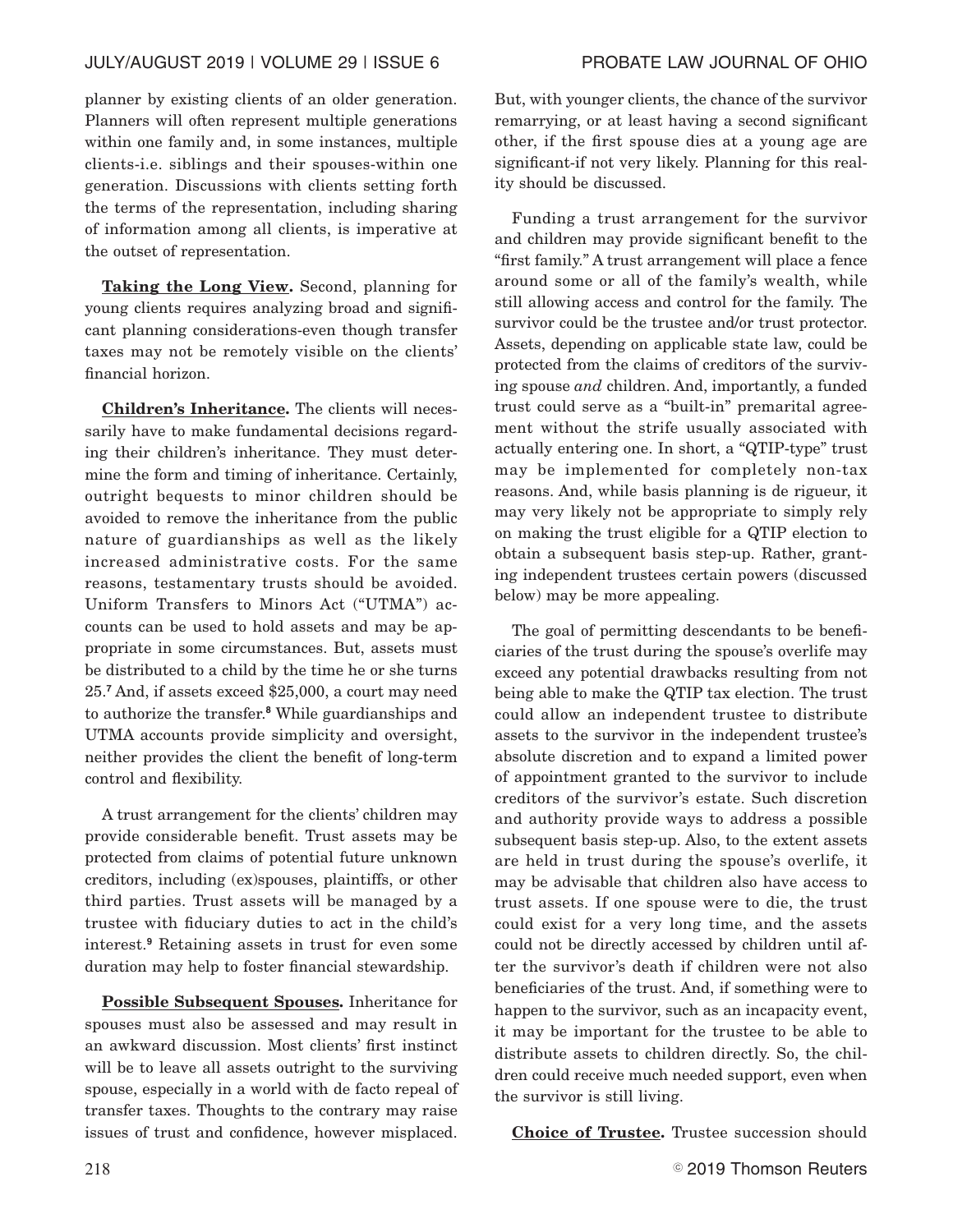planner by existing clients of an older generation. Planners will often represent multiple generations within one family and, in some instances, multiple clients-i.e. siblings and their spouses-within one generation. Discussions with clients setting forth the terms of the representation, including sharing of information among all clients, is imperative at the outset of representation.

**Taking the Long View.** Second, planning for young clients requires analyzing broad and significant planning considerations-even though transfer taxes may not be remotely visible on the clients' financial horizon.

**Children's Inheritance.** The clients will necessarily have to make fundamental decisions regarding their children's inheritance. They must determine the form and timing of inheritance. Certainly, outright bequests to minor children should be avoided to remove the inheritance from the public nature of guardianships as well as the likely increased administrative costs. For the same reasons, testamentary trusts should be avoided. Uniform Transfers to Minors Act ("UTMA") accounts can be used to hold assets and may be appropriate in some circumstances. But, assets must be distributed to a child by the time he or she turns 25.[7] And, if assets exceed $25,000, a court may need to authorize the transfer.[8] While guardianships and UTMA accounts provide simplicity and oversight, neither provides the client the benefit of long-term control and flexibility.

A trust arrangement for the clients' children may provide considerable benefit. Trust assets may be protected from claims of potential future unknown creditors, including (ex)spouses, plaintiffs, or other third parties. Trust assets will be managed by a trustee with fiduciary duties to act in the child's interest.[9] Retaining assets in trust for even some duration may help to foster financial stewardship.

**Possible Subsequent Spouses.** Inheritance for spouses must also be assessed and may result in an awkward discussion. Most clients' first instinct will be to leave all assets outright to the surviving spouse, especially in a world with de facto repeal of transfer taxes. Thoughts to the contrary may raise issues of trust and confidence, however misplaced. But, with younger clients, the chance of the survivor remarrying, or at least having a second significant other, if the first spouse dies at a young age are significant-if not very likely. Planning for this reality should be discussed.

Funding a trust arrangement for the survivor and children may provide significant benefit to the "first family." A trust arrangement will place a fence around some or all of the family's wealth, while still allowing access and control for the family. The survivor could be the trustee and/or trust protector. Assets, depending on applicable state law, could be protected from the claims of creditors of the surviving spouse *and* children. And, importantly, a funded trust could serve as a "built-in" premarital agreement without the strife usually associated with actually entering one. In short, a "QTIP-type" trust may be implemented for completely non-tax reasons. And, while basis planning is de rigueur, it may very likely not be appropriate to simply rely on making the trust eligible for a QTIP election to obtain a subsequent basis step-up. Rather, granting independent trustees certain powers (discussed below) may be more appealing.

The goal of permitting descendants to be beneficiaries of the trust during the spouse's overlife may exceed any potential drawbacks resulting from not being able to make the QTIP tax election. The trust could allow an independent trustee to distribute assets to the survivor in the independent trustee's absolute discretion and to expand a limited power of appointment granted to the survivor to include creditors of the survivor's estate. Such discretion and authority provide ways to address a possible subsequent basis step-up. Also, to the extent assets are held in trust during the spouse's overlife, it may be advisable that children also have access to trust assets. If one spouse were to die, the trust could exist for a very long time, and the assets could not be directly accessed by children until after the survivor's death if children were not also beneficiaries of the trust. And, if something were to happen to the survivor, such as an incapacity event, it may be important for the trustee to be able to distribute assets to children directly. So, the children could receive much needed support, even when the survivor is still living.

**Choice of Trustee.** Trustee succession should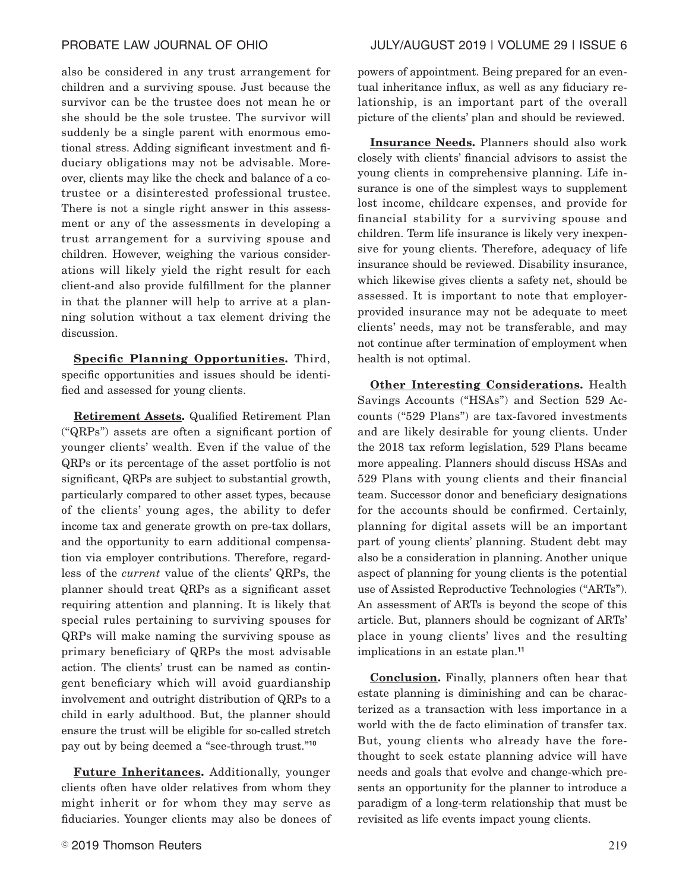also be considered in any trust arrangement for children and a surviving spouse. Just because the survivor can be the trustee does not mean he or she should be the sole trustee. The survivor will suddenly be a single parent with enormous emotional stress. Adding significant investment and fiduciary obligations may not be advisable. Moreover, clients may like the check and balance of a co-trustee or a disinterested professional trustee. There is not a single right answer in this assessment or any of the assessments in developing a trust arrangement for a surviving spouse and children. However, weighing the various considerations will likely yield the right result for each client-and also provide fulfillment for the planner in that the planner will help to arrive at a planning solution without a tax element driving the discussion.

**Specific Planning Opportunities.** Third, specific opportunities and issues should be identified and assessed for young clients.

**Retirement Assets.** Qualified Retirement Plan ("QRPs") assets are often a significant portion of younger clients' wealth. Even if the value of the QRPs or its percentage of the asset portfolio is not significant, QRPs are subject to substantial growth, particularly compared to other asset types, because of the clients' young ages, the ability to defer income tax and generate growth on pre-tax dollars, and the opportunity to earn additional compensation via employer contributions. Therefore, regardless of the *current* value of the clients' QRPs, the planner should treat QRPs as a significant asset requiring attention and planning. It is likely that special rules pertaining to surviving spouses for QRPs will make naming the surviving spouse as primary beneficiary of QRPs the most advisable action. The clients' trust can be named as contingent beneficiary which will avoid guardianship involvement and outright distribution of QRPs to a child in early adulthood. But, the planner should ensure the trust will be eligible for so-called stretch pay out by being deemed a "see-through trust."[10]

**Future Inheritances.** Additionally, younger clients often have older relatives from whom they might inherit or for whom they may serve as fiduciaries. Younger clients may also be donees of powers of appointment. Being prepared for an eventual inheritance influx, as well as any fiduciary relationship, is an important part of the overall picture of the clients' plan and should be reviewed.

**Insurance Needs.** Planners should also work closely with clients' financial advisors to assist the young clients in comprehensive planning. Life insurance is one of the simplest ways to supplement lost income, childcare expenses, and provide for financial stability for a surviving spouse and children. Term life insurance is likely very inexpensive for young clients. Therefore, adequacy of life insurance should be reviewed. Disability insurance, which likewise gives clients a safety net, should be assessed. It is important to note that employer-provided insurance may not be adequate to meet clients' needs, may not be transferable, and may not continue after termination of employment when health is not optimal.

**Other Interesting Considerations.** Health Savings Accounts ("HSAs") and Section 529 Accounts ("529 Plans") are tax-favored investments and are likely desirable for young clients. Under the 2018 tax reform legislation, 529 Plans became more appealing. Planners should discuss HSAs and 529 Plans with young clients and their financial team. Successor donor and beneficiary designations for the accounts should be confirmed. Certainly, planning for digital assets will be an important part of young clients' planning. Student debt may also be a consideration in planning. Another unique aspect of planning for young clients is the potential use of Assisted Reproductive Technologies ("ARTs"). An assessment of ARTs is beyond the scope of this article. But, planners should be cognizant of ARTs' place in young clients' lives and the resulting implications in an estate plan.[11]

**Conclusion.** Finally, planners often hear that estate planning is diminishing and can be characterized as a transaction with less importance in a world with the de facto elimination of transfer tax. But, young clients who already have the forethought to seek estate planning advice will have needs and goals that evolve and change-which presents an opportunity for the planner to introduce a paradigm of a long-term relationship that must be revisited as life events impact young clients.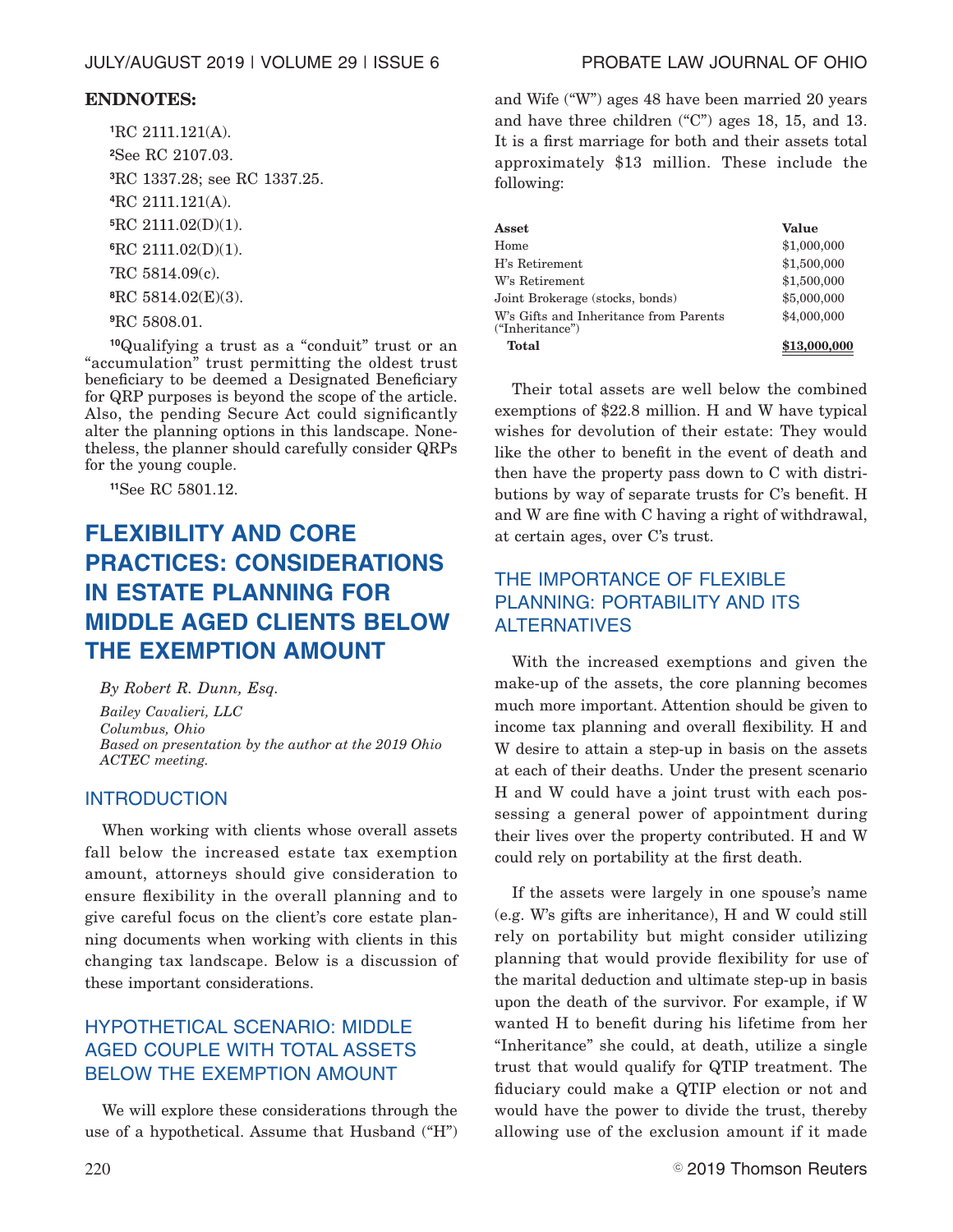**ENDNOTES:**

[1]RC 2111.121(A).

[2]See RC 2107.03.

[3]RC 1337.28; see RC 1337.25.

[4]RC 2111.121(A).

[5]RC 2111.02(D)(1).

[6]RC 2111.02(D)(1).

[7]RC 5814.09(c).

[8]RC 5814.02(E)(3).

[9]RC 5808.01.

[10]Qualifying a trust as a "conduit" trust or an "accumulation" trust permitting the oldest trust beneficiary to be deemed a Designated Beneficiary for QRP purposes is beyond the scope of the article. Also, the pending Secure Act could significantly alter the planning options in this landscape. Nonetheless, the planner should carefully consider QRPs for the young couple.

[11]See RC 5801.12.

# FLEXIBILITY AND CORE PRACTICES: CONSIDERATIONS IN ESTATE PLANNING FOR MIDDLE AGED CLIENTS BELOW THE EXEMPTION AMOUNT

*By Robert R. Dunn, Esq.*
*Bailey Cavalieri, LLC*
*Columbus, Ohio*
*Based on presentation by the author at the 2019 Ohio ACTEC meeting.*

## INTRODUCTION

When working with clients whose overall assets fall below the increased estate tax exemption amount, attorneys should give consideration to ensure flexibility in the overall planning and to give careful focus on the client's core estate planning documents when working with clients in this changing tax landscape. Below is a discussion of these important considerations.

## HYPOTHETICAL SCENARIO: MIDDLE AGED COUPLE WITH TOTAL ASSETS BELOW THE EXEMPTION AMOUNT

We will explore these considerations through the use of a hypothetical. Assume that Husband ("H") and Wife ("W") ages 48 have been married 20 years and have three children ("C") ages 18, 15, and 13. It is a first marriage for both and their assets total approximately $13 million. These include the following:

| Asset | Value |
|---|---|
| Home | $1,000,000 |
| H's Retirement | $1,500,000 |
| W's Retirement | $1,500,000 |
| Joint Brokerage (stocks, bonds) | $5,000,000 |
| W's Gifts and Inheritance from Parents ("Inheritance") | $4,000,000 |
| **Total** | **$13,000,000** |

Their total assets are well below the combined exemptions of $22.8 million. H and W have typical wishes for devolution of their estate: They would like the other to benefit in the event of death and then have the property pass down to C with distributions by way of separate trusts for C's benefit. H and W are fine with C having a right of withdrawal, at certain ages, over C's trust.

## THE IMPORTANCE OF FLEXIBLE PLANNING: PORTABILITY AND ITS ALTERNATIVES

With the increased exemptions and given the make-up of the assets, the core planning becomes much more important. Attention should be given to income tax planning and overall flexibility. H and W desire to attain a step-up in basis on the assets at each of their deaths. Under the present scenario H and W could have a joint trust with each possessing a general power of appointment during their lives over the property contributed. H and W could rely on portability at the first death.

If the assets were largely in one spouse's name (e.g. W's gifts are inheritance), H and W could still rely on portability but might consider utilizing planning that would provide flexibility for use of the marital deduction and ultimate step-up in basis upon the death of the survivor. For example, if W wanted H to benefit during his lifetime from her "Inheritance" she could, at death, utilize a single trust that would qualify for QTIP treatment. The fiduciary could make a QTIP election or not and would have the power to divide the trust, thereby allowing use of the exclusion amount if it made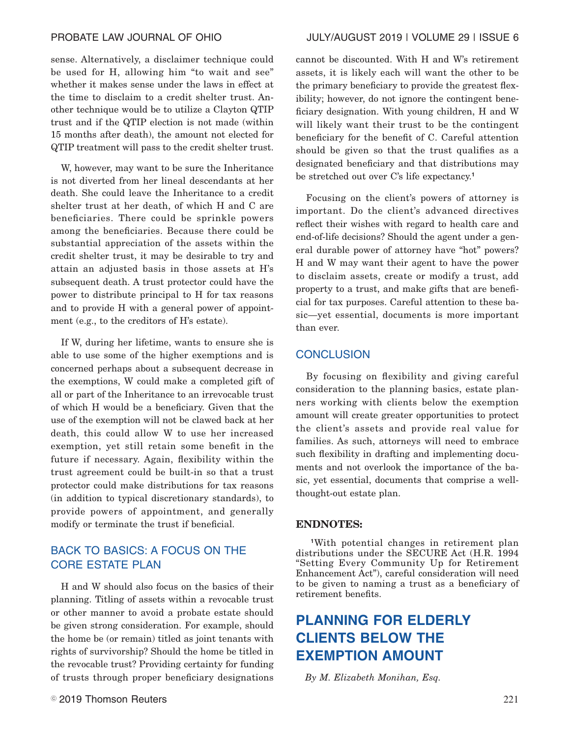sense. Alternatively, a disclaimer technique could be used for H, allowing him "to wait and see" whether it makes sense under the laws in effect at the time to disclaim to a credit shelter trust. Another technique would be to utilize a Clayton QTIP trust and if the QTIP election is not made (within 15 months after death), the amount not elected for QTIP treatment will pass to the credit shelter trust.

W, however, may want to be sure the Inheritance is not diverted from her lineal descendants at her death. She could leave the Inheritance to a credit shelter trust at her death, of which H and C are beneficiaries. There could be sprinkle powers among the beneficiaries. Because there could be substantial appreciation of the assets within the credit shelter trust, it may be desirable to try and attain an adjusted basis in those assets at H's subsequent death. A trust protector could have the power to distribute principal to H for tax reasons and to provide H with a general power of appointment (e.g., to the creditors of H's estate).

If W, during her lifetime, wants to ensure she is able to use some of the higher exemptions and is concerned perhaps about a subsequent decrease in the exemptions, W could make a completed gift of all or part of the Inheritance to an irrevocable trust of which H would be a beneficiary. Given that the use of the exemption will not be clawed back at her death, this could allow W to use her increased exemption, yet still retain some benefit in the future if necessary. Again, flexibility within the trust agreement could be built-in so that a trust protector could make distributions for tax reasons (in addition to typical discretionary standards), to provide powers of appointment, and generally modify or terminate the trust if beneficial.

## BACK TO BASICS: A FOCUS ON THE CORE ESTATE PLAN

H and W should also focus on the basics of their planning. Titling of assets within a revocable trust or other manner to avoid a probate estate should be given strong consideration. For example, should the home be (or remain) titled as joint tenants with rights of survivorship? Should the home be titled in the revocable trust? Providing certainty for funding of trusts through proper beneficiary designations cannot be discounted. With H and W's retirement assets, it is likely each will want the other to be the primary beneficiary to provide the greatest flexibility; however, do not ignore the contingent beneficiary designation. With young children, H and W will likely want their trust to be the contingent beneficiary for the benefit of C. Careful attention should be given so that the trust qualifies as a designated beneficiary and that distributions may be stretched out over C's life expectancy.[1]

Focusing on the client's powers of attorney is important. Do the client's advanced directives reflect their wishes with regard to health care and end-of-life decisions? Should the agent under a general durable power of attorney have "hot" powers? H and W may want their agent to have the power to disclaim assets, create or modify a trust, add property to a trust, and make gifts that are beneficial for tax purposes. Careful attention to these basic—yet essential, documents is more important than ever.

## CONCLUSION

By focusing on flexibility and giving careful consideration to the planning basics, estate planners working with clients below the exemption amount will create greater opportunities to protect the client's assets and provide real value for families. As such, attorneys will need to embrace such flexibility in drafting and implementing documents and not overlook the importance of the basic, yet essential, documents that comprise a well-thought-out estate plan.

**ENDNOTES:**

[1]With potential changes in retirement plan distributions under the SECURE Act (H.R. 1994 "Setting Every Community Up for Retirement Enhancement Act"), careful consideration will need to be given to naming a trust as a beneficiary of retirement benefits.

# PLANNING FOR ELDERLY CLIENTS BELOW THE EXEMPTION AMOUNT

*By M. Elizabeth Monihan, Esq.*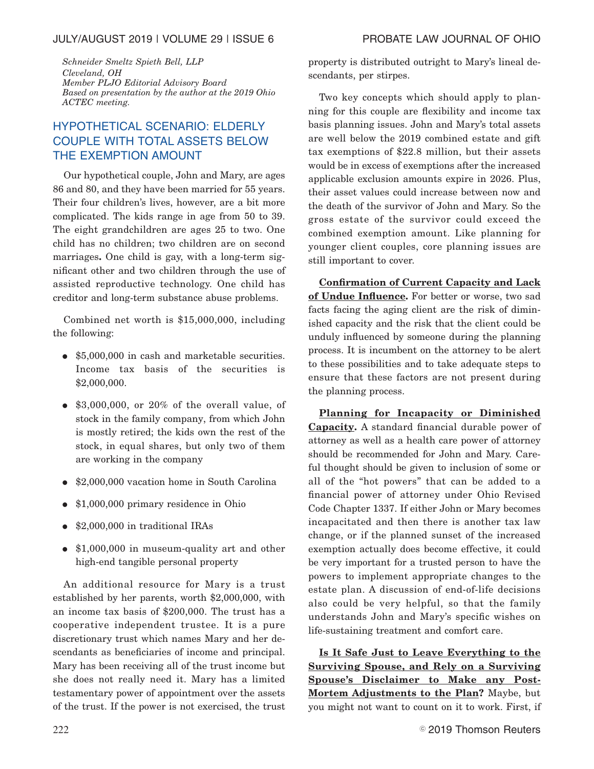*Schneider Smeltz Spieth Bell, LLP*
*Cleveland, OH*
*Member PLJO Editorial Advisory Board*
*Based on presentation by the author at the 2019 Ohio ACTEC meeting.*

## HYPOTHETICAL SCENARIO: ELDERLY COUPLE WITH TOTAL ASSETS BELOW THE EXEMPTION AMOUNT

Our hypothetical couple, John and Mary, are ages 86 and 80, and they have been married for 55 years. Their four children's lives, however, are a bit more complicated. The kids range in age from 50 to 39. The eight grandchildren are ages 25 to two. One child has no children; two children are on second marriages**.** One child is gay, with a long-term significant other and two children through the use of assisted reproductive technology. One child has creditor and long-term substance abuse problems.

Combined net worth is $15,000,000, including the following:

- $5,000,000 in cash and marketable securities. Income tax basis of the securities is $2,000,000.
- $3,000,000, or 20% of the overall value, of stock in the family company, from which John is mostly retired; the kids own the rest of the stock, in equal shares, but only two of them are working in the company
- $2,000,000 vacation home in South Carolina
- $1,000,000 primary residence in Ohio
- $2,000,000 in traditional IRAs
- $1,000,000 in museum-quality art and other high-end tangible personal property

An additional resource for Mary is a trust established by her parents, worth $2,000,000, with an income tax basis of $200,000. The trust has a cooperative independent trustee. It is a pure discretionary trust which names Mary and her descendants as beneficiaries of income and principal. Mary has been receiving all of the trust income but she does not really need it. Mary has a limited testamentary power of appointment over the assets of the trust. If the power is not exercised, the trust property is distributed outright to Mary's lineal descendants, per stirpes.

Two key concepts which should apply to planning for this couple are flexibility and income tax basis planning issues. John and Mary's total assets are well below the 2019 combined estate and gift tax exemptions of $22.8 million, but their assets would be in excess of exemptions after the increased applicable exclusion amounts expire in 2026. Plus, their asset values could increase between now and the death of the survivor of John and Mary. So the gross estate of the survivor could exceed the combined exemption amount. Like planning for younger client couples, core planning issues are still important to cover.

**Confirmation of Current Capacity and Lack of Undue Influence.** For better or worse, two sad facts facing the aging client are the risk of diminished capacity and the risk that the client could be unduly influenced by someone during the planning process. It is incumbent on the attorney to be alert to these possibilities and to take adequate steps to ensure that these factors are not present during the planning process.

**Planning for Incapacity or Diminished Capacity.** A standard financial durable power of attorney as well as a health care power of attorney should be recommended for John and Mary. Careful thought should be given to inclusion of some or all of the "hot powers" that can be added to a financial power of attorney under Ohio Revised Code Chapter 1337. If either John or Mary becomes incapacitated and then there is another tax law change, or if the planned sunset of the increased exemption actually does become effective, it could be very important for a trusted person to have the powers to implement appropriate changes to the estate plan. A discussion of end-of-life decisions also could be very helpful, so that the family understands John and Mary's specific wishes on life-sustaining treatment and comfort care.

**Is It Safe Just to Leave Everything to the Surviving Spouse, and Rely on a Surviving Spouse's Disclaimer to Make any Post-Mortem Adjustments to the Plan?** Maybe, but you might not want to count on it to work. First, if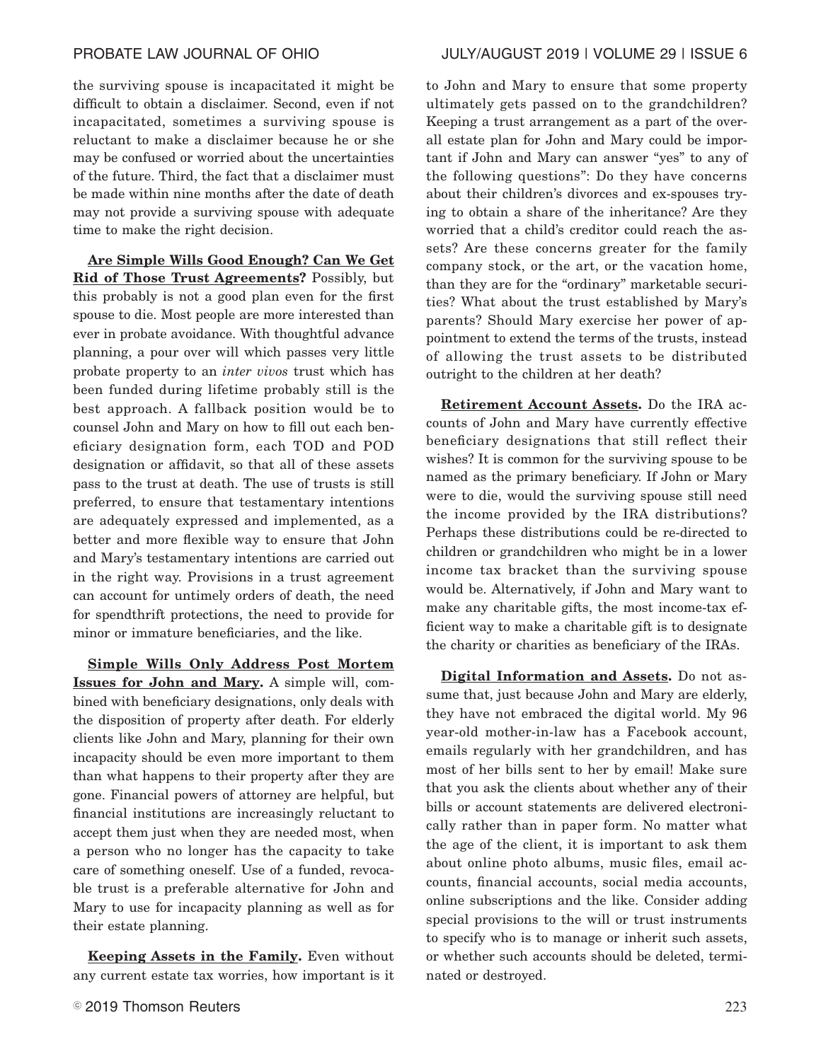the surviving spouse is incapacitated it might be difficult to obtain a disclaimer. Second, even if not incapacitated, sometimes a surviving spouse is reluctant to make a disclaimer because he or she may be confused or worried about the uncertainties of the future. Third, the fact that a disclaimer must be made within nine months after the date of death may not provide a surviving spouse with adequate time to make the right decision.

**Are Simple Wills Good Enough? Can We Get Rid of Those Trust Agreements?** Possibly, but this probably is not a good plan even for the first spouse to die. Most people are more interested than ever in probate avoidance. With thoughtful advance planning, a pour over will which passes very little probate property to an *inter vivos* trust which has been funded during lifetime probably still is the best approach. A fallback position would be to counsel John and Mary on how to fill out each beneficiary designation form, each TOD and POD designation or affidavit, so that all of these assets pass to the trust at death. The use of trusts is still preferred, to ensure that testamentary intentions are adequately expressed and implemented, as a better and more flexible way to ensure that John and Mary's testamentary intentions are carried out in the right way. Provisions in a trust agreement can account for untimely orders of death, the need for spendthrift protections, the need to provide for minor or immature beneficiaries, and the like.

**Simple Wills Only Address Post Mortem Issues for John and Mary.** A simple will, combined with beneficiary designations, only deals with the disposition of property after death. For elderly clients like John and Mary, planning for their own incapacity should be even more important to them than what happens to their property after they are gone. Financial powers of attorney are helpful, but financial institutions are increasingly reluctant to accept them just when they are needed most, when a person who no longer has the capacity to take care of something oneself. Use of a funded, revocable trust is a preferable alternative for John and Mary to use for incapacity planning as well as for their estate planning.

**Keeping Assets in the Family.** Even without any current estate tax worries, how important is it to John and Mary to ensure that some property ultimately gets passed on to the grandchildren? Keeping a trust arrangement as a part of the overall estate plan for John and Mary could be important if John and Mary can answer "yes" to any of the following questions": Do they have concerns about their children's divorces and ex-spouses trying to obtain a share of the inheritance? Are they worried that a child's creditor could reach the assets? Are these concerns greater for the family company stock, or the art, or the vacation home, than they are for the "ordinary" marketable securities? What about the trust established by Mary's parents? Should Mary exercise her power of appointment to extend the terms of the trusts, instead of allowing the trust assets to be distributed outright to the children at her death?

**Retirement Account Assets.** Do the IRA accounts of John and Mary have currently effective beneficiary designations that still reflect their wishes? It is common for the surviving spouse to be named as the primary beneficiary. If John or Mary were to die, would the surviving spouse still need the income provided by the IRA distributions? Perhaps these distributions could be re-directed to children or grandchildren who might be in a lower income tax bracket than the surviving spouse would be. Alternatively, if John and Mary want to make any charitable gifts, the most income-tax efficient way to make a charitable gift is to designate the charity or charities as beneficiary of the IRAs.

**Digital Information and Assets.** Do not assume that, just because John and Mary are elderly, they have not embraced the digital world. My 96 year-old mother-in-law has a Facebook account, emails regularly with her grandchildren, and has most of her bills sent to her by email! Make sure that you ask the clients about whether any of their bills or account statements are delivered electronically rather than in paper form. No matter what the age of the client, it is important to ask them about online photo albums, music files, email accounts, financial accounts, social media accounts, online subscriptions and the like. Consider adding special provisions to the will or trust instruments to specify who is to manage or inherit such assets, or whether such accounts should be deleted, terminated or destroyed.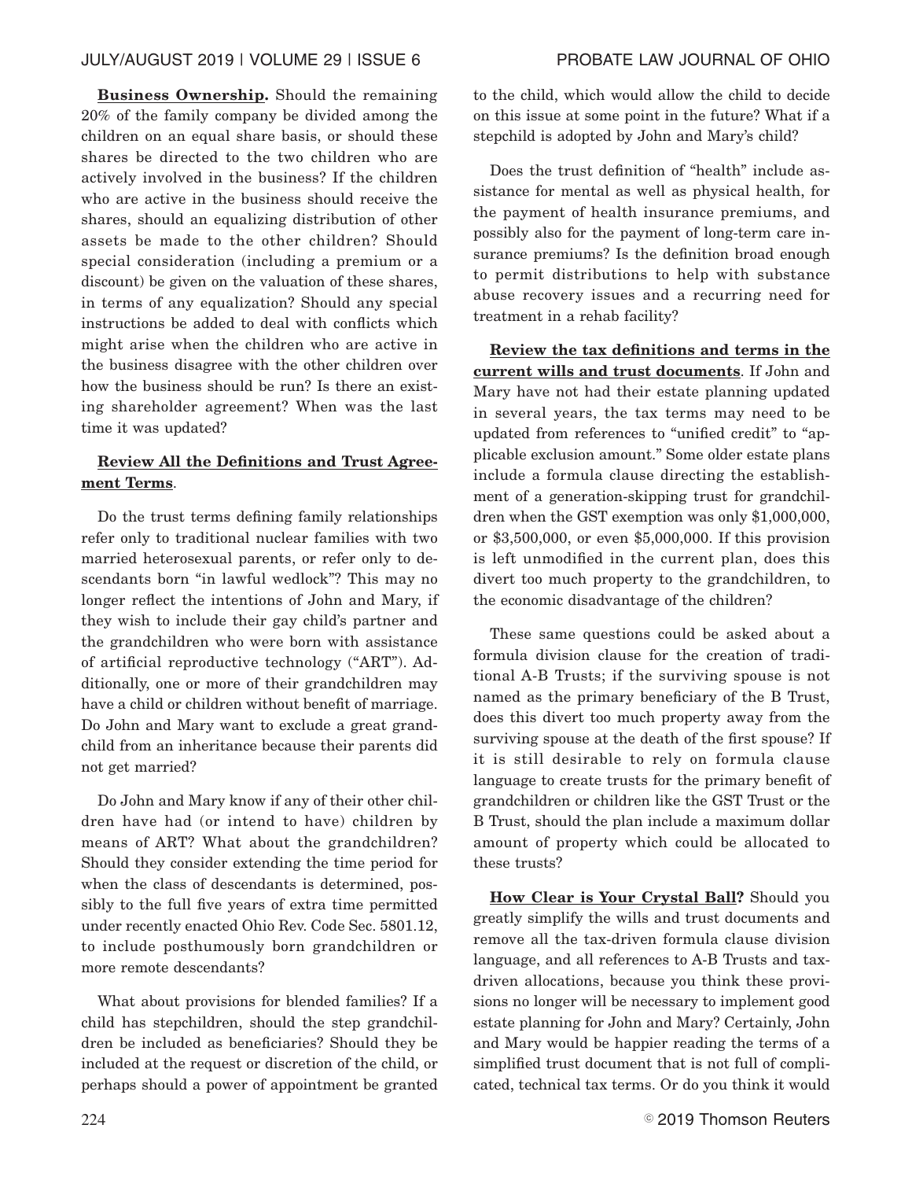**Business Ownership.** Should the remaining 20% of the family company be divided among the children on an equal share basis, or should these shares be directed to the two children who are actively involved in the business? If the children who are active in the business should receive the shares, should an equalizing distribution of other assets be made to the other children? Should special consideration (including a premium or a discount) be given on the valuation of these shares, in terms of any equalization? Should any special instructions be added to deal with conflicts which might arise when the children who are active in the business disagree with the other children over how the business should be run? Is there an existing shareholder agreement? When was the last time it was updated?

**Review All the Definitions and Trust Agreement Terms**.

Do the trust terms defining family relationships refer only to traditional nuclear families with two married heterosexual parents, or refer only to descendants born "in lawful wedlock"? This may no longer reflect the intentions of John and Mary, if they wish to include their gay child's partner and the grandchildren who were born with assistance of artificial reproductive technology ("ART"). Additionally, one or more of their grandchildren may have a child or children without benefit of marriage. Do John and Mary want to exclude a great grandchild from an inheritance because their parents did not get married?

Do John and Mary know if any of their other children have had (or intend to have) children by means of ART? What about the grandchildren? Should they consider extending the time period for when the class of descendants is determined, possibly to the full five years of extra time permitted under recently enacted Ohio Rev. Code Sec. 5801.12, to include posthumously born grandchildren or more remote descendants?

What about provisions for blended families? If a child has stepchildren, should the step grandchildren be included as beneficiaries? Should they be included at the request or discretion of the child, or perhaps should a power of appointment be granted to the child, which would allow the child to decide on this issue at some point in the future? What if a stepchild is adopted by John and Mary's child?

Does the trust definition of "health" include assistance for mental as well as physical health, for the payment of health insurance premiums, and possibly also for the payment of long-term care insurance premiums? Is the definition broad enough to permit distributions to help with substance abuse recovery issues and a recurring need for treatment in a rehab facility?

**Review the tax definitions and terms in the current wills and trust documents**. If John and Mary have not had their estate planning updated in several years, the tax terms may need to be updated from references to "unified credit" to "applicable exclusion amount." Some older estate plans include a formula clause directing the establishment of a generation-skipping trust for grandchildren when the GST exemption was only $1,000,000, or $3,500,000, or even $5,000,000. If this provision is left unmodified in the current plan, does this divert too much property to the grandchildren, to the economic disadvantage of the children?

These same questions could be asked about a formula division clause for the creation of traditional A-B Trusts; if the surviving spouse is not named as the primary beneficiary of the B Trust, does this divert too much property away from the surviving spouse at the death of the first spouse? If it is still desirable to rely on formula clause language to create trusts for the primary benefit of grandchildren or children like the GST Trust or the B Trust, should the plan include a maximum dollar amount of property which could be allocated to these trusts?

**How Clear is Your Crystal Ball?** Should you greatly simplify the wills and trust documents and remove all the tax-driven formula clause division language, and all references to A-B Trusts and tax-driven allocations, because you think these provisions no longer will be necessary to implement good estate planning for John and Mary? Certainly, John and Mary would be happier reading the terms of a simplified trust document that is not full of complicated, technical tax terms. Or do you think it would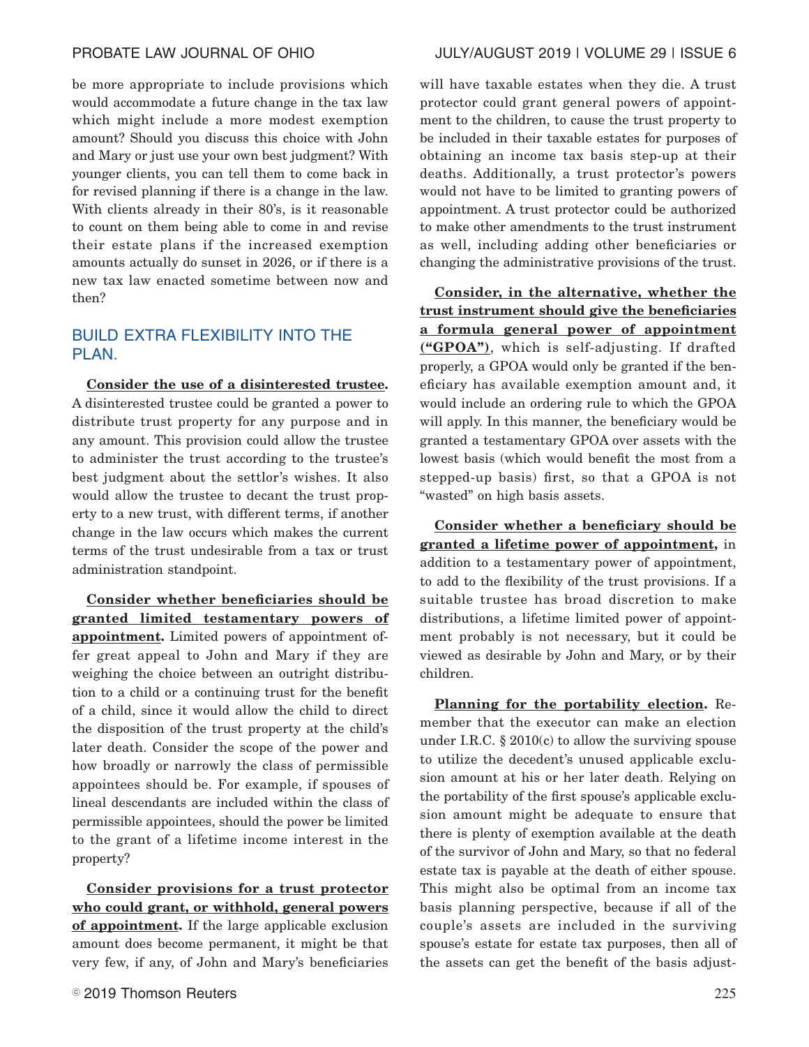be more appropriate to include provisions which would accommodate a future change in the tax law which might include a more modest exemption amount? Should you discuss this choice with John and Mary or just use your own best judgment? With younger clients, you can tell them to come back in for revised planning if there is a change in the law. With clients already in their 80's, is it reasonable to count on them being able to come in and revise their estate plans if the increased exemption amounts actually do sunset in 2026, or if there is a new tax law enacted sometime between now and then?

## BUILD EXTRA FLEXIBILITY INTO THE PLAN.

**Consider the use of a disinterested trustee.** A disinterested trustee could be granted a power to distribute trust property for any purpose and in any amount. This provision could allow the trustee to administer the trust according to the trustee's best judgment about the settlor's wishes. It also would allow the trustee to decant the trust property to a new trust, with different terms, if another change in the law occurs which makes the current terms of the trust undesirable from a tax or trust administration standpoint.

**Consider whether beneficiaries should be granted limited testamentary powers of appointment.** Limited powers of appointment offer great appeal to John and Mary if they are weighing the choice between an outright distribution to a child or a continuing trust for the benefit of a child, since it would allow the child to direct the disposition of the trust property at the child's later death. Consider the scope of the power and how broadly or narrowly the class of permissible appointees should be. For example, if spouses of lineal descendants are included within the class of permissible appointees, should the power be limited to the grant of a lifetime income interest in the property?

**Consider provisions for a trust protector who could grant, or withhold, general powers of appointment.** If the large applicable exclusion amount does become permanent, it might be that very few, if any, of John and Mary's beneficiaries will have taxable estates when they die. A trust protector could grant general powers of appointment to the children, to cause the trust property to be included in their taxable estates for purposes of obtaining an income tax basis step-up at their deaths. Additionally, a trust protector's powers would not have to be limited to granting powers of appointment. A trust protector could be authorized to make other amendments to the trust instrument as well, including adding other beneficiaries or changing the administrative provisions of the trust.

**Consider, in the alternative, whether the trust instrument should give the beneficiaries a formula general power of appointment ("GPOA")**, which is self-adjusting. If drafted properly, a GPOA would only be granted if the beneficiary has available exemption amount and, it would include an ordering rule to which the GPOA will apply. In this manner, the beneficiary would be granted a testamentary GPOA over assets with the lowest basis (which would benefit the most from a stepped-up basis) first, so that a GPOA is not "wasted" on high basis assets.

**Consider whether a beneficiary should be granted a lifetime power of appointment,** in addition to a testamentary power of appointment, to add to the flexibility of the trust provisions. If a suitable trustee has broad discretion to make distributions, a lifetime limited power of appointment probably is not necessary, but it could be viewed as desirable by John and Mary, or by their children.

**Planning for the portability election.** Remember that the executor can make an election under I.R.C. § 2010(c) to allow the surviving spouse to utilize the decedent's unused applicable exclusion amount at his or her later death. Relying on the portability of the first spouse's applicable exclusion amount might be adequate to ensure that there is plenty of exemption available at the death of the survivor of John and Mary, so that no federal estate tax is payable at the death of either spouse. This might also be optimal from an income tax basis planning perspective, because if all of the couple's assets are included in the surviving spouse's estate for estate tax purposes, then all of the assets can get the benefit of the basis adjust-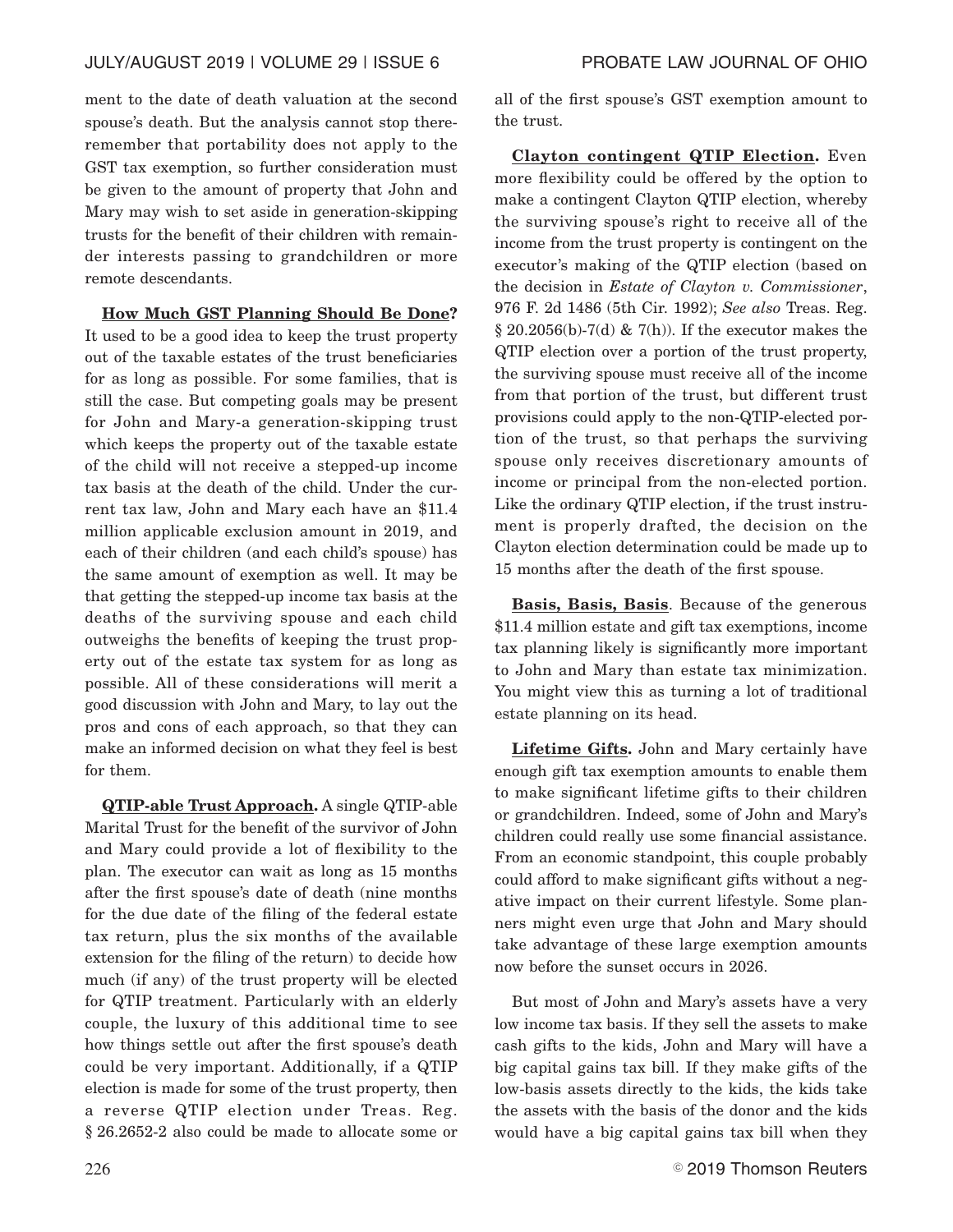ment to the date of death valuation at the second spouse's death. But the analysis cannot stop there-remember that portability does not apply to the GST tax exemption, so further consideration must be given to the amount of property that John and Mary may wish to set aside in generation-skipping trusts for the benefit of their children with remainder interests passing to grandchildren or more remote descendants.

**How Much GST Planning Should Be Done?** It used to be a good idea to keep the trust property out of the taxable estates of the trust beneficiaries for as long as possible. For some families, that is still the case. But competing goals may be present for John and Mary-a generation-skipping trust which keeps the property out of the taxable estate of the child will not receive a stepped-up income tax basis at the death of the child. Under the current tax law, John and Mary each have an $11.4 million applicable exclusion amount in 2019, and each of their children (and each child's spouse) has the same amount of exemption as well. It may be that getting the stepped-up income tax basis at the deaths of the surviving spouse and each child outweighs the benefits of keeping the trust property out of the estate tax system for as long as possible. All of these considerations will merit a good discussion with John and Mary, to lay out the pros and cons of each approach, so that they can make an informed decision on what they feel is best for them.

**QTIP-able Trust Approach.** A single QTIP-able Marital Trust for the benefit of the survivor of John and Mary could provide a lot of flexibility to the plan. The executor can wait as long as 15 months after the first spouse's date of death (nine months for the due date of the filing of the federal estate tax return, plus the six months of the available extension for the filing of the return) to decide how much (if any) of the trust property will be elected for QTIP treatment. Particularly with an elderly couple, the luxury of this additional time to see how things settle out after the first spouse's death could be very important. Additionally, if a QTIP election is made for some of the trust property, then a reverse QTIP election under Treas. Reg. § 26.2652-2 also could be made to allocate some or all of the first spouse's GST exemption amount to the trust.

**Clayton contingent QTIP Election.** Even more flexibility could be offered by the option to make a contingent Clayton QTIP election, whereby the surviving spouse's right to receive all of the income from the trust property is contingent on the executor's making of the QTIP election (based on the decision in *Estate of Clayton v. Commissioner*, 976 F. 2d 1486 (5th Cir. 1992); *See also* Treas. Reg. § 20.2056(b)-7(d) & 7(h)). If the executor makes the QTIP election over a portion of the trust property, the surviving spouse must receive all of the income from that portion of the trust, but different trust provisions could apply to the non-QTIP-elected portion of the trust, so that perhaps the surviving spouse only receives discretionary amounts of income or principal from the non-elected portion. Like the ordinary QTIP election, if the trust instrument is properly drafted, the decision on the Clayton election determination could be made up to 15 months after the death of the first spouse.

**Basis, Basis, Basis**. Because of the generous $11.4 million estate and gift tax exemptions, income tax planning likely is significantly more important to John and Mary than estate tax minimization. You might view this as turning a lot of traditional estate planning on its head.

**Lifetime Gifts.** John and Mary certainly have enough gift tax exemption amounts to enable them to make significant lifetime gifts to their children or grandchildren. Indeed, some of John and Mary's children could really use some financial assistance. From an economic standpoint, this couple probably could afford to make significant gifts without a negative impact on their current lifestyle. Some planners might even urge that John and Mary should take advantage of these large exemption amounts now before the sunset occurs in 2026.

But most of John and Mary's assets have a very low income tax basis. If they sell the assets to make cash gifts to the kids, John and Mary will have a big capital gains tax bill. If they make gifts of the low-basis assets directly to the kids, the kids take the assets with the basis of the donor and the kids would have a big capital gains tax bill when they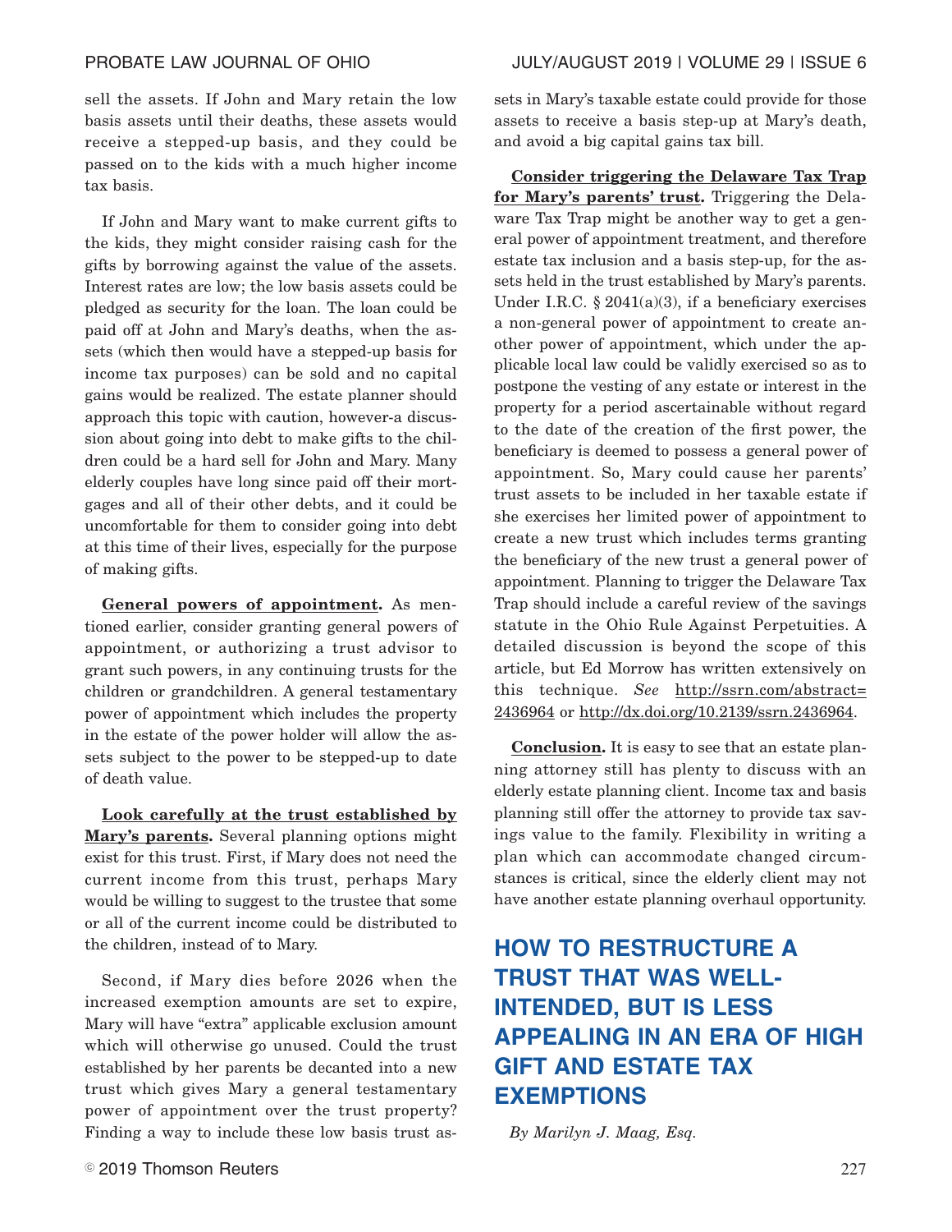sell the assets. If John and Mary retain the low basis assets until their deaths, these assets would receive a stepped-up basis, and they could be passed on to the kids with a much higher income tax basis.

If John and Mary want to make current gifts to the kids, they might consider raising cash for the gifts by borrowing against the value of the assets. Interest rates are low; the low basis assets could be pledged as security for the loan. The loan could be paid off at John and Mary's deaths, when the assets (which then would have a stepped-up basis for income tax purposes) can be sold and no capital gains would be realized. The estate planner should approach this topic with caution, however-a discussion about going into debt to make gifts to the children could be a hard sell for John and Mary. Many elderly couples have long since paid off their mortgages and all of their other debts, and it could be uncomfortable for them to consider going into debt at this time of their lives, especially for the purpose of making gifts.

**General powers of appointment.** As mentioned earlier, consider granting general powers of appointment, or authorizing a trust advisor to grant such powers, in any continuing trusts for the children or grandchildren. A general testamentary power of appointment which includes the property in the estate of the power holder will allow the assets subject to the power to be stepped-up to date of death value.

**Look carefully at the trust established by Mary's parents.** Several planning options might exist for this trust. First, if Mary does not need the current income from this trust, perhaps Mary would be willing to suggest to the trustee that some or all of the current income could be distributed to the children, instead of to Mary.

Second, if Mary dies before 2026 when the increased exemption amounts are set to expire, Mary will have "extra" applicable exclusion amount which will otherwise go unused. Could the trust established by her parents be decanted into a new trust which gives Mary a general testamentary power of appointment over the trust property? Finding a way to include these low basis trust assets in Mary's taxable estate could provide for those assets to receive a basis step-up at Mary's death, and avoid a big capital gains tax bill.

**Consider triggering the Delaware Tax Trap for Mary's parents' trust.** Triggering the Delaware Tax Trap might be another way to get a general power of appointment treatment, and therefore estate tax inclusion and a basis step-up, for the assets held in the trust established by Mary's parents. Under I.R.C. § 2041(a)(3), if a beneficiary exercises a non-general power of appointment to create another power of appointment, which under the applicable local law could be validly exercised so as to postpone the vesting of any estate or interest in the property for a period ascertainable without regard to the date of the creation of the first power, the beneficiary is deemed to possess a general power of appointment. So, Mary could cause her parents' trust assets to be included in her taxable estate if she exercises her limited power of appointment to create a new trust which includes terms granting the beneficiary of the new trust a general power of appointment. Planning to trigger the Delaware Tax Trap should include a careful review of the savings statute in the Ohio Rule Against Perpetuities. A detailed discussion is beyond the scope of this article, but Ed Morrow has written extensively on this technique. *See* http://ssrn.com/abstract=2436964 or http://dx.doi.org/10.2139/ssrn.2436964.

**Conclusion.** It is easy to see that an estate planning attorney still has plenty to discuss with an elderly estate planning client. Income tax and basis planning still offer the attorney to provide tax savings value to the family. Flexibility in writing a plan which can accommodate changed circumstances is critical, since the elderly client may not have another estate planning overhaul opportunity.

# HOW TO RESTRUCTURE A TRUST THAT WAS WELL-INTENDED, BUT IS LESS APPEALING IN AN ERA OF HIGH GIFT AND ESTATE TAX EXEMPTIONS

*By Marilyn J. Maag, Esq.*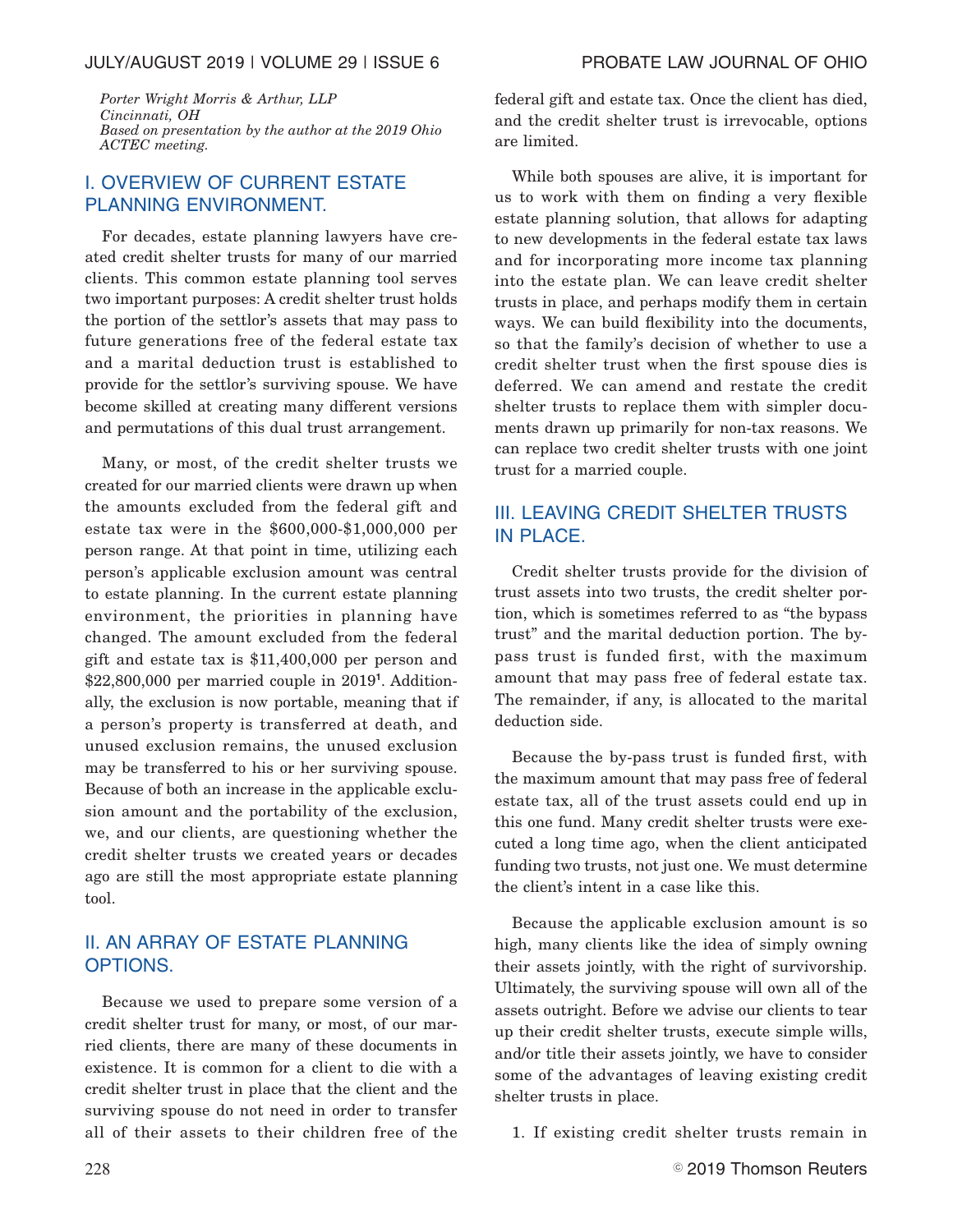*Porter Wright Morris & Arthur, LLP*
*Cincinnati, OH*
*Based on presentation by the author at the 2019 Ohio ACTEC meeting.*

## I. OVERVIEW OF CURRENT ESTATE PLANNING ENVIRONMENT.

For decades, estate planning lawyers have created credit shelter trusts for many of our married clients. This common estate planning tool serves two important purposes: A credit shelter trust holds the portion of the settlor's assets that may pass to future generations free of the federal estate tax and a marital deduction trust is established to provide for the settlor's surviving spouse. We have become skilled at creating many different versions and permutations of this dual trust arrangement.

Many, or most, of the credit shelter trusts we created for our married clients were drawn up when the amounts excluded from the federal gift and estate tax were in the $600,000-$1,000,000 per person range. At that point in time, utilizing each person's applicable exclusion amount was central to estate planning. In the current estate planning environment, the priorities in planning have changed. The amount excluded from the federal gift and estate tax is $11,400,000 per person and $22,800,000 per married couple in 2019[1]. Additionally, the exclusion is now portable, meaning that if a person's property is transferred at death, and unused exclusion remains, the unused exclusion may be transferred to his or her surviving spouse. Because of both an increase in the applicable exclusion amount and the portability of the exclusion, we, and our clients, are questioning whether the credit shelter trusts we created years or decades ago are still the most appropriate estate planning tool.

## II. AN ARRAY OF ESTATE PLANNING OPTIONS.

Because we used to prepare some version of a credit shelter trust for many, or most, of our married clients, there are many of these documents in existence. It is common for a client to die with a credit shelter trust in place that the client and the surviving spouse do not need in order to transfer all of their assets to their children free of the federal gift and estate tax. Once the client has died, and the credit shelter trust is irrevocable, options are limited.

While both spouses are alive, it is important for us to work with them on finding a very flexible estate planning solution, that allows for adapting to new developments in the federal estate tax laws and for incorporating more income tax planning into the estate plan. We can leave credit shelter trusts in place, and perhaps modify them in certain ways. We can build flexibility into the documents, so that the family's decision of whether to use a credit shelter trust when the first spouse dies is deferred. We can amend and restate the credit shelter trusts to replace them with simpler documents drawn up primarily for non-tax reasons. We can replace two credit shelter trusts with one joint trust for a married couple.

## III. LEAVING CREDIT SHELTER TRUSTS IN PLACE.

Credit shelter trusts provide for the division of trust assets into two trusts, the credit shelter portion, which is sometimes referred to as "the bypass trust" and the marital deduction portion. The by-pass trust is funded first, with the maximum amount that may pass free of federal estate tax. The remainder, if any, is allocated to the marital deduction side.

Because the by-pass trust is funded first, with the maximum amount that may pass free of federal estate tax, all of the trust assets could end up in this one fund. Many credit shelter trusts were executed a long time ago, when the client anticipated funding two trusts, not just one. We must determine the client's intent in a case like this.

Because the applicable exclusion amount is so high, many clients like the idea of simply owning their assets jointly, with the right of survivorship. Ultimately, the surviving spouse will own all of the assets outright. Before we advise our clients to tear up their credit shelter trusts, execute simple wills, and/or title their assets jointly, we have to consider some of the advantages of leaving existing credit shelter trusts in place.

1. If existing credit shelter trusts remain in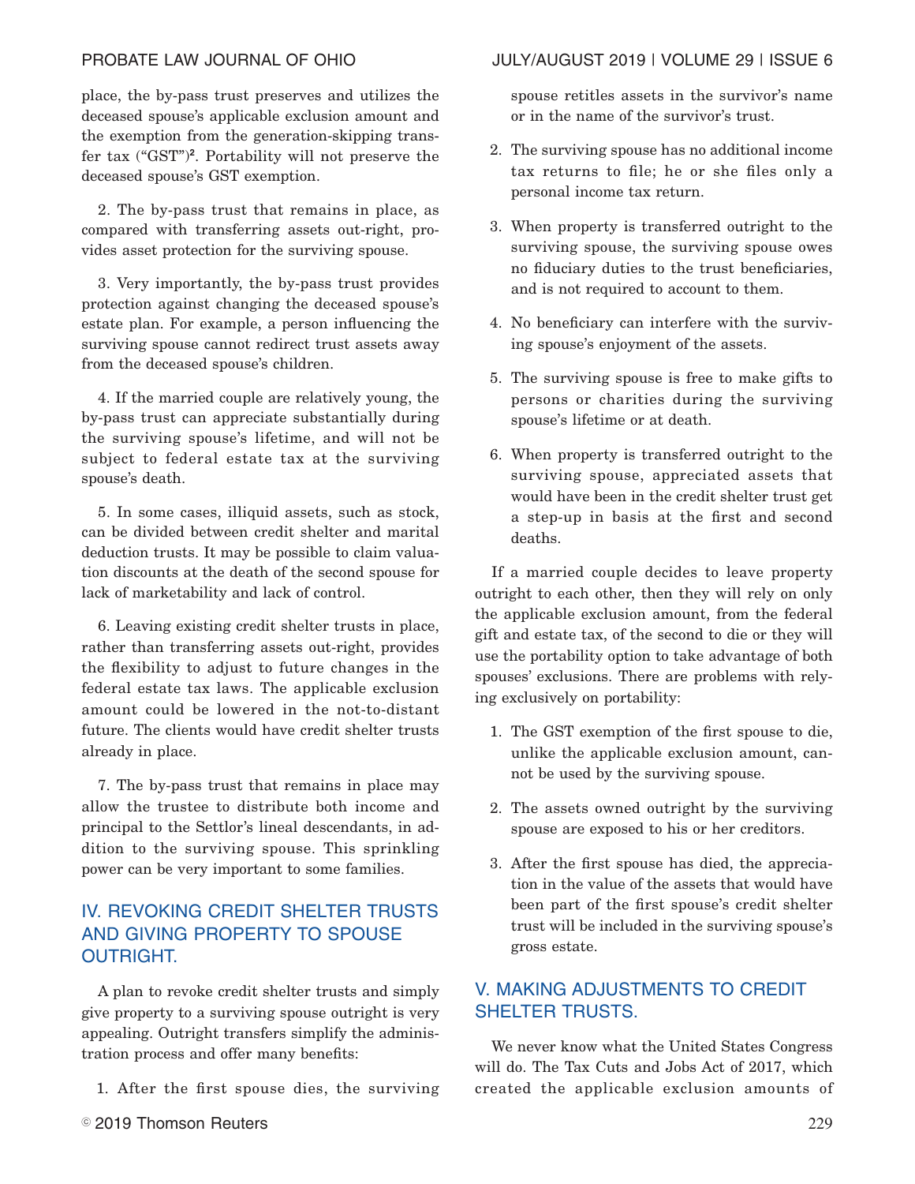place, the by-pass trust preserves and utilizes the deceased spouse's applicable exclusion amount and the exemption from the generation-skipping transfer tax ("GST")[2]. Portability will not preserve the deceased spouse's GST exemption.

2. The by-pass trust that remains in place, as compared with transferring assets out-right, provides asset protection for the surviving spouse.

3. Very importantly, the by-pass trust provides protection against changing the deceased spouse's estate plan. For example, a person influencing the surviving spouse cannot redirect trust assets away from the deceased spouse's children.

4. If the married couple are relatively young, the by-pass trust can appreciate substantially during the surviving spouse's lifetime, and will not be subject to federal estate tax at the surviving spouse's death.

5. In some cases, illiquid assets, such as stock, can be divided between credit shelter and marital deduction trusts. It may be possible to claim valuation discounts at the death of the second spouse for lack of marketability and lack of control.

6. Leaving existing credit shelter trusts in place, rather than transferring assets out-right, provides the flexibility to adjust to future changes in the federal estate tax laws. The applicable exclusion amount could be lowered in the not-to-distant future. The clients would have credit shelter trusts already in place.

7. The by-pass trust that remains in place may allow the trustee to distribute both income and principal to the Settlor's lineal descendants, in addition to the surviving spouse. This sprinkling power can be very important to some families.

## IV. REVOKING CREDIT SHELTER TRUSTS AND GIVING PROPERTY TO SPOUSE OUTRIGHT.

A plan to revoke credit shelter trusts and simply give property to a surviving spouse outright is very appealing. Outright transfers simplify the administration process and offer many benefits:

1. After the first spouse dies, the surviving spouse retitles assets in the survivor's name or in the name of the survivor's trust.
2. The surviving spouse has no additional income tax returns to file; he or she files only a personal income tax return.
3. When property is transferred outright to the surviving spouse, the surviving spouse owes no fiduciary duties to the trust beneficiaries, and is not required to account to them.
4. No beneficiary can interfere with the surviving spouse's enjoyment of the assets.
5. The surviving spouse is free to make gifts to persons or charities during the surviving spouse's lifetime or at death.
6. When property is transferred outright to the surviving spouse, appreciated assets that would have been in the credit shelter trust get a step-up in basis at the first and second deaths.

If a married couple decides to leave property outright to each other, then they will rely on only the applicable exclusion amount, from the federal gift and estate tax, of the second to die or they will use the portability option to take advantage of both spouses' exclusions. There are problems with relying exclusively on portability:

1. The GST exemption of the first spouse to die, unlike the applicable exclusion amount, cannot be used by the surviving spouse.
2. The assets owned outright by the surviving spouse are exposed to his or her creditors.
3. After the first spouse has died, the appreciation in the value of the assets that would have been part of the first spouse's credit shelter trust will be included in the surviving spouse's gross estate.

## V. MAKING ADJUSTMENTS TO CREDIT SHELTER TRUSTS.

We never know what the United States Congress will do. The Tax Cuts and Jobs Act of 2017, which created the applicable exclusion amounts of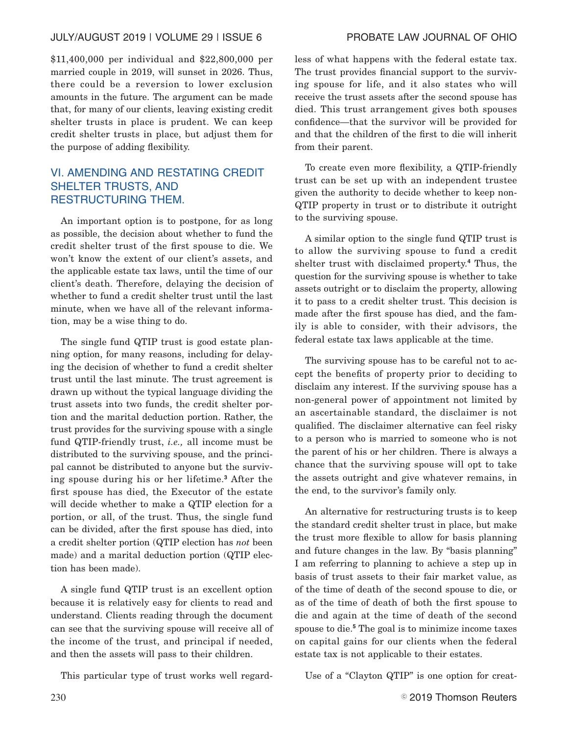$11,400,000 per individual and $22,800,000 per married couple in 2019, will sunset in 2026. Thus, there could be a reversion to lower exclusion amounts in the future. The argument can be made that, for many of our clients, leaving existing credit shelter trusts in place is prudent. We can keep credit shelter trusts in place, but adjust them for the purpose of adding flexibility.

## VI. AMENDING AND RESTATING CREDIT SHELTER TRUSTS, AND RESTRUCTURING THEM.

An important option is to postpone, for as long as possible, the decision about whether to fund the credit shelter trust of the first spouse to die. We won't know the extent of our client's assets, and the applicable estate tax laws, until the time of our client's death. Therefore, delaying the decision of whether to fund a credit shelter trust until the last minute, when we have all of the relevant information, may be a wise thing to do.

The single fund QTIP trust is good estate planning option, for many reasons, including for delaying the decision of whether to fund a credit shelter trust until the last minute. The trust agreement is drawn up without the typical language dividing the trust assets into two funds, the credit shelter portion and the marital deduction portion. Rather, the trust provides for the surviving spouse with a single fund QTIP-friendly trust, *i.e.,* all income must be distributed to the surviving spouse, and the principal cannot be distributed to anyone but the surviving spouse during his or her lifetime.[3] After the first spouse has died, the Executor of the estate will decide whether to make a QTIP election for a portion, or all, of the trust. Thus, the single fund can be divided, after the first spouse has died, into a credit shelter portion (QTIP election has *not* been made) and a marital deduction portion (QTIP election has been made).

A single fund QTIP trust is an excellent option because it is relatively easy for clients to read and understand. Clients reading through the document can see that the surviving spouse will receive all of the income of the trust, and principal if needed, and then the assets will pass to their children.

This particular type of trust works well regardless of what happens with the federal estate tax. The trust provides financial support to the surviving spouse for life, and it also states who will receive the trust assets after the second spouse has died. This trust arrangement gives both spouses confidence—that the survivor will be provided for and that the children of the first to die will inherit from their parent.

To create even more flexibility, a QTIP-friendly trust can be set up with an independent trustee given the authority to decide whether to keep non-QTIP property in trust or to distribute it outright to the surviving spouse.

A similar option to the single fund QTIP trust is to allow the surviving spouse to fund a credit shelter trust with disclaimed property.[4] Thus, the question for the surviving spouse is whether to take assets outright or to disclaim the property, allowing it to pass to a credit shelter trust. This decision is made after the first spouse has died, and the family is able to consider, with their advisors, the federal estate tax laws applicable at the time.

The surviving spouse has to be careful not to accept the benefits of property prior to deciding to disclaim any interest. If the surviving spouse has a non-general power of appointment not limited by an ascertainable standard, the disclaimer is not qualified. The disclaimer alternative can feel risky to a person who is married to someone who is not the parent of his or her children. There is always a chance that the surviving spouse will opt to take the assets outright and give whatever remains, in the end, to the survivor's family only.

An alternative for restructuring trusts is to keep the standard credit shelter trust in place, but make the trust more flexible to allow for basis planning and future changes in the law. By "basis planning" I am referring to planning to achieve a step up in basis of trust assets to their fair market value, as of the time of death of the second spouse to die, or as of the time of death of both the first spouse to die and again at the time of death of the second spouse to die.[5] The goal is to minimize income taxes on capital gains for our clients when the federal estate tax is not applicable to their estates.

Use of a "Clayton QTIP" is one option for creat-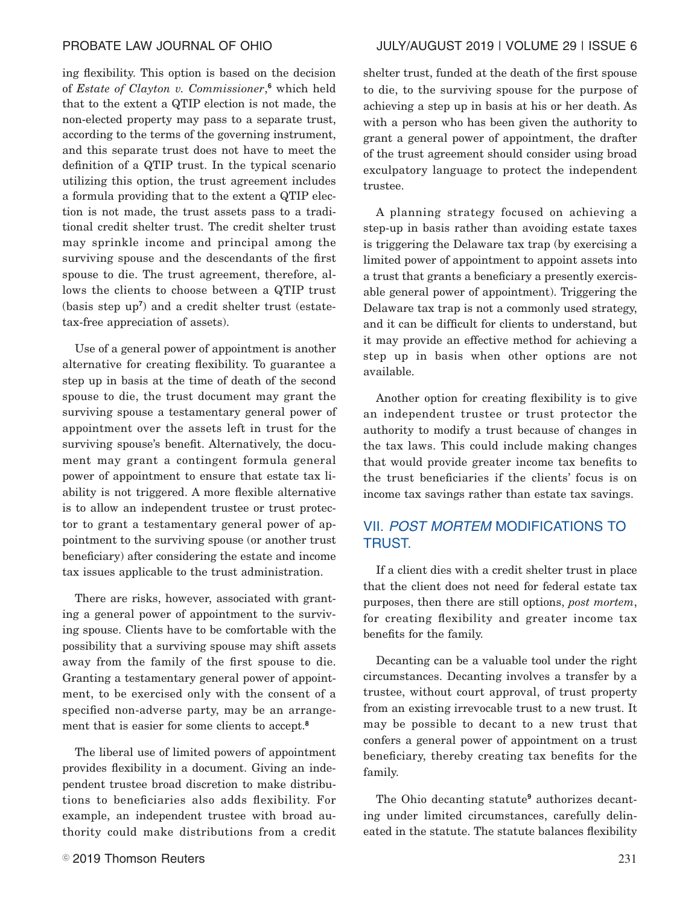ing flexibility. This option is based on the decision of *Estate of Clayton v. Commissioner*,[6] which held that to the extent a QTIP election is not made, the non-elected property may pass to a separate trust, according to the terms of the governing instrument, and this separate trust does not have to meet the definition of a QTIP trust. In the typical scenario utilizing this option, the trust agreement includes a formula providing that to the extent a QTIP election is not made, the trust assets pass to a traditional credit shelter trust. The credit shelter trust may sprinkle income and principal among the surviving spouse and the descendants of the first spouse to die. The trust agreement, therefore, allows the clients to choose between a QTIP trust (basis step up[7]) and a credit shelter trust (estate-tax-free appreciation of assets).

Use of a general power of appointment is another alternative for creating flexibility. To guarantee a step up in basis at the time of death of the second spouse to die, the trust document may grant the surviving spouse a testamentary general power of appointment over the assets left in trust for the surviving spouse's benefit. Alternatively, the document may grant a contingent formula general power of appointment to ensure that estate tax liability is not triggered. A more flexible alternative is to allow an independent trustee or trust protector to grant a testamentary general power of appointment to the surviving spouse (or another trust beneficiary) after considering the estate and income tax issues applicable to the trust administration.

There are risks, however, associated with granting a general power of appointment to the surviving spouse. Clients have to be comfortable with the possibility that a surviving spouse may shift assets away from the family of the first spouse to die. Granting a testamentary general power of appointment, to be exercised only with the consent of a specified non-adverse party, may be an arrangement that is easier for some clients to accept.[8]

The liberal use of limited powers of appointment provides flexibility in a document. Giving an independent trustee broad discretion to make distributions to beneficiaries also adds flexibility. For example, an independent trustee with broad authority could make distributions from a credit shelter trust, funded at the death of the first spouse to die, to the surviving spouse for the purpose of achieving a step up in basis at his or her death. As with a person who has been given the authority to grant a general power of appointment, the drafter of the trust agreement should consider using broad exculpatory language to protect the independent trustee.

A planning strategy focused on achieving a step-up in basis rather than avoiding estate taxes is triggering the Delaware tax trap (by exercising a limited power of appointment to appoint assets into a trust that grants a beneficiary a presently exercisable general power of appointment). Triggering the Delaware tax trap is not a commonly used strategy, and it can be difficult for clients to understand, but it may provide an effective method for achieving a step up in basis when other options are not available.

Another option for creating flexibility is to give an independent trustee or trust protector the authority to modify a trust because of changes in the tax laws. This could include making changes that would provide greater income tax benefits to the trust beneficiaries if the clients' focus is on income tax savings rather than estate tax savings.

## VII. *POST MORTEM* MODIFICATIONS TO TRUST.

If a client dies with a credit shelter trust in place that the client does not need for federal estate tax purposes, then there are still options, *post mortem*, for creating flexibility and greater income tax benefits for the family.

Decanting can be a valuable tool under the right circumstances. Decanting involves a transfer by a trustee, without court approval, of trust property from an existing irrevocable trust to a new trust. It may be possible to decant to a new trust that confers a general power of appointment on a trust beneficiary, thereby creating tax benefits for the family.

The Ohio decanting statute[9] authorizes decanting under limited circumstances, carefully delineated in the statute. The statute balances flexibility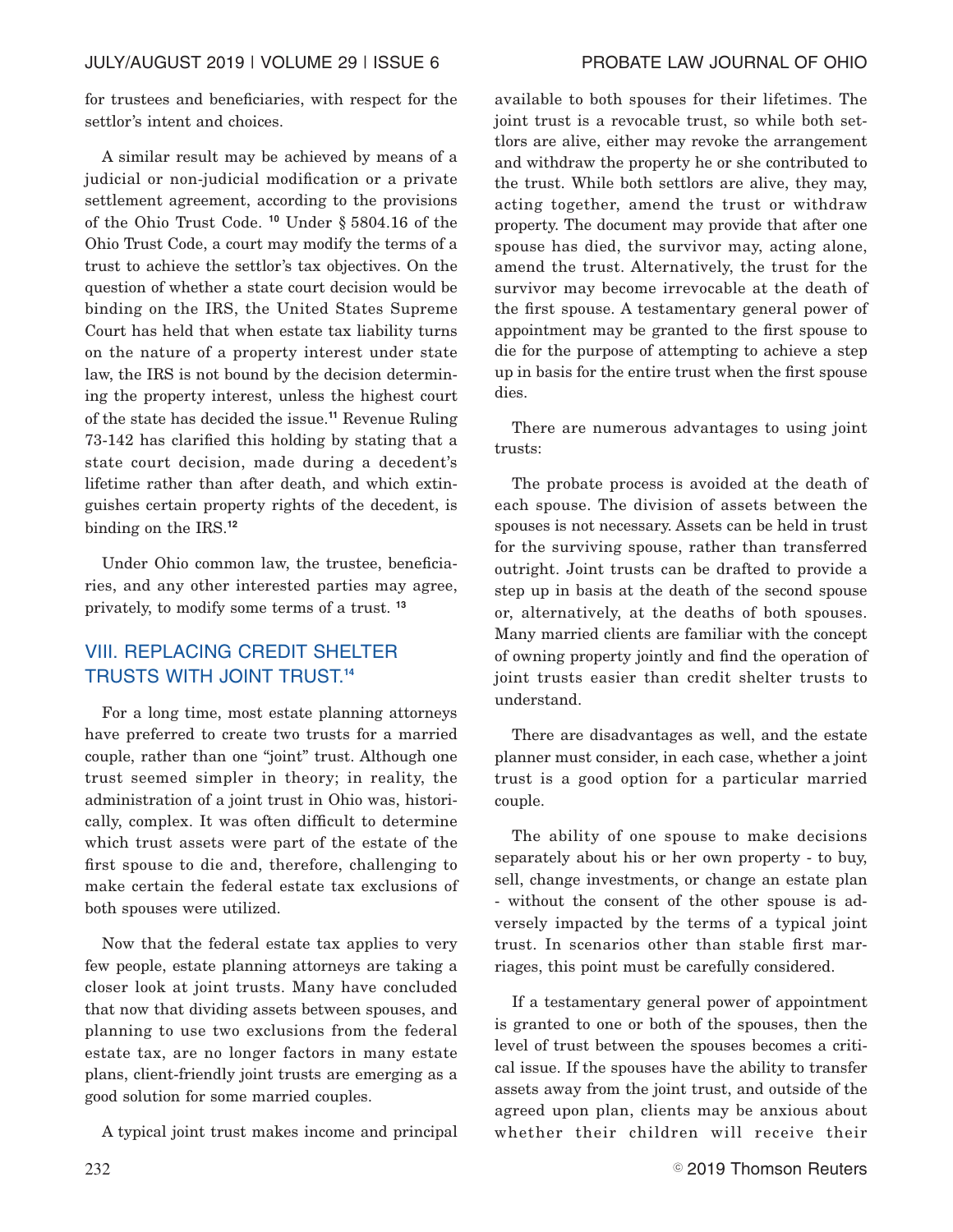for trustees and beneficiaries, with respect for the settlor's intent and choices.

A similar result may be achieved by means of a judicial or non-judicial modification or a private settlement agreement, according to the provisions of the Ohio Trust Code. [10] Under § 5804.16 of the Ohio Trust Code, a court may modify the terms of a trust to achieve the settlor's tax objectives. On the question of whether a state court decision would be binding on the IRS, the United States Supreme Court has held that when estate tax liability turns on the nature of a property interest under state law, the IRS is not bound by the decision determining the property interest, unless the highest court of the state has decided the issue.[11] Revenue Ruling 73-142 has clarified this holding by stating that a state court decision, made during a decedent's lifetime rather than after death, and which extinguishes certain property rights of the decedent, is binding on the IRS.[12]

Under Ohio common law, the trustee, beneficiaries, and any other interested parties may agree, privately, to modify some terms of a trust. [13]

## VIII. REPLACING CREDIT SHELTER TRUSTS WITH JOINT TRUST.[14]

For a long time, most estate planning attorneys have preferred to create two trusts for a married couple, rather than one "joint" trust. Although one trust seemed simpler in theory; in reality, the administration of a joint trust in Ohio was, historically, complex. It was often difficult to determine which trust assets were part of the estate of the first spouse to die and, therefore, challenging to make certain the federal estate tax exclusions of both spouses were utilized.

Now that the federal estate tax applies to very few people, estate planning attorneys are taking a closer look at joint trusts. Many have concluded that now that dividing assets between spouses, and planning to use two exclusions from the federal estate tax, are no longer factors in many estate plans, client-friendly joint trusts are emerging as a good solution for some married couples.

A typical joint trust makes income and principal available to both spouses for their lifetimes. The joint trust is a revocable trust, so while both settlors are alive, either may revoke the arrangement and withdraw the property he or she contributed to the trust. While both settlors are alive, they may, acting together, amend the trust or withdraw property. The document may provide that after one spouse has died, the survivor may, acting alone, amend the trust. Alternatively, the trust for the survivor may become irrevocable at the death of the first spouse. A testamentary general power of appointment may be granted to the first spouse to die for the purpose of attempting to achieve a step up in basis for the entire trust when the first spouse dies.

There are numerous advantages to using joint trusts:

The probate process is avoided at the death of each spouse. The division of assets between the spouses is not necessary. Assets can be held in trust for the surviving spouse, rather than transferred outright. Joint trusts can be drafted to provide a step up in basis at the death of the second spouse or, alternatively, at the deaths of both spouses. Many married clients are familiar with the concept of owning property jointly and find the operation of joint trusts easier than credit shelter trusts to understand.

There are disadvantages as well, and the estate planner must consider, in each case, whether a joint trust is a good option for a particular married couple.

The ability of one spouse to make decisions separately about his or her own property - to buy, sell, change investments, or change an estate plan - without the consent of the other spouse is adversely impacted by the terms of a typical joint trust. In scenarios other than stable first marriages, this point must be carefully considered.

If a testamentary general power of appointment is granted to one or both of the spouses, then the level of trust between the spouses becomes a critical issue. If the spouses have the ability to transfer assets away from the joint trust, and outside of the agreed upon plan, clients may be anxious about whether their children will receive their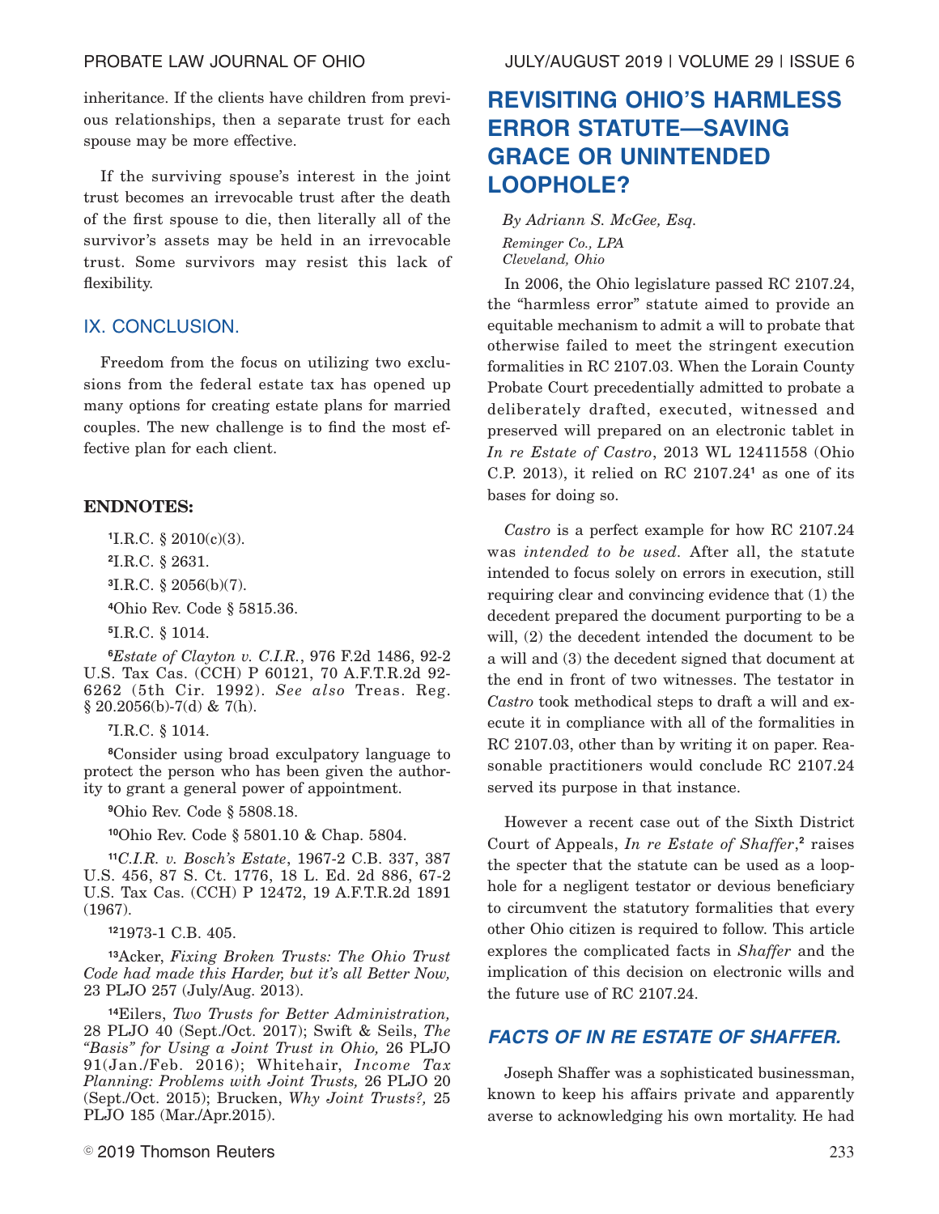inheritance. If the clients have children from previous relationships, then a separate trust for each spouse may be more effective.

If the surviving spouse's interest in the joint trust becomes an irrevocable trust after the death of the first spouse to die, then literally all of the survivor's assets may be held in an irrevocable trust. Some survivors may resist this lack of flexibility.

## IX. CONCLUSION.

Freedom from the focus on utilizing two exclusions from the federal estate tax has opened up many options for creating estate plans for married couples. The new challenge is to find the most effective plan for each client.

### ENDNOTES:

[1]I.R.C. § 2010(c)(3).

[2]I.R.C. § 2631.

[3]I.R.C. § 2056(b)(7).

[4]Ohio Rev. Code § 5815.36.

[5]I.R.C. § 1014.

[6]*Estate of Clayton v. C.I.R.*, 976 F.2d 1486, 92-2 U.S. Tax Cas. (CCH) P 60121, 70 A.F.T.R.2d 92-6262 (5th Cir. 1992). *See also* Treas. Reg. § 20.2056(b)-7(d) & 7(h).

[7]I.R.C. § 1014.

[8]Consider using broad exculpatory language to protect the person who has been given the authority to grant a general power of appointment.

[9]Ohio Rev. Code § 5808.18.

[10]Ohio Rev. Code § 5801.10 & Chap. 5804.

[11]*C.I.R. v. Bosch's Estate*, 1967-2 C.B. 337, 387 U.S. 456, 87 S. Ct. 1776, 18 L. Ed. 2d 886, 67-2 U.S. Tax Cas. (CCH) P 12472, 19 A.F.T.R.2d 1891 (1967).

[12]1973-1 C.B. 405.

[13]Acker, *Fixing Broken Trusts: The Ohio Trust Code had made this Harder, but it's all Better Now,* 23 PLJO 257 (July/Aug. 2013).

[14]Eilers, *Two Trusts for Better Administration,* 28 PLJO 40 (Sept./Oct. 2017); Swift & Seils, *The "Basis" for Using a Joint Trust in Ohio,* 26 PLJO 91(Jan./Feb. 2016); Whitehair, *Income Tax Planning: Problems with Joint Trusts,* 26 PLJO 20 (Sept./Oct. 2015); Brucken, *Why Joint Trusts?,* 25 PLJO 185 (Mar./Apr.2015).

# REVISITING OHIO'S HARMLESS ERROR STATUTE—SAVING GRACE OR UNINTENDED LOOPHOLE?

*By Adriann S. McGee, Esq.*
*Reminger Co., LPA*
*Cleveland, Ohio*

In 2006, the Ohio legislature passed RC 2107.24, the "harmless error" statute aimed to provide an equitable mechanism to admit a will to probate that otherwise failed to meet the stringent execution formalities in RC 2107.03. When the Lorain County Probate Court precedentially admitted to probate a deliberately drafted, executed, witnessed and preserved will prepared on an electronic tablet in *In re Estate of Castro*, 2013 WL 12411558 (Ohio C.P. 2013), it relied on RC 2107.24[1] as one of its bases for doing so.

*Castro* is a perfect example for how RC 2107.24 was *intended to be used*. After all, the statute intended to focus solely on errors in execution, still requiring clear and convincing evidence that (1) the decedent prepared the document purporting to be a will, (2) the decedent intended the document to be a will and (3) the decedent signed that document at the end in front of two witnesses. The testator in *Castro* took methodical steps to draft a will and execute it in compliance with all of the formalities in RC 2107.03, other than by writing it on paper. Reasonable practitioners would conclude RC 2107.24 served its purpose in that instance.

However a recent case out of the Sixth District Court of Appeals, *In re Estate of Shaffer*,[2] raises the specter that the statute can be used as a loophole for a negligent testator or devious beneficiary to circumvent the statutory formalities that every other Ohio citizen is required to follow. This article explores the complicated facts in *Shaffer* and the implication of this decision on electronic wills and the future use of RC 2107.24.

## *FACTS OF IN RE ESTATE OF SHAFFER.*

Joseph Shaffer was a sophisticated businessman, known to keep his affairs private and apparently averse to acknowledging his own mortality. He had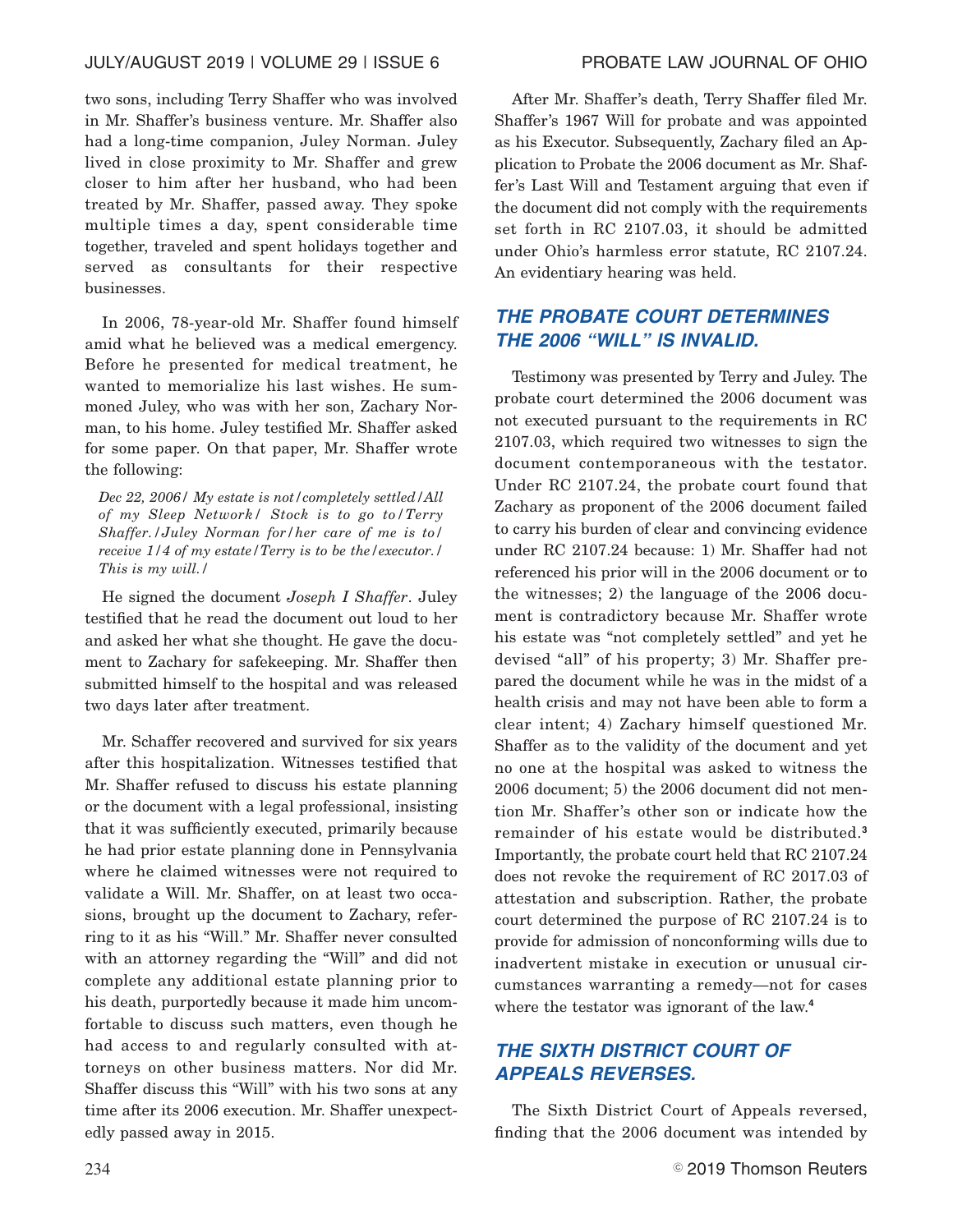two sons, including Terry Shaffer who was involved in Mr. Shaffer's business venture. Mr. Shaffer also had a long-time companion, Juley Norman. Juley lived in close proximity to Mr. Shaffer and grew closer to him after her husband, who had been treated by Mr. Shaffer, passed away. They spoke multiple times a day, spent considerable time together, traveled and spent holidays together and served as consultants for their respective businesses.

In 2006, 78-year-old Mr. Shaffer found himself amid what he believed was a medical emergency. Before he presented for medical treatment, he wanted to memorialize his last wishes. He summoned Juley, who was with her son, Zachary Norman, to his home. Juley testified Mr. Shaffer asked for some paper. On that paper, Mr. Shaffer wrote the following:

> *Dec 22, 2006/ My estate is not/completely settled/All of my Sleep Network/ Stock is to go to/Terry Shaffer./Juley Norman for/her care of me is to/ receive 1/4 of my estate/Terry is to be the/executor./ This is my will./*

He signed the document *Joseph I Shaffer*. Juley testified that he read the document out loud to her and asked her what she thought. He gave the document to Zachary for safekeeping. Mr. Shaffer then submitted himself to the hospital and was released two days later after treatment.

Mr. Schaffer recovered and survived for six years after this hospitalization. Witnesses testified that Mr. Shaffer refused to discuss his estate planning or the document with a legal professional, insisting that it was sufficiently executed, primarily because he had prior estate planning done in Pennsylvania where he claimed witnesses were not required to validate a Will. Mr. Shaffer, on at least two occasions, brought up the document to Zachary, referring to it as his "Will." Mr. Shaffer never consulted with an attorney regarding the "Will" and did not complete any additional estate planning prior to his death, purportedly because it made him uncomfortable to discuss such matters, even though he had access to and regularly consulted with attorneys on other business matters. Nor did Mr. Shaffer discuss this "Will" with his two sons at any time after its 2006 execution. Mr. Shaffer unexpectedly passed away in 2015.

After Mr. Shaffer's death, Terry Shaffer filed Mr. Shaffer's 1967 Will for probate and was appointed as his Executor. Subsequently, Zachary filed an Application to Probate the 2006 document as Mr. Shaffer's Last Will and Testament arguing that even if the document did not comply with the requirements set forth in RC 2107.03, it should be admitted under Ohio's harmless error statute, RC 2107.24. An evidentiary hearing was held.

## THE PROBATE COURT DETERMINES THE 2006 "WILL" IS INVALID.

Testimony was presented by Terry and Juley. The probate court determined the 2006 document was not executed pursuant to the requirements in RC 2107.03, which required two witnesses to sign the document contemporaneous with the testator. Under RC 2107.24, the probate court found that Zachary as proponent of the 2006 document failed to carry his burden of clear and convincing evidence under RC 2107.24 because: 1) Mr. Shaffer had not referenced his prior will in the 2006 document or to the witnesses; 2) the language of the 2006 document is contradictory because Mr. Shaffer wrote his estate was "not completely settled" and yet he devised "all" of his property; 3) Mr. Shaffer prepared the document while he was in the midst of a health crisis and may not have been able to form a clear intent; 4) Zachary himself questioned Mr. Shaffer as to the validity of the document and yet no one at the hospital was asked to witness the 2006 document; 5) the 2006 document did not mention Mr. Shaffer's other son or indicate how the remainder of his estate would be distributed.[3] Importantly, the probate court held that RC 2107.24 does not revoke the requirement of RC 2017.03 of attestation and subscription. Rather, the probate court determined the purpose of RC 2107.24 is to provide for admission of nonconforming wills due to inadvertent mistake in execution or unusual circumstances warranting a remedy—not for cases where the testator was ignorant of the law.[4]

## THE SIXTH DISTRICT COURT OF APPEALS REVERSES.

The Sixth District Court of Appeals reversed, finding that the 2006 document was intended by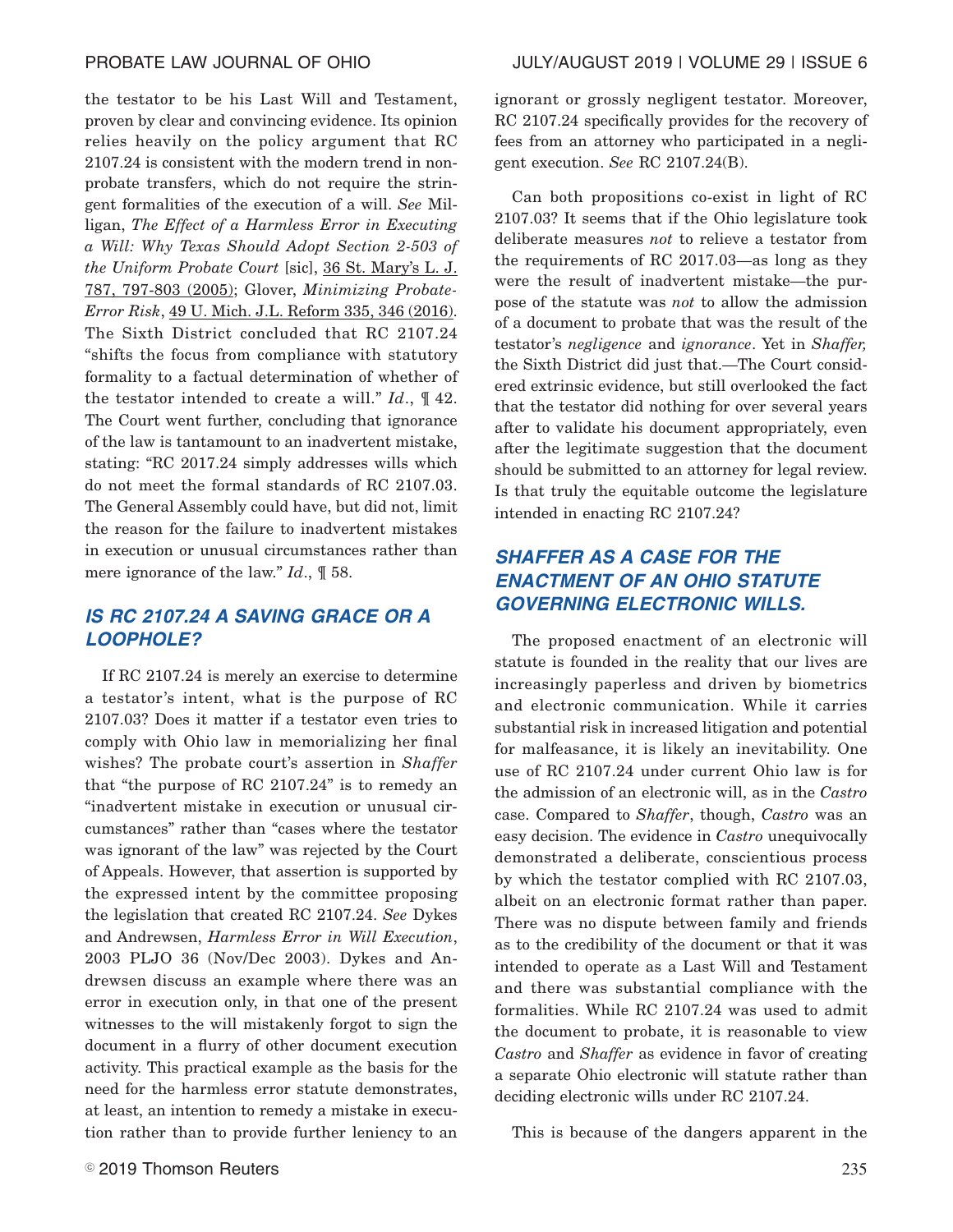the testator to be his Last Will and Testament, proven by clear and convincing evidence. Its opinion relies heavily on the policy argument that RC 2107.24 is consistent with the modern trend in nonprobate transfers, which do not require the stringent formalities of the execution of a will. *See* Milligan, *The Effect of a Harmless Error in Executing a Will: Why Texas Should Adopt Section 2-503 of the Uniform Probate Court* [sic], 36 St. Mary's L. J. 787, 797-803 (2005); Glover, *Minimizing Probate-Error Risk*, 49 U. Mich. J.L. Reform 335, 346 (2016). The Sixth District concluded that RC 2107.24 "shifts the focus from compliance with statutory formality to a factual determination of whether of the testator intended to create a will." *Id*., ¶ 42. The Court went further, concluding that ignorance of the law is tantamount to an inadvertent mistake, stating: "RC 2017.24 simply addresses wills which do not meet the formal standards of RC 2107.03. The General Assembly could have, but did not, limit the reason for the failure to inadvertent mistakes in execution or unusual circumstances rather than mere ignorance of the law." *Id*., ¶ 58.

## *IS RC 2107.24 A SAVING GRACE OR A LOOPHOLE?*

If RC 2107.24 is merely an exercise to determine a testator's intent, what is the purpose of RC 2107.03? Does it matter if a testator even tries to comply with Ohio law in memorializing her final wishes? The probate court's assertion in *Shaffer* that "the purpose of RC 2107.24" is to remedy an "inadvertent mistake in execution or unusual circumstances" rather than "cases where the testator was ignorant of the law" was rejected by the Court of Appeals. However, that assertion is supported by the expressed intent by the committee proposing the legislation that created RC 2107.24. *See* Dykes and Andrewsen, *Harmless Error in Will Execution*, 2003 PLJO 36 (Nov/Dec 2003). Dykes and Andrewsen discuss an example where there was an error in execution only, in that one of the present witnesses to the will mistakenly forgot to sign the document in a flurry of other document execution activity. This practical example as the basis for the need for the harmless error statute demonstrates, at least, an intention to remedy a mistake in execution rather than to provide further leniency to an ignorant or grossly negligent testator. Moreover, RC 2107.24 specifically provides for the recovery of fees from an attorney who participated in a negligent execution. *See* RC 2107.24(B).

Can both propositions co-exist in light of RC 2107.03? It seems that if the Ohio legislature took deliberate measures *not* to relieve a testator from the requirements of RC 2017.03—as long as they were the result of inadvertent mistake—the purpose of the statute was *not* to allow the admission of a document to probate that was the result of the testator's *negligence* and *ignorance*. Yet in *Shaffer,* the Sixth District did just that.—The Court considered extrinsic evidence, but still overlooked the fact that the testator did nothing for over several years after to validate his document appropriately, even after the legitimate suggestion that the document should be submitted to an attorney for legal review. Is that truly the equitable outcome the legislature intended in enacting RC 2107.24?

## *SHAFFER AS A CASE FOR THE ENACTMENT OF AN OHIO STATUTE GOVERNING ELECTRONIC WILLS.*

The proposed enactment of an electronic will statute is founded in the reality that our lives are increasingly paperless and driven by biometrics and electronic communication. While it carries substantial risk in increased litigation and potential for malfeasance, it is likely an inevitability. One use of RC 2107.24 under current Ohio law is for the admission of an electronic will, as in the *Castro* case. Compared to *Shaffer*, though, *Castro* was an easy decision. The evidence in *Castro* unequivocally demonstrated a deliberate, conscientious process by which the testator complied with RC 2107.03, albeit on an electronic format rather than paper. There was no dispute between family and friends as to the credibility of the document or that it was intended to operate as a Last Will and Testament and there was substantial compliance with the formalities. While RC 2107.24 was used to admit the document to probate, it is reasonable to view *Castro* and *Shaffer* as evidence in favor of creating a separate Ohio electronic will statute rather than deciding electronic wills under RC 2107.24.

This is because of the dangers apparent in the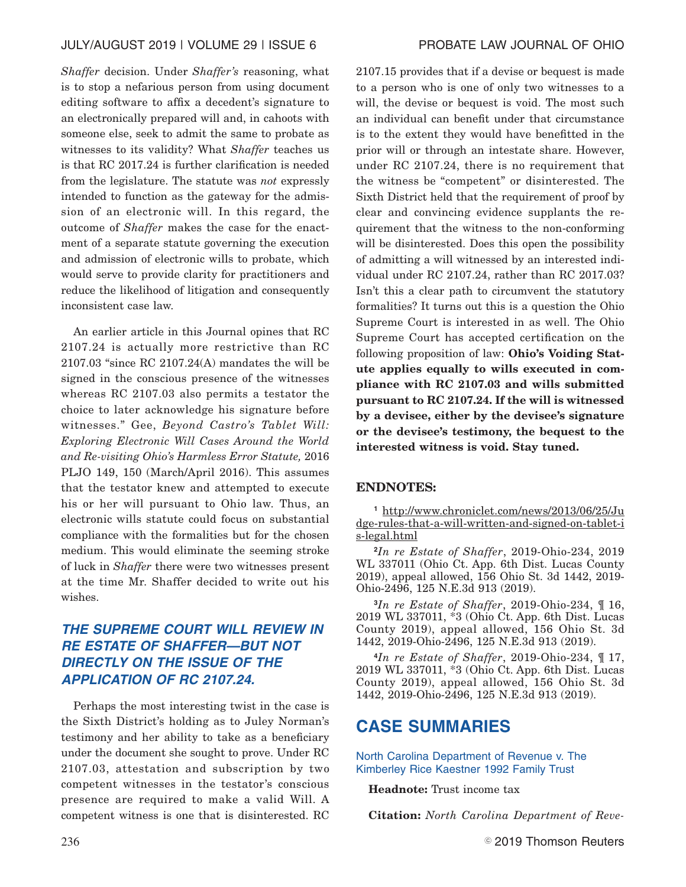*Shaffer* decision. Under *Shaffer's* reasoning, what is to stop a nefarious person from using document editing software to affix a decedent's signature to an electronically prepared will and, in cahoots with someone else, seek to admit the same to probate as witnesses to its validity? What *Shaffer* teaches us is that RC 2017.24 is further clarification is needed from the legislature. The statute was *not* expressly intended to function as the gateway for the admission of an electronic will. In this regard, the outcome of *Shaffer* makes the case for the enactment of a separate statute governing the execution and admission of electronic wills to probate, which would serve to provide clarity for practitioners and reduce the likelihood of litigation and consequently inconsistent case law.

An earlier article in this Journal opines that RC 2107.24 is actually more restrictive than RC 2107.03 "since RC 2107.24(A) mandates the will be signed in the conscious presence of the witnesses whereas RC 2107.03 also permits a testator the choice to later acknowledge his signature before witnesses." Gee, *Beyond Castro's Tablet Will: Exploring Electronic Will Cases Around the World and Re-visiting Ohio's Harmless Error Statute,* 2016 PLJO 149, 150 (March/April 2016). This assumes that the testator knew and attempted to execute his or her will pursuant to Ohio law. Thus, an electronic wills statute could focus on substantial compliance with the formalities but for the chosen medium. This would eliminate the seeming stroke of luck in *Shaffer* there were two witnesses present at the time Mr. Shaffer decided to write out his wishes.

### *THE SUPREME COURT WILL REVIEW IN RE ESTATE OF SHAFFER—BUT NOT DIRECTLY ON THE ISSUE OF THE APPLICATION OF RC 2107.24.*

Perhaps the most interesting twist in the case is the Sixth District's holding as to Juley Norman's testimony and her ability to take as a beneficiary under the document she sought to prove. Under RC 2107.03, attestation and subscription by two competent witnesses in the testator's conscious presence are required to make a valid Will. A competent witness is one that is disinterested. RC 2107.15 provides that if a devise or bequest is made to a person who is one of only two witnesses to a will, the devise or bequest is void. The most such an individual can benefit under that circumstance is to the extent they would have benefitted in the prior will or through an intestate share. However, under RC 2107.24, there is no requirement that the witness be "competent" or disinterested. The Sixth District held that the requirement of proof by clear and convincing evidence supplants the requirement that the witness to the non-conforming will be disinterested. Does this open the possibility of admitting a will witnessed by an interested individual under RC 2107.24, rather than RC 2017.03? Isn't this a clear path to circumvent the statutory formalities? It turns out this is a question the Ohio Supreme Court is interested in as well. The Ohio Supreme Court has accepted certification on the following proposition of law: **Ohio's Voiding Statute applies equally to wills executed in compliance with RC 2107.03 and wills submitted pursuant to RC 2107.24. If the will is witnessed by a devisee, either by the devisee's signature or the devisee's testimony, the bequest to the interested witness is void. Stay tuned.**

**ENDNOTES:**

[1] http://www.chroniclet.com/news/2013/06/25/Judge-rules-that-a-will-written-and-signed-on-tablet-is-legal.html

[2] *In re Estate of Shaffer*, 2019-Ohio-234, 2019 WL 337011 (Ohio Ct. App. 6th Dist. Lucas County 2019), appeal allowed, 156 Ohio St. 3d 1442, 2019-Ohio-2496, 125 N.E.3d 913 (2019).

[3] *In re Estate of Shaffer*, 2019-Ohio-234, ¶ 16, 2019 WL 337011, *3 (Ohio Ct. App. 6th Dist. Lucas County 2019), appeal allowed, 156 Ohio St. 3d 1442, 2019-Ohio-2496, 125 N.E.3d 913 (2019).

[4] *In re Estate of Shaffer*, 2019-Ohio-234, ¶ 17, 2019 WL 337011, *3 (Ohio Ct. App. 6th Dist. Lucas County 2019), appeal allowed, 156 Ohio St. 3d 1442, 2019-Ohio-2496, 125 N.E.3d 913 (2019).

## CASE SUMMARIES

### North Carolina Department of Revenue v. The Kimberley Rice Kaestner 1992 Family Trust

**Headnote:** Trust income tax

**Citation:** *North Carolina Department of Reve-*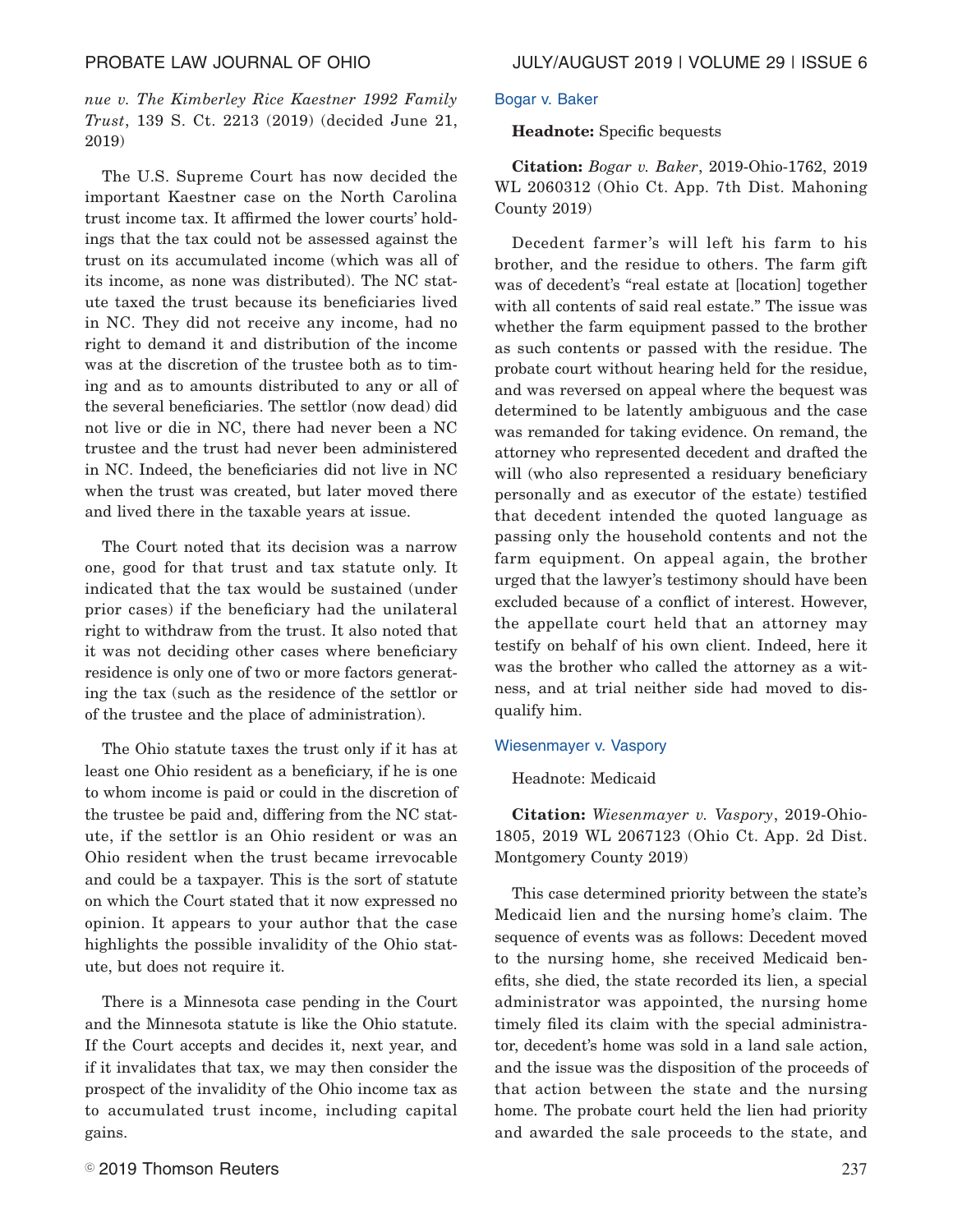*nue v. The Kimberley Rice Kaestner 1992 Family Trust*, 139 S. Ct. 2213 (2019) (decided June 21, 2019)

The U.S. Supreme Court has now decided the important Kaestner case on the North Carolina trust income tax. It affirmed the lower courts' holdings that the tax could not be assessed against the trust on its accumulated income (which was all of its income, as none was distributed). The NC statute taxed the trust because its beneficiaries lived in NC. They did not receive any income, had no right to demand it and distribution of the income was at the discretion of the trustee both as to timing and as to amounts distributed to any or all of the several beneficiaries. The settlor (now dead) did not live or die in NC, there had never been a NC trustee and the trust had never been administered in NC. Indeed, the beneficiaries did not live in NC when the trust was created, but later moved there and lived there in the taxable years at issue.

The Court noted that its decision was a narrow one, good for that trust and tax statute only. It indicated that the tax would be sustained (under prior cases) if the beneficiary had the unilateral right to withdraw from the trust. It also noted that it was not deciding other cases where beneficiary residence is only one of two or more factors generating the tax (such as the residence of the settlor or of the trustee and the place of administration).

The Ohio statute taxes the trust only if it has at least one Ohio resident as a beneficiary, if he is one to whom income is paid or could in the discretion of the trustee be paid and, differing from the NC statute, if the settlor is an Ohio resident or was an Ohio resident when the trust became irrevocable and could be a taxpayer. This is the sort of statute on which the Court stated that it now expressed no opinion. It appears to your author that the case highlights the possible invalidity of the Ohio statute, but does not require it.

There is a Minnesota case pending in the Court and the Minnesota statute is like the Ohio statute. If the Court accepts and decides it, next year, and if it invalidates that tax, we may then consider the prospect of the invalidity of the Ohio income tax as to accumulated trust income, including capital gains.

### Bogar v. Baker

**Headnote:** Specific bequests

**Citation:** *Bogar v. Baker*, 2019-Ohio-1762, 2019 WL 2060312 (Ohio Ct. App. 7th Dist. Mahoning County 2019)

Decedent farmer's will left his farm to his brother, and the residue to others. The farm gift was of decedent's "real estate at [location] together with all contents of said real estate." The issue was whether the farm equipment passed to the brother as such contents or passed with the residue. The probate court without hearing held for the residue, and was reversed on appeal where the bequest was determined to be latently ambiguous and the case was remanded for taking evidence. On remand, the attorney who represented decedent and drafted the will (who also represented a residuary beneficiary personally and as executor of the estate) testified that decedent intended the quoted language as passing only the household contents and not the farm equipment. On appeal again, the brother urged that the lawyer's testimony should have been excluded because of a conflict of interest. However, the appellate court held that an attorney may testify on behalf of his own client. Indeed, here it was the brother who called the attorney as a witness, and at trial neither side had moved to disqualify him.

### Wiesenmayer v. Vaspory

Headnote: Medicaid

**Citation:** *Wiesenmayer v. Vaspory*, 2019-Ohio-1805, 2019 WL 2067123 (Ohio Ct. App. 2d Dist. Montgomery County 2019)

This case determined priority between the state's Medicaid lien and the nursing home's claim. The sequence of events was as follows: Decedent moved to the nursing home, she received Medicaid benefits, she died, the state recorded its lien, a special administrator was appointed, the nursing home timely filed its claim with the special administrator, decedent's home was sold in a land sale action, and the issue was the disposition of the proceeds of that action between the state and the nursing home. The probate court held the lien had priority and awarded the sale proceeds to the state, and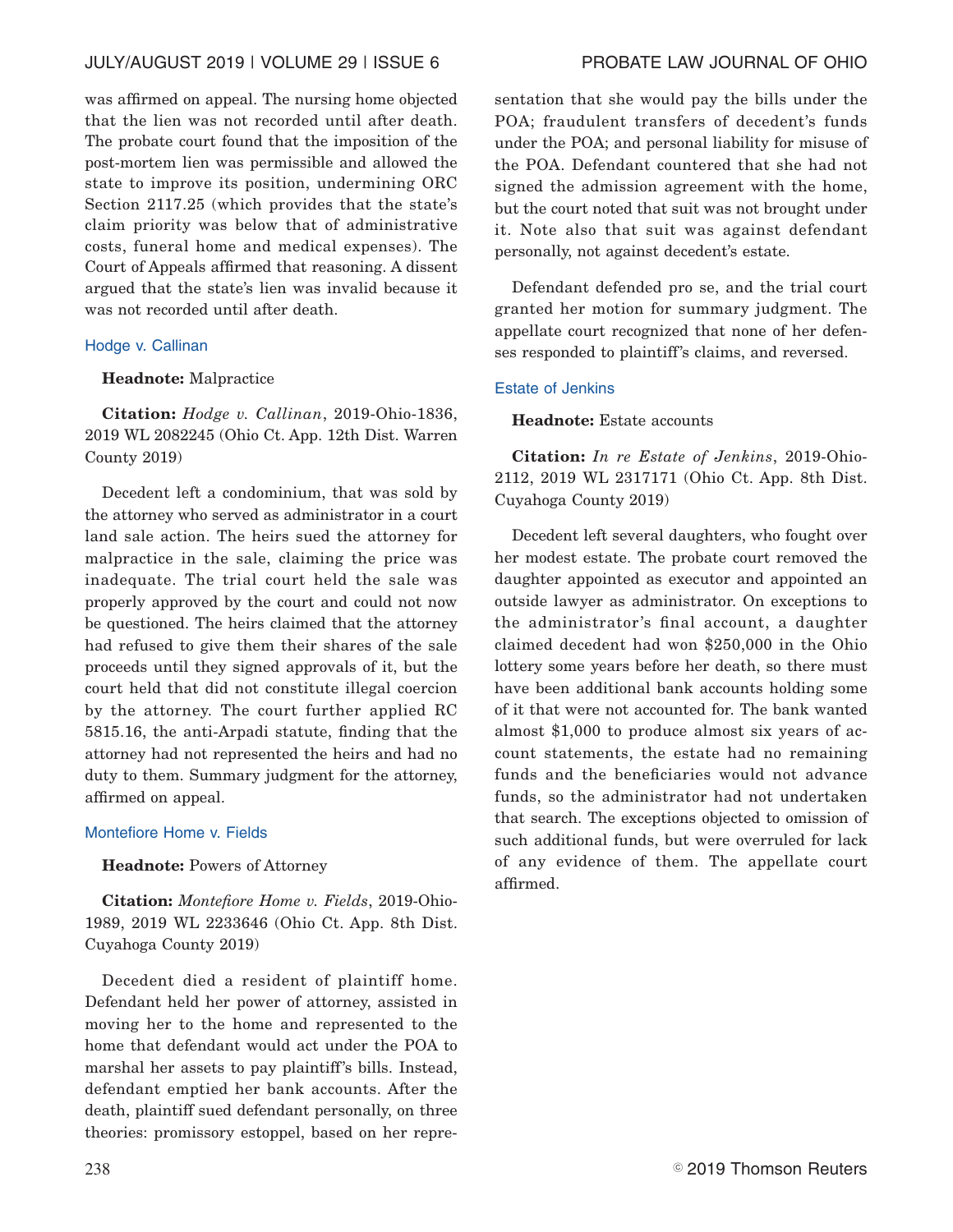was affirmed on appeal. The nursing home objected that the lien was not recorded until after death. The probate court found that the imposition of the post-mortem lien was permissible and allowed the state to improve its position, undermining ORC Section 2117.25 (which provides that the state's claim priority was below that of administrative costs, funeral home and medical expenses). The Court of Appeals affirmed that reasoning. A dissent argued that the state's lien was invalid because it was not recorded until after death.

### Hodge v. Callinan

**Headnote:** Malpractice

**Citation:** *Hodge v. Callinan*, 2019-Ohio-1836, 2019 WL 2082245 (Ohio Ct. App. 12th Dist. Warren County 2019)

Decedent left a condominium, that was sold by the attorney who served as administrator in a court land sale action. The heirs sued the attorney for malpractice in the sale, claiming the price was inadequate. The trial court held the sale was properly approved by the court and could not now be questioned. The heirs claimed that the attorney had refused to give them their shares of the sale proceeds until they signed approvals of it, but the court held that did not constitute illegal coercion by the attorney. The court further applied RC 5815.16, the anti-Arpadi statute, finding that the attorney had not represented the heirs and had no duty to them. Summary judgment for the attorney, affirmed on appeal.

### Montefiore Home v. Fields

**Headnote:** Powers of Attorney

**Citation:** *Montefiore Home v. Fields*, 2019-Ohio-1989, 2019 WL 2233646 (Ohio Ct. App. 8th Dist. Cuyahoga County 2019)

Decedent died a resident of plaintiff home. Defendant held her power of attorney, assisted in moving her to the home and represented to the home that defendant would act under the POA to marshal her assets to pay plaintiff's bills. Instead, defendant emptied her bank accounts. After the death, plaintiff sued defendant personally, on three theories: promissory estoppel, based on her representation that she would pay the bills under the POA; fraudulent transfers of decedent's funds under the POA; and personal liability for misuse of the POA. Defendant countered that she had not signed the admission agreement with the home, but the court noted that suit was not brought under it. Note also that suit was against defendant personally, not against decedent's estate.

Defendant defended pro se, and the trial court granted her motion for summary judgment. The appellate court recognized that none of her defenses responded to plaintiff's claims, and reversed.

### Estate of Jenkins

**Headnote:** Estate accounts

**Citation:** *In re Estate of Jenkins*, 2019-Ohio-2112, 2019 WL 2317171 (Ohio Ct. App. 8th Dist. Cuyahoga County 2019)

Decedent left several daughters, who fought over her modest estate. The probate court removed the daughter appointed as executor and appointed an outside lawyer as administrator. On exceptions to the administrator's final account, a daughter claimed decedent had won $250,000 in the Ohio lottery some years before her death, so there must have been additional bank accounts holding some of it that were not accounted for. The bank wanted almost $1,000 to produce almost six years of account statements, the estate had no remaining funds and the beneficiaries would not advance funds, so the administrator had not undertaken that search. The exceptions objected to omission of such additional funds, but were overruled for lack of any evidence of them. The appellate court affirmed.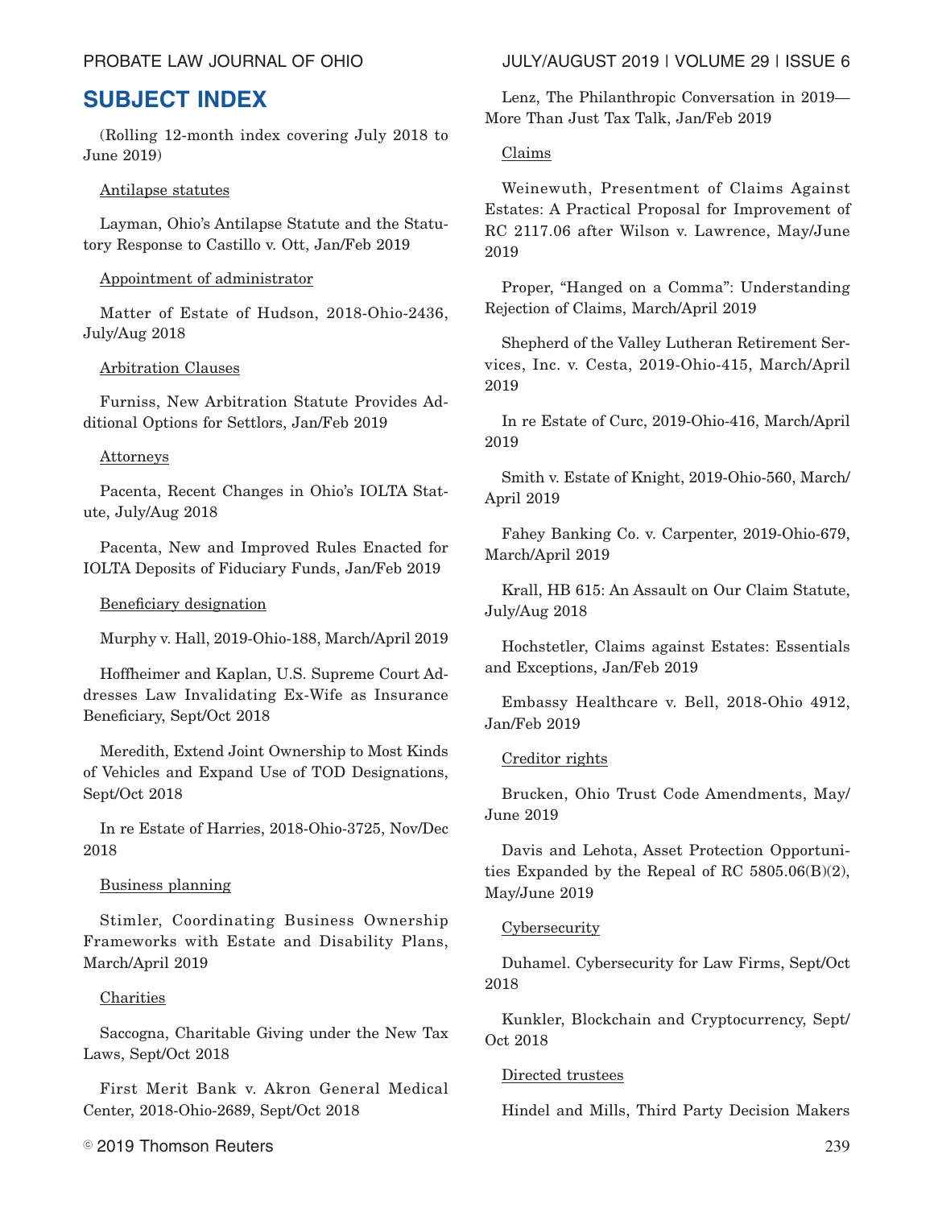## SUBJECT INDEX

(Rolling 12-month index covering July 2018 to June 2019)

Antilapse statutes

Layman, Ohio's Antilapse Statute and the Statutory Response to Castillo v. Ott, Jan/Feb 2019

Appointment of administrator

Matter of Estate of Hudson, 2018-Ohio-2436, July/Aug 2018

Arbitration Clauses

Furniss, New Arbitration Statute Provides Additional Options for Settlors, Jan/Feb 2019

Attorneys

Pacenta, Recent Changes in Ohio's IOLTA Statute, July/Aug 2018

Pacenta, New and Improved Rules Enacted for IOLTA Deposits of Fiduciary Funds, Jan/Feb 2019

Beneficiary designation

Murphy v. Hall, 2019-Ohio-188, March/April 2019

Hoffheimer and Kaplan, U.S. Supreme Court Addresses Law Invalidating Ex-Wife as Insurance Beneficiary, Sept/Oct 2018

Meredith, Extend Joint Ownership to Most Kinds of Vehicles and Expand Use of TOD Designations, Sept/Oct 2018

In re Estate of Harries, 2018-Ohio-3725, Nov/Dec 2018

Business planning

Stimler, Coordinating Business Ownership Frameworks with Estate and Disability Plans, March/April 2019

Charities

Saccogna, Charitable Giving under the New Tax Laws, Sept/Oct 2018

First Merit Bank v. Akron General Medical Center, 2018-Ohio-2689, Sept/Oct 2018

Lenz, The Philanthropic Conversation in 2019—More Than Just Tax Talk, Jan/Feb 2019

Claims

Weinewuth, Presentment of Claims Against Estates: A Practical Proposal for Improvement of RC 2117.06 after Wilson v. Lawrence, May/June 2019

Proper, "Hanged on a Comma": Understanding Rejection of Claims, March/April 2019

Shepherd of the Valley Lutheran Retirement Services, Inc. v. Cesta, 2019-Ohio-415, March/April 2019

In re Estate of Curc, 2019-Ohio-416, March/April 2019

Smith v. Estate of Knight, 2019-Ohio-560, March/April 2019

Fahey Banking Co. v. Carpenter, 2019-Ohio-679, March/April 2019

Krall, HB 615: An Assault on Our Claim Statute, July/Aug 2018

Hochstetler, Claims against Estates: Essentials and Exceptions, Jan/Feb 2019

Embassy Healthcare v. Bell, 2018-Ohio 4912, Jan/Feb 2019

Creditor rights

Brucken, Ohio Trust Code Amendments, May/June 2019

Davis and Lehota, Asset Protection Opportunities Expanded by the Repeal of RC 5805.06(B)(2), May/June 2019

Cybersecurity

Duhamel. Cybersecurity for Law Firms, Sept/Oct 2018

Kunkler, Blockchain and Cryptocurrency, Sept/Oct 2018

Directed trustees

Hindel and Mills, Third Party Decision Makers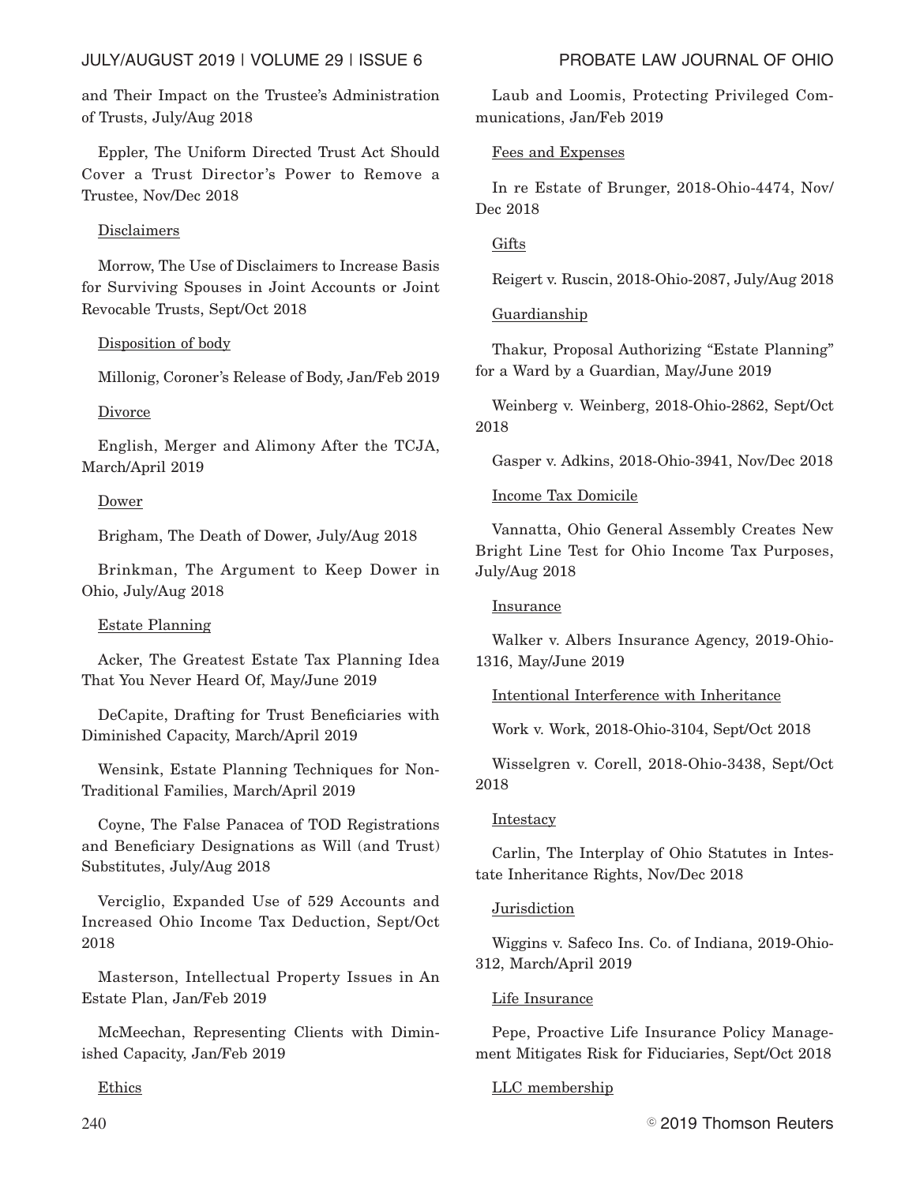and Their Impact on the Trustee's Administration of Trusts, July/Aug 2018

Eppler, The Uniform Directed Trust Act Should Cover a Trust Director's Power to Remove a Trustee, Nov/Dec 2018

<u>Disclaimers</u>

Morrow, The Use of Disclaimers to Increase Basis for Surviving Spouses in Joint Accounts or Joint Revocable Trusts, Sept/Oct 2018

<u>Disposition of body</u>

Millonig, Coroner's Release of Body, Jan/Feb 2019

<u>Divorce</u>

English, Merger and Alimony After the TCJA, March/April 2019

<u>Dower</u>

Brigham, The Death of Dower, July/Aug 2018

Brinkman, The Argument to Keep Dower in Ohio, July/Aug 2018

<u>Estate Planning</u>

Acker, The Greatest Estate Tax Planning Idea That You Never Heard Of, May/June 2019

DeCapite, Drafting for Trust Beneficiaries with Diminished Capacity, March/April 2019

Wensink, Estate Planning Techniques for Non-Traditional Families, March/April 2019

Coyne, The False Panacea of TOD Registrations and Beneficiary Designations as Will (and Trust) Substitutes, July/Aug 2018

Verciglio, Expanded Use of 529 Accounts and Increased Ohio Income Tax Deduction, Sept/Oct 2018

Masterson, Intellectual Property Issues in An Estate Plan, Jan/Feb 2019

McMeechan, Representing Clients with Diminished Capacity, Jan/Feb 2019

<u>Ethics</u>

Laub and Loomis, Protecting Privileged Communications, Jan/Feb 2019

<u>Fees and Expenses</u>

In re Estate of Brunger, 2018-Ohio-4474, Nov/Dec 2018

<u>Gifts</u>

Reigert v. Ruscin, 2018-Ohio-2087, July/Aug 2018

<u>Guardianship</u>

Thakur, Proposal Authorizing "Estate Planning" for a Ward by a Guardian, May/June 2019

Weinberg v. Weinberg, 2018-Ohio-2862, Sept/Oct 2018

Gasper v. Adkins, 2018-Ohio-3941, Nov/Dec 2018

<u>Income Tax Domicile</u>

Vannatta, Ohio General Assembly Creates New Bright Line Test for Ohio Income Tax Purposes, July/Aug 2018

<u>Insurance</u>

Walker v. Albers Insurance Agency, 2019-Ohio-1316, May/June 2019

<u>Intentional Interference with Inheritance</u>

Work v. Work, 2018-Ohio-3104, Sept/Oct 2018

Wisselgren v. Corell, 2018-Ohio-3438, Sept/Oct 2018

<u>Intestacy</u>

Carlin, The Interplay of Ohio Statutes in Intestate Inheritance Rights, Nov/Dec 2018

<u>Jurisdiction</u>

Wiggins v. Safeco Ins. Co. of Indiana, 2019-Ohio-312, March/April 2019

<u>Life Insurance</u>

Pepe, Proactive Life Insurance Policy Management Mitigates Risk for Fiduciaries, Sept/Oct 2018

<u>LLC membership</u>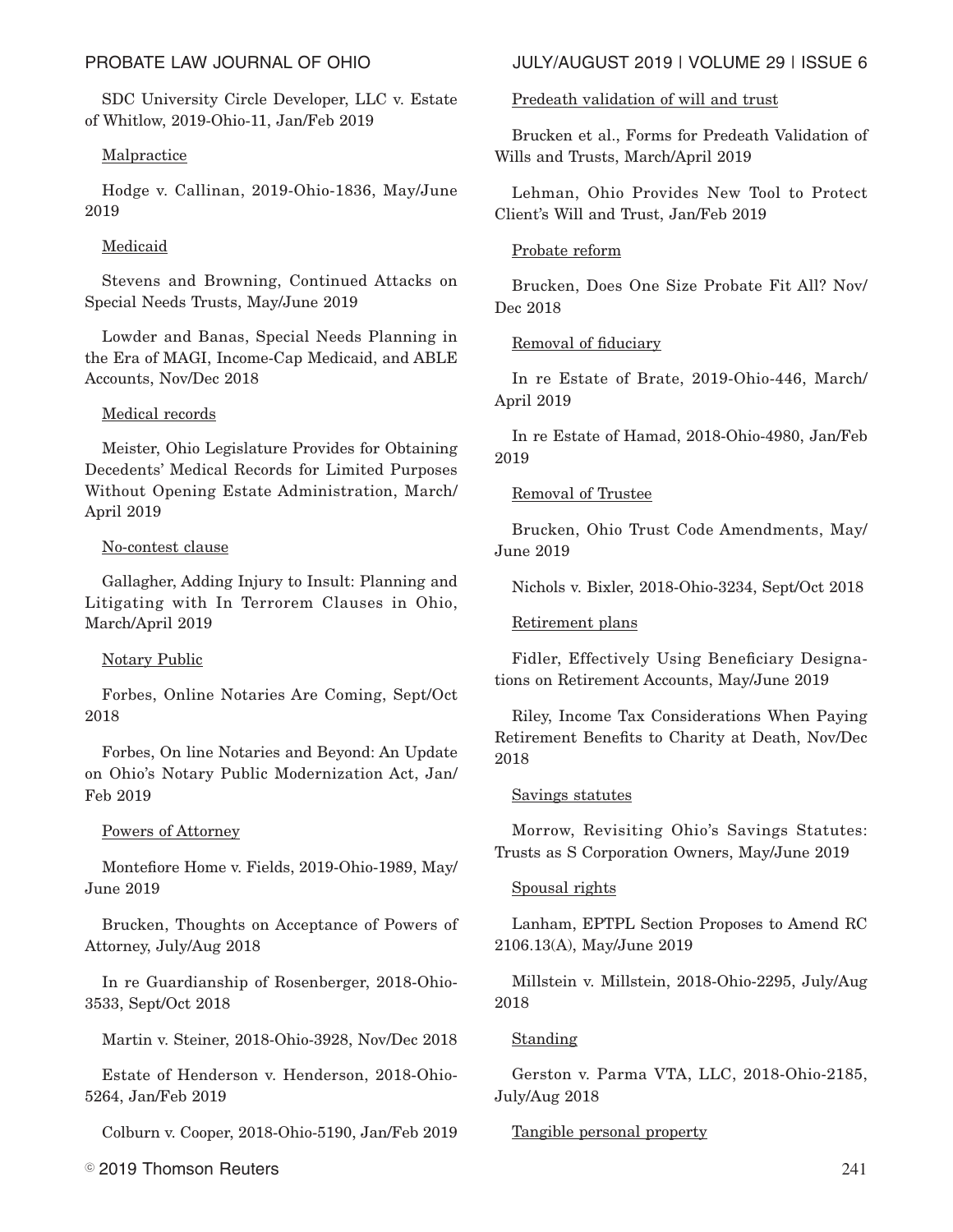SDC University Circle Developer, LLC v. Estate of Whitlow, 2019-Ohio-11, Jan/Feb 2019

Malpractice

Hodge v. Callinan, 2019-Ohio-1836, May/June 2019

Medicaid

Stevens and Browning, Continued Attacks on Special Needs Trusts, May/June 2019

Lowder and Banas, Special Needs Planning in the Era of MAGI, Income-Cap Medicaid, and ABLE Accounts, Nov/Dec 2018

Medical records

Meister, Ohio Legislature Provides for Obtaining Decedents' Medical Records for Limited Purposes Without Opening Estate Administration, March/April 2019

No-contest clause

Gallagher, Adding Injury to Insult: Planning and Litigating with In Terrorem Clauses in Ohio, March/April 2019

Notary Public

Forbes, Online Notaries Are Coming, Sept/Oct 2018

Forbes, On line Notaries and Beyond: An Update on Ohio's Notary Public Modernization Act, Jan/Feb 2019

Powers of Attorney

Montefiore Home v. Fields, 2019-Ohio-1989, May/June 2019

Brucken, Thoughts on Acceptance of Powers of Attorney, July/Aug 2018

In re Guardianship of Rosenberger, 2018-Ohio-3533, Sept/Oct 2018

Martin v. Steiner, 2018-Ohio-3928, Nov/Dec 2018

Estate of Henderson v. Henderson, 2018-Ohio-5264, Jan/Feb 2019

Colburn v. Cooper, 2018-Ohio-5190, Jan/Feb 2019

Predeath validation of will and trust

Brucken et al., Forms for Predeath Validation of Wills and Trusts, March/April 2019

Lehman, Ohio Provides New Tool to Protect Client's Will and Trust, Jan/Feb 2019

Probate reform

Brucken, Does One Size Probate Fit All? Nov/Dec 2018

Removal of fiduciary

In re Estate of Brate, 2019-Ohio-446, March/April 2019

In re Estate of Hamad, 2018-Ohio-4980, Jan/Feb 2019

Removal of Trustee

Brucken, Ohio Trust Code Amendments, May/June 2019

Nichols v. Bixler, 2018-Ohio-3234, Sept/Oct 2018

Retirement plans

Fidler, Effectively Using Beneficiary Designations on Retirement Accounts, May/June 2019

Riley, Income Tax Considerations When Paying Retirement Benefits to Charity at Death, Nov/Dec 2018

Savings statutes

Morrow, Revisiting Ohio's Savings Statutes: Trusts as S Corporation Owners, May/June 2019

Spousal rights

Lanham, EPTPL Section Proposes to Amend RC 2106.13(A), May/June 2019

Millstein v. Millstein, 2018-Ohio-2295, July/Aug 2018

Standing

Gerston v. Parma VTA, LLC, 2018-Ohio-2185, July/Aug 2018

Tangible personal property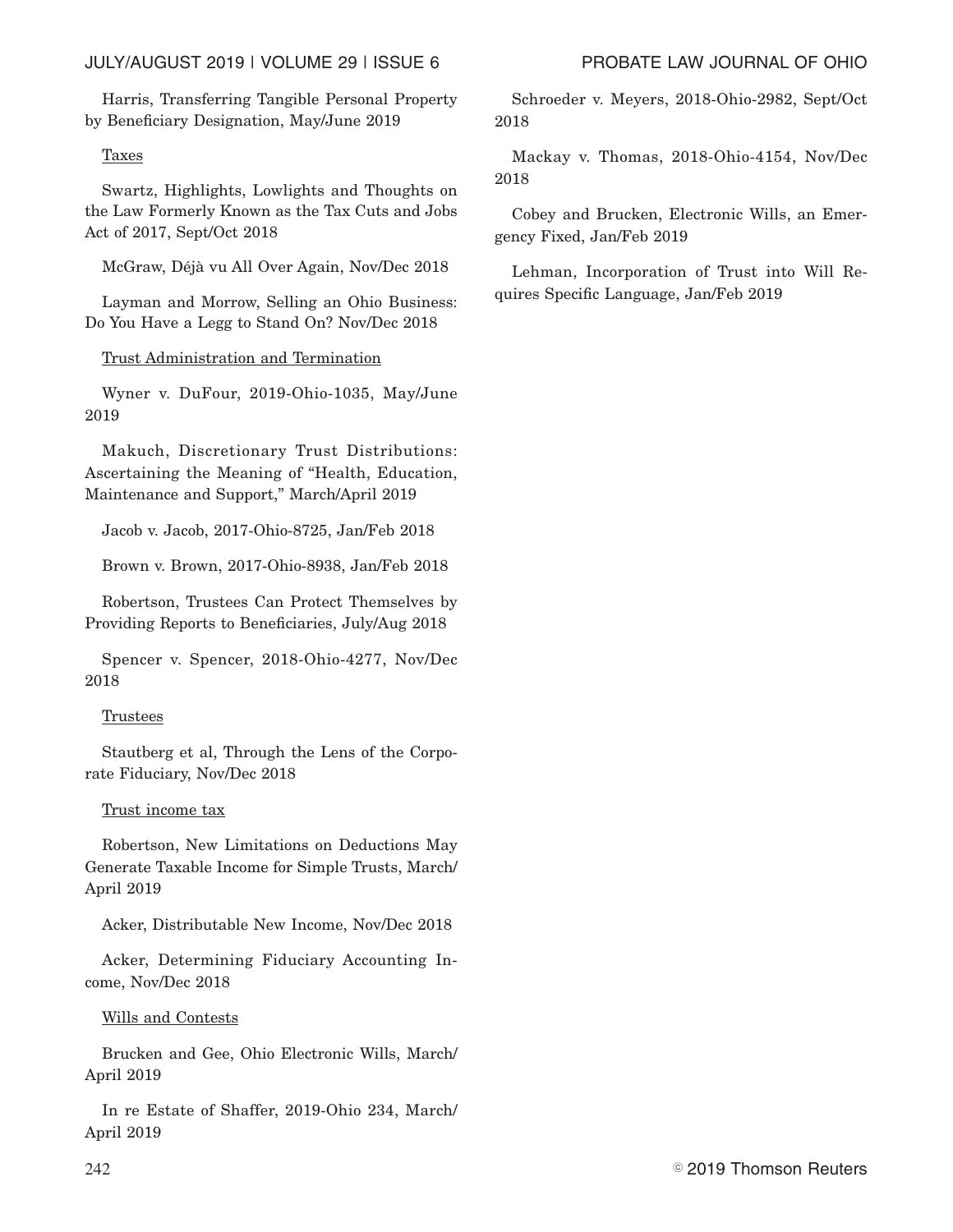Harris, Transferring Tangible Personal Property by Beneficiary Designation, May/June 2019

<u>Taxes</u>

Swartz, Highlights, Lowlights and Thoughts on the Law Formerly Known as the Tax Cuts and Jobs Act of 2017, Sept/Oct 2018

McGraw, Déjà vu All Over Again, Nov/Dec 2018

Layman and Morrow, Selling an Ohio Business: Do You Have a Legg to Stand On? Nov/Dec 2018

<u>Trust Administration and Termination</u>

Wyner v. DuFour, 2019-Ohio-1035, May/June 2019

Makuch, Discretionary Trust Distributions: Ascertaining the Meaning of "Health, Education, Maintenance and Support," March/April 2019

Jacob v. Jacob, 2017-Ohio-8725, Jan/Feb 2018

Brown v. Brown, 2017-Ohio-8938, Jan/Feb 2018

Robertson, Trustees Can Protect Themselves by Providing Reports to Beneficiaries, July/Aug 2018

Spencer v. Spencer, 2018-Ohio-4277, Nov/Dec 2018

<u>Trustees</u>

Stautberg et al, Through the Lens of the Corporate Fiduciary, Nov/Dec 2018

<u>Trust income tax</u>

Robertson, New Limitations on Deductions May Generate Taxable Income for Simple Trusts, March/April 2019

Acker, Distributable New Income, Nov/Dec 2018

Acker, Determining Fiduciary Accounting Income, Nov/Dec 2018

<u>Wills and Contests</u>

Brucken and Gee, Ohio Electronic Wills, March/April 2019

In re Estate of Shaffer, 2019-Ohio 234, March/April 2019

Schroeder v. Meyers, 2018-Ohio-2982, Sept/Oct 2018

Mackay v. Thomas, 2018-Ohio-4154, Nov/Dec 2018

Cobey and Brucken, Electronic Wills, an Emergency Fixed, Jan/Feb 2019

Lehman, Incorporation of Trust into Will Requires Specific Language, Jan/Feb 2019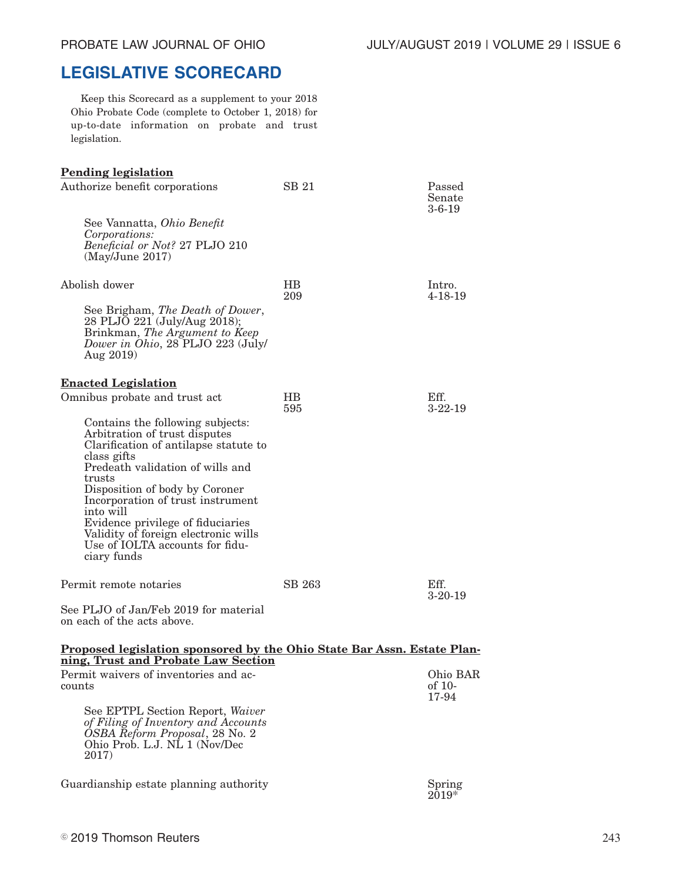## LEGISLATIVE SCORECARD

Keep this Scorecard as a supplement to your 2018 Ohio Probate Code (complete to October 1, 2018) for up-to-date information on probate and trust legislation.

| | | |
|---|---|---|
| **Pending legislation** | | |
| Authorize benefit corporations | SB 21 | Passed Senate 3-6-19 |
| See Vannatta, *Ohio Benefit Corporations: Beneficial or Not?* 27 PLJO 210 (May/June 2017) | | |
| Abolish dower | HB 209 | Intro. 4-18-19 |
| See Brigham, *The Death of Dower*, 28 PLJO 221 (July/Aug 2018); Brinkman, *The Argument to Keep Dower in Ohio*, 28 PLJO 223 (July/Aug 2019) | | |
| **Enacted Legislation** | | |
| Omnibus probate and trust act | HB 595 | Eff. 3-22-19 |
| Contains the following subjects: Arbitration of trust disputes; Clarification of antilapse statute to class gifts; Predeath validation of wills and trusts; Disposition of body by Coroner; Incorporation of trust instrument into will; Evidence privilege of fiduciaries; Validity of foreign electronic wills; Use of IOLTA accounts for fiduciary funds | | |
| Permit remote notaries | SB 263 | Eff. 3-20-19 |
| See PLJO of Jan/Feb 2019 for material on each of the acts above. | | |
| **Proposed legislation sponsored by the Ohio State Bar Assn. Estate Planning, Trust and Probate Law Section** | | |
| Permit waivers of inventories and accounts | | Ohio BAR of 10-17-94 |
| See EPTPL Section Report, *Waiver of Filing of Inventory and Accounts OSBA Reform Proposal*, 28 No. 2 Ohio Prob. L.J. NL 1 (Nov/Dec 2017) | | |
| Guardianship estate planning authority | | Spring 2019* |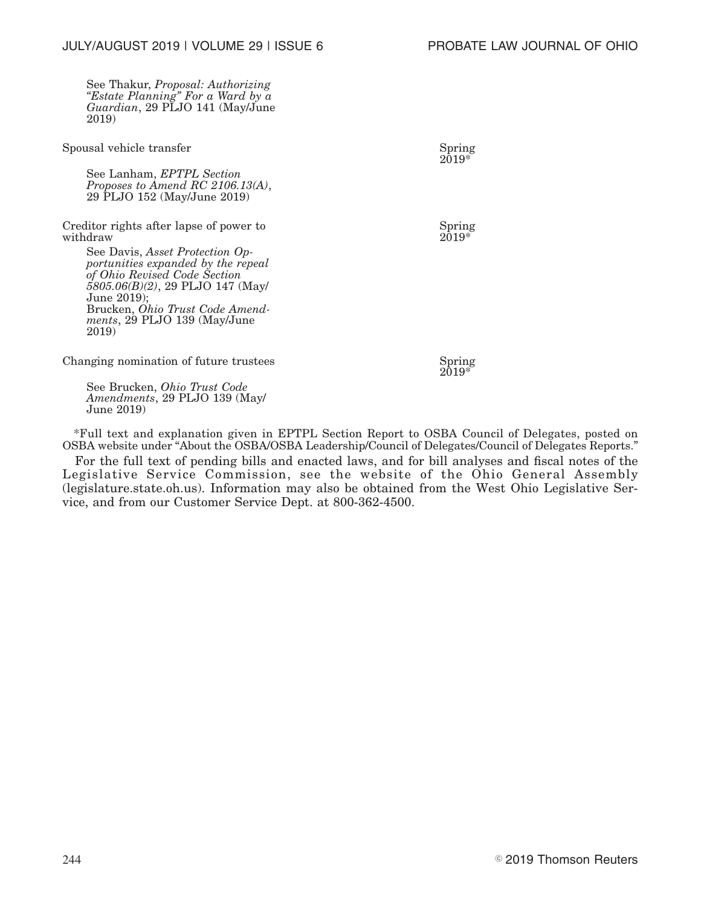| | |
|---|---|
| See Thakur, *Proposal: Authorizing "Estate Planning" For a Ward by a Guardian*, 29 PLJO 141 (May/June 2019) | |
| Spousal vehicle transfer<br><br>See Lanham, *EPTPL Section Proposes to Amend RC 2106.13(A)*, 29 PLJO 152 (May/June 2019) | Spring 2019* |
| Creditor rights after lapse of power to withdraw<br><br>See Davis, *Asset Protection Opportunities expanded by the repeal of Ohio Revised Code Section 5805.06(B)(2)*, 29 PLJO 147 (May/June 2019);<br>Brucken, *Ohio Trust Code Amendments*, 29 PLJO 139 (May/June 2019) | Spring 2019* |
| Changing nomination of future trustees<br><br>See Brucken, *Ohio Trust Code Amendments*, 29 PLJO 139 (May/June 2019) | Spring 2019* |

*Full text and explanation given in EPTPL Section Report to OSBA Council of Delegates, posted on OSBA website under "About the OSBA/OSBA Leadership/Council of Delegates/Council of Delegates Reports."

For the full text of pending bills and enacted laws, and for bill analyses and fiscal notes of the Legislative Service Commission, see the website of the Ohio General Assembly (legislature.state.oh.us). Information may also be obtained from the West Ohio Legislative Service, and from our Customer Service Dept. at 800-362-4500.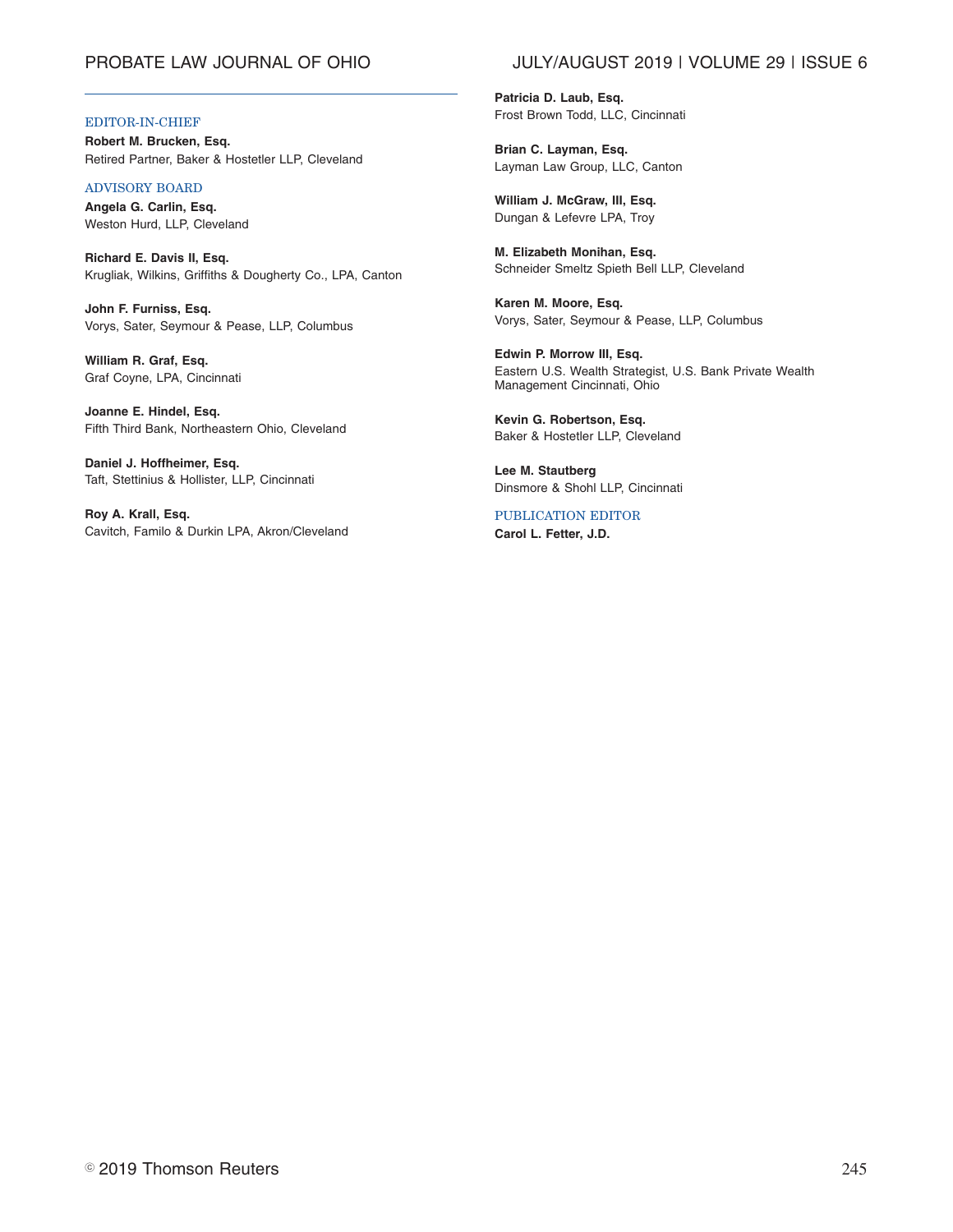EDITOR-IN-CHIEF

**Robert M. Brucken, Esq.**
Retired Partner, Baker & Hostetler LLP, Cleveland

ADVISORY BOARD

**Angela G. Carlin, Esq.**
Weston Hurd, LLP, Cleveland

**Richard E. Davis II, Esq.**
Krugliak, Wilkins, Griffiths & Dougherty Co., LPA, Canton

**John F. Furniss, Esq.**
Vorys, Sater, Seymour & Pease, LLP, Columbus

**William R. Graf, Esq.**
Graf Coyne, LPA, Cincinnati

**Joanne E. Hindel, Esq.**
Fifth Third Bank, Northeastern Ohio, Cleveland

**Daniel J. Hoffheimer, Esq.**
Taft, Stettinius & Hollister, LLP, Cincinnati

**Roy A. Krall, Esq.**
Cavitch, Familo & Durkin LPA, Akron/Cleveland

**Patricia D. Laub, Esq.**
Frost Brown Todd, LLC, Cincinnati

**Brian C. Layman, Esq.**
Layman Law Group, LLC, Canton

**William J. McGraw, III, Esq.**
Dungan & Lefevre LPA, Troy

**M. Elizabeth Monihan, Esq.**
Schneider Smeltz Spieth Bell LLP, Cleveland

**Karen M. Moore, Esq.**
Vorys, Sater, Seymour & Pease, LLP, Columbus

**Edwin P. Morrow III, Esq.**
Eastern U.S. Wealth Strategist, U.S. Bank Private Wealth Management Cincinnati, Ohio

**Kevin G. Robertson, Esq.**
Baker & Hostetler LLP, Cleveland

**Lee M. Stautberg**
Dinsmore & Shohl LLP, Cincinnati

PUBLICATION EDITOR

**Carol L. Fetter, J.D.**

© 2019 Thomson Reuters